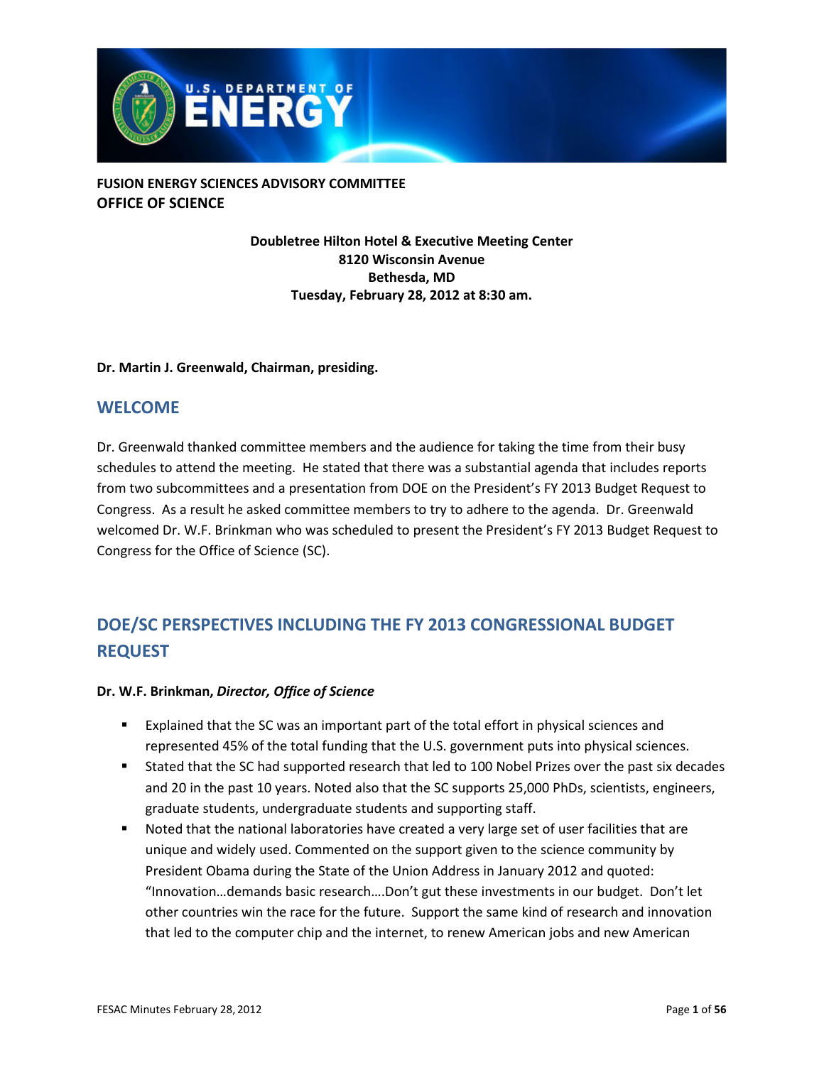**FUSION ENERGY SCIENCES ADVISORY COMMITTEE**
**OFFICE OF SCIENCE**

**Doubletree Hilton Hotel & Executive Meeting Center**
**8120 Wisconsin Avenue**
**Bethesda, MD**
**Tuesday, February 28, 2012 at 8:30 am.**

**Dr. Martin J. Greenwald, Chairman, presiding.**

## WELCOME

Dr. Greenwald thanked committee members and the audience for taking the time from their busy schedules to attend the meeting. He stated that there was a substantial agenda that includes reports from two subcommittees and a presentation from DOE on the President's FY 2013 Budget Request to Congress. As a result he asked committee members to try to adhere to the agenda. Dr. Greenwald welcomed Dr. W.F. Brinkman who was scheduled to present the President's FY 2013 Budget Request to Congress for the Office of Science (SC).

## DOE/SC PERSPECTIVES INCLUDING THE FY 2013 CONGRESSIONAL BUDGET REQUEST

**Dr. W.F. Brinkman, *Director, Office of Science***

- Explained that the SC was an important part of the total effort in physical sciences and represented 45% of the total funding that the U.S. government puts into physical sciences.
- Stated that the SC had supported research that led to 100 Nobel Prizes over the past six decades and 20 in the past 10 years. Noted also that the SC supports 25,000 PhDs, scientists, engineers, graduate students, undergraduate students and supporting staff.
- Noted that the national laboratories have created a very large set of user facilities that are unique and widely used. Commented on the support given to the science community by President Obama during the State of the Union Address in January 2012 and quoted: "Innovation…demands basic research….Don't gut these investments in our budget. Don't let other countries win the race for the future. Support the same kind of research and innovation that led to the computer chip and the internet, to renew American jobs and new American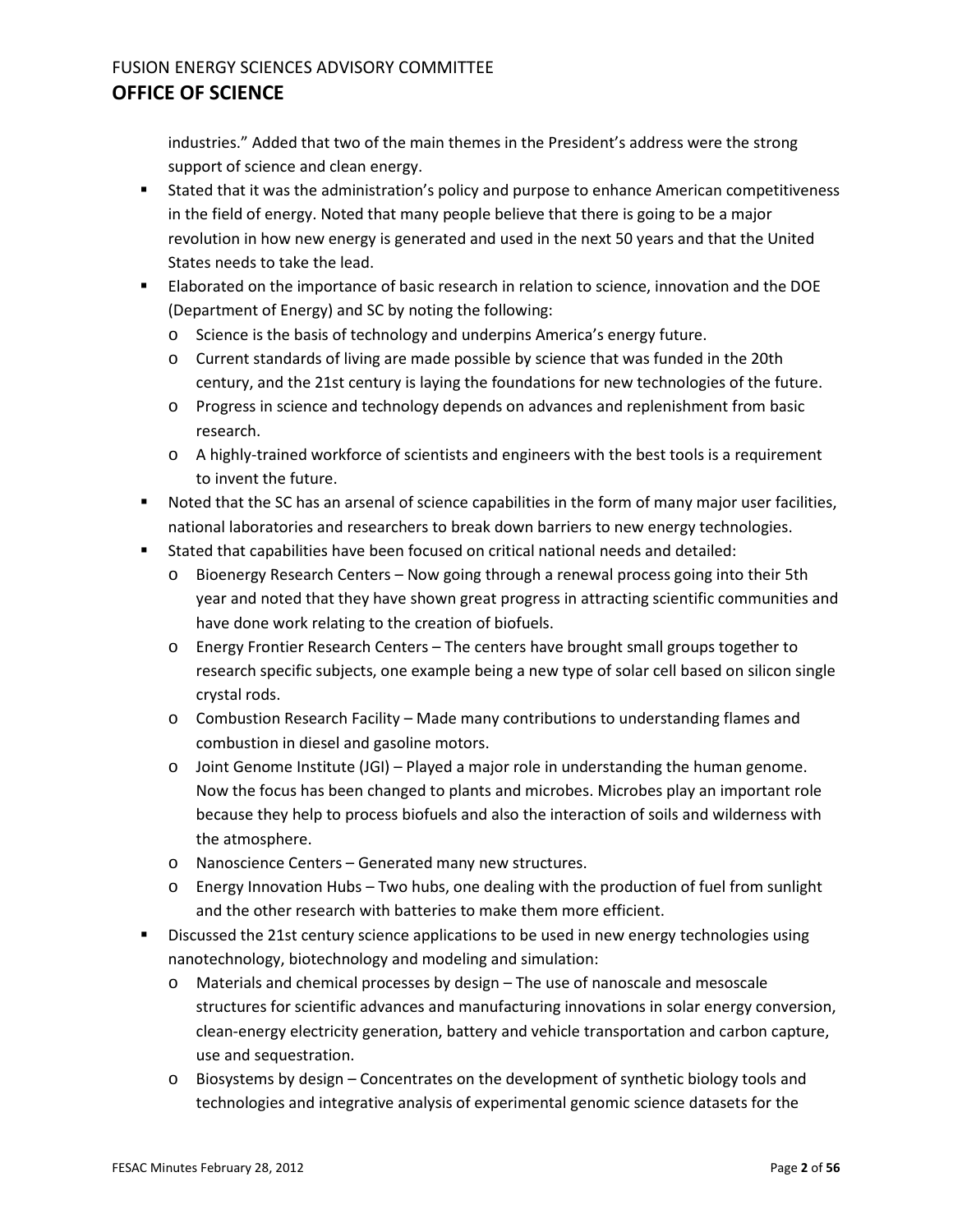industries." Added that two of the main themes in the President's address were the strong support of science and clean energy.

- Stated that it was the administration's policy and purpose to enhance American competitiveness in the field of energy. Noted that many people believe that there is going to be a major revolution in how new energy is generated and used in the next 50 years and that the United States needs to take the lead.
- Elaborated on the importance of basic research in relation to science, innovation and the DOE (Department of Energy) and SC by noting the following:
  - Science is the basis of technology and underpins America's energy future.
  - Current standards of living are made possible by science that was funded in the 20th century, and the 21st century is laying the foundations for new technologies of the future.
  - Progress in science and technology depends on advances and replenishment from basic research.
  - A highly-trained workforce of scientists and engineers with the best tools is a requirement to invent the future.
- Noted that the SC has an arsenal of science capabilities in the form of many major user facilities, national laboratories and researchers to break down barriers to new energy technologies.
- Stated that capabilities have been focused on critical national needs and detailed:
  - Bioenergy Research Centers – Now going through a renewal process going into their 5th year and noted that they have shown great progress in attracting scientific communities and have done work relating to the creation of biofuels.
  - Energy Frontier Research Centers – The centers have brought small groups together to research specific subjects, one example being a new type of solar cell based on silicon single crystal rods.
  - Combustion Research Facility – Made many contributions to understanding flames and combustion in diesel and gasoline motors.
  - Joint Genome Institute (JGI) – Played a major role in understanding the human genome. Now the focus has been changed to plants and microbes. Microbes play an important role because they help to process biofuels and also the interaction of soils and wilderness with the atmosphere.
  - Nanoscience Centers – Generated many new structures.
  - Energy Innovation Hubs – Two hubs, one dealing with the production of fuel from sunlight and the other research with batteries to make them more efficient.
- Discussed the 21st century science applications to be used in new energy technologies using nanotechnology, biotechnology and modeling and simulation:
  - Materials and chemical processes by design – The use of nanoscale and mesoscale structures for scientific advances and manufacturing innovations in solar energy conversion, clean-energy electricity generation, battery and vehicle transportation and carbon capture, use and sequestration.
  - Biosystems by design – Concentrates on the development of synthetic biology tools and technologies and integrative analysis of experimental genomic science datasets for the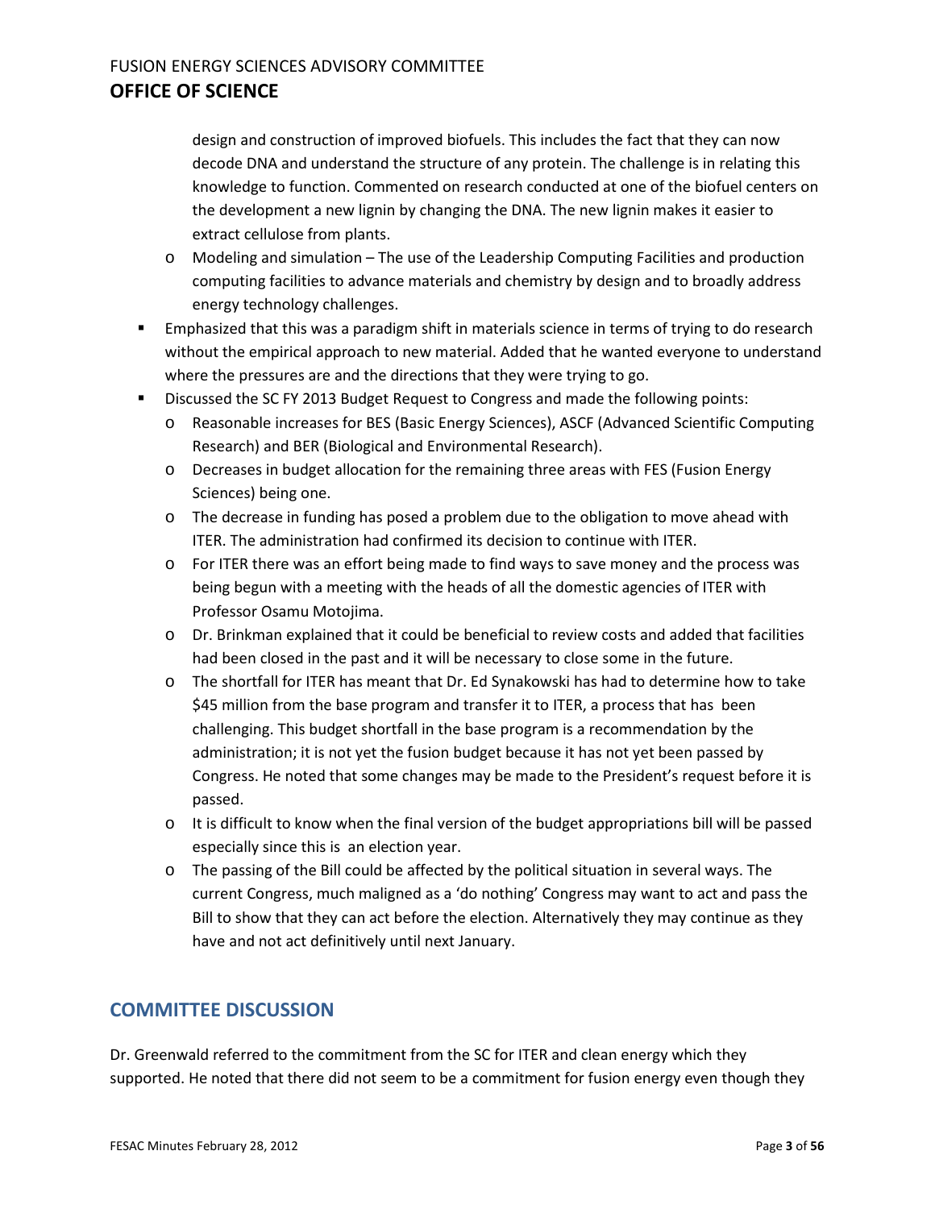design and construction of improved biofuels. This includes the fact that they can now decode DNA and understand the structure of any protein. The challenge is in relating this knowledge to function. Commented on research conducted at one of the biofuel centers on the development a new lignin by changing the DNA. The new lignin makes it easier to extract cellulose from plants.

  - Modeling and simulation – The use of the Leadership Computing Facilities and production computing facilities to advance materials and chemistry by design and to broadly address energy technology challenges.

- Emphasized that this was a paradigm shift in materials science in terms of trying to do research without the empirical approach to new material. Added that he wanted everyone to understand where the pressures are and the directions that they were trying to go.
- Discussed the SC FY 2013 Budget Request to Congress and made the following points:
  - Reasonable increases for BES (Basic Energy Sciences), ASCF (Advanced Scientific Computing Research) and BER (Biological and Environmental Research).
  - Decreases in budget allocation for the remaining three areas with FES (Fusion Energy Sciences) being one.
  - The decrease in funding has posed a problem due to the obligation to move ahead with ITER. The administration had confirmed its decision to continue with ITER.
  - For ITER there was an effort being made to find ways to save money and the process was being begun with a meeting with the heads of all the domestic agencies of ITER with Professor Osamu Motojima.
  - Dr. Brinkman explained that it could be beneficial to review costs and added that facilities had been closed in the past and it will be necessary to close some in the future.
  - The shortfall for ITER has meant that Dr. Ed Synakowski has had to determine how to take \$45 million from the base program and transfer it to ITER, a process that has been challenging. This budget shortfall in the base program is a recommendation by the administration; it is not yet the fusion budget because it has not yet been passed by Congress. He noted that some changes may be made to the President's request before it is passed.
  - It is difficult to know when the final version of the budget appropriations bill will be passed especially since this is an election year.
  - The passing of the Bill could be affected by the political situation in several ways. The current Congress, much maligned as a 'do nothing' Congress may want to act and pass the Bill to show that they can act before the election. Alternatively they may continue as they have and not act definitively until next January.

## COMMITTEE DISCUSSION

Dr. Greenwald referred to the commitment from the SC for ITER and clean energy which they supported. He noted that there did not seem to be a commitment for fusion energy even though they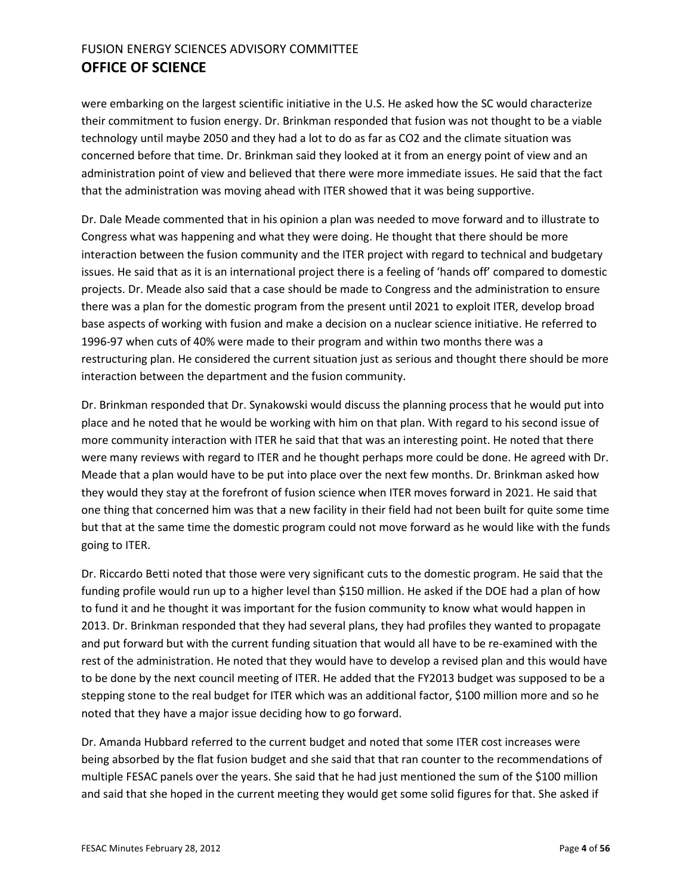were embarking on the largest scientific initiative in the U.S. He asked how the SC would characterize their commitment to fusion energy. Dr. Brinkman responded that fusion was not thought to be a viable technology until maybe 2050 and they had a lot to do as far as $CO_2$ and the climate situation was concerned before that time. Dr. Brinkman said they looked at it from an energy point of view and an administration point of view and believed that there were more immediate issues. He said that the fact that the administration was moving ahead with ITER showed that it was being supportive.

Dr. Dale Meade commented that in his opinion a plan was needed to move forward and to illustrate to Congress what was happening and what they were doing. He thought that there should be more interaction between the fusion community and the ITER project with regard to technical and budgetary issues. He said that as it is an international project there is a feeling of 'hands off' compared to domestic projects. Dr. Meade also said that a case should be made to Congress and the administration to ensure there was a plan for the domestic program from the present until 2021 to exploit ITER, develop broad base aspects of working with fusion and make a decision on a nuclear science initiative. He referred to 1996-97 when cuts of 40% were made to their program and within two months there was a restructuring plan. He considered the current situation just as serious and thought there should be more interaction between the department and the fusion community.

Dr. Brinkman responded that Dr. Synakowski would discuss the planning process that he would put into place and he noted that he would be working with him on that plan. With regard to his second issue of more community interaction with ITER he said that that was an interesting point. He noted that there were many reviews with regard to ITER and he thought perhaps more could be done. He agreed with Dr. Meade that a plan would have to be put into place over the next few months. Dr. Brinkman asked how they would they stay at the forefront of fusion science when ITER moves forward in 2021. He said that one thing that concerned him was that a new facility in their field had not been built for quite some time but that at the same time the domestic program could not move forward as he would like with the funds going to ITER.

Dr. Riccardo Betti noted that those were very significant cuts to the domestic program. He said that the funding profile would run up to a higher level than \$150 million. He asked if the DOE had a plan of how to fund it and he thought it was important for the fusion community to know what would happen in 2013. Dr. Brinkman responded that they had several plans, they had profiles they wanted to propagate and put forward but with the current funding situation that would all have to be re-examined with the rest of the administration. He noted that they would have to develop a revised plan and this would have to be done by the next council meeting of ITER. He added that the FY2013 budget was supposed to be a stepping stone to the real budget for ITER which was an additional factor, \$100 million more and so he noted that they have a major issue deciding how to go forward.

Dr. Amanda Hubbard referred to the current budget and noted that some ITER cost increases were being absorbed by the flat fusion budget and she said that that ran counter to the recommendations of multiple FESAC panels over the years. She said that he had just mentioned the sum of the \$100 million and said that she hoped in the current meeting they would get some solid figures for that. She asked if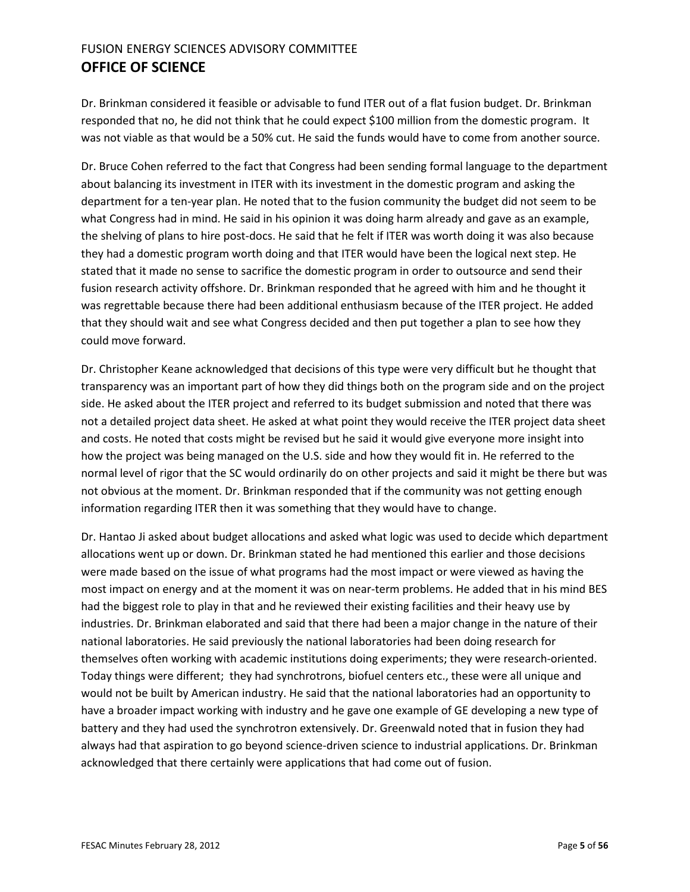Dr. Brinkman considered it feasible or advisable to fund ITER out of a flat fusion budget. Dr. Brinkman responded that no, he did not think that he could expect $100 million from the domestic program. It was not viable as that would be a 50% cut. He said the funds would have to come from another source.

Dr. Bruce Cohen referred to the fact that Congress had been sending formal language to the department about balancing its investment in ITER with its investment in the domestic program and asking the department for a ten-year plan. He noted that to the fusion community the budget did not seem to be what Congress had in mind. He said in his opinion it was doing harm already and gave as an example, the shelving of plans to hire post-docs. He said that he felt if ITER was worth doing it was also because they had a domestic program worth doing and that ITER would have been the logical next step. He stated that it made no sense to sacrifice the domestic program in order to outsource and send their fusion research activity offshore. Dr. Brinkman responded that he agreed with him and he thought it was regrettable because there had been additional enthusiasm because of the ITER project. He added that they should wait and see what Congress decided and then put together a plan to see how they could move forward.

Dr. Christopher Keane acknowledged that decisions of this type were very difficult but he thought that transparency was an important part of how they did things both on the program side and on the project side. He asked about the ITER project and referred to its budget submission and noted that there was not a detailed project data sheet. He asked at what point they would receive the ITER project data sheet and costs. He noted that costs might be revised but he said it would give everyone more insight into how the project was being managed on the U.S. side and how they would fit in. He referred to the normal level of rigor that the SC would ordinarily do on other projects and said it might be there but was not obvious at the moment. Dr. Brinkman responded that if the community was not getting enough information regarding ITER then it was something that they would have to change.

Dr. Hantao Ji asked about budget allocations and asked what logic was used to decide which department allocations went up or down. Dr. Brinkman stated he had mentioned this earlier and those decisions were made based on the issue of what programs had the most impact or were viewed as having the most impact on energy and at the moment it was on near-term problems. He added that in his mind BES had the biggest role to play in that and he reviewed their existing facilities and their heavy use by industries. Dr. Brinkman elaborated and said that there had been a major change in the nature of their national laboratories. He said previously the national laboratories had been doing research for themselves often working with academic institutions doing experiments; they were research-oriented. Today things were different; they had synchrotrons, biofuel centers etc., these were all unique and would not be built by American industry. He said that the national laboratories had an opportunity to have a broader impact working with industry and he gave one example of GE developing a new type of battery and they had used the synchrotron extensively. Dr. Greenwald noted that in fusion they had always had that aspiration to go beyond science-driven science to industrial applications. Dr. Brinkman acknowledged that there certainly were applications that had come out of fusion.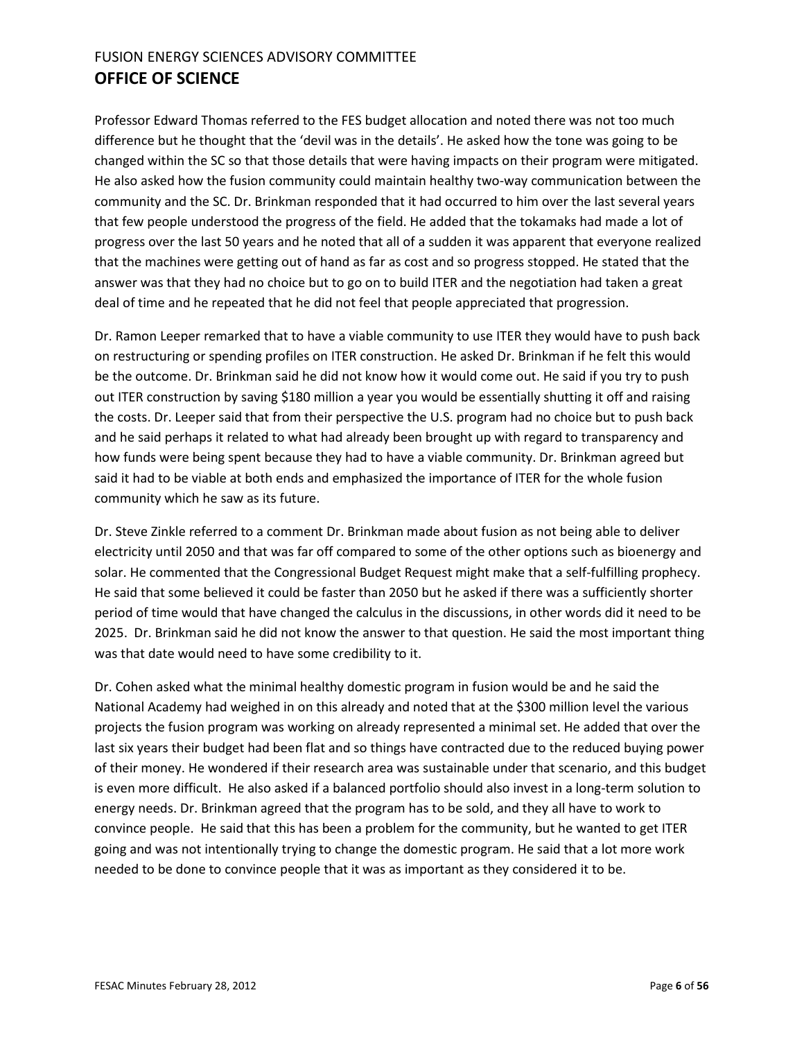Professor Edward Thomas referred to the FES budget allocation and noted there was not too much difference but he thought that the 'devil was in the details'. He asked how the tone was going to be changed within the SC so that those details that were having impacts on their program were mitigated. He also asked how the fusion community could maintain healthy two-way communication between the community and the SC. Dr. Brinkman responded that it had occurred to him over the last several years that few people understood the progress of the field. He added that the tokamaks had made a lot of progress over the last 50 years and he noted that all of a sudden it was apparent that everyone realized that the machines were getting out of hand as far as cost and so progress stopped. He stated that the answer was that they had no choice but to go on to build ITER and the negotiation had taken a great deal of time and he repeated that he did not feel that people appreciated that progression.

Dr. Ramon Leeper remarked that to have a viable community to use ITER they would have to push back on restructuring or spending profiles on ITER construction. He asked Dr. Brinkman if he felt this would be the outcome. Dr. Brinkman said he did not know how it would come out. He said if you try to push out ITER construction by saving $180 million a year you would be essentially shutting it off and raising the costs. Dr. Leeper said that from their perspective the U.S. program had no choice but to push back and he said perhaps it related to what had already been brought up with regard to transparency and how funds were being spent because they had to have a viable community. Dr. Brinkman agreed but said it had to be viable at both ends and emphasized the importance of ITER for the whole fusion community which he saw as its future.

Dr. Steve Zinkle referred to a comment Dr. Brinkman made about fusion as not being able to deliver electricity until 2050 and that was far off compared to some of the other options such as bioenergy and solar. He commented that the Congressional Budget Request might make that a self-fulfilling prophecy. He said that some believed it could be faster than 2050 but he asked if there was a sufficiently shorter period of time would that have changed the calculus in the discussions, in other words did it need to be 2025. Dr. Brinkman said he did not know the answer to that question. He said the most important thing was that date would need to have some credibility to it.

Dr. Cohen asked what the minimal healthy domestic program in fusion would be and he said the National Academy had weighed in on this already and noted that at the $300 million level the various projects the fusion program was working on already represented a minimal set. He added that over the last six years their budget had been flat and so things have contracted due to the reduced buying power of their money. He wondered if their research area was sustainable under that scenario, and this budget is even more difficult. He also asked if a balanced portfolio should also invest in a long-term solution to energy needs. Dr. Brinkman agreed that the program has to be sold, and they all have to work to convince people. He said that this has been a problem for the community, but he wanted to get ITER going and was not intentionally trying to change the domestic program. He said that a lot more work needed to be done to convince people that it was as important as they considered it to be.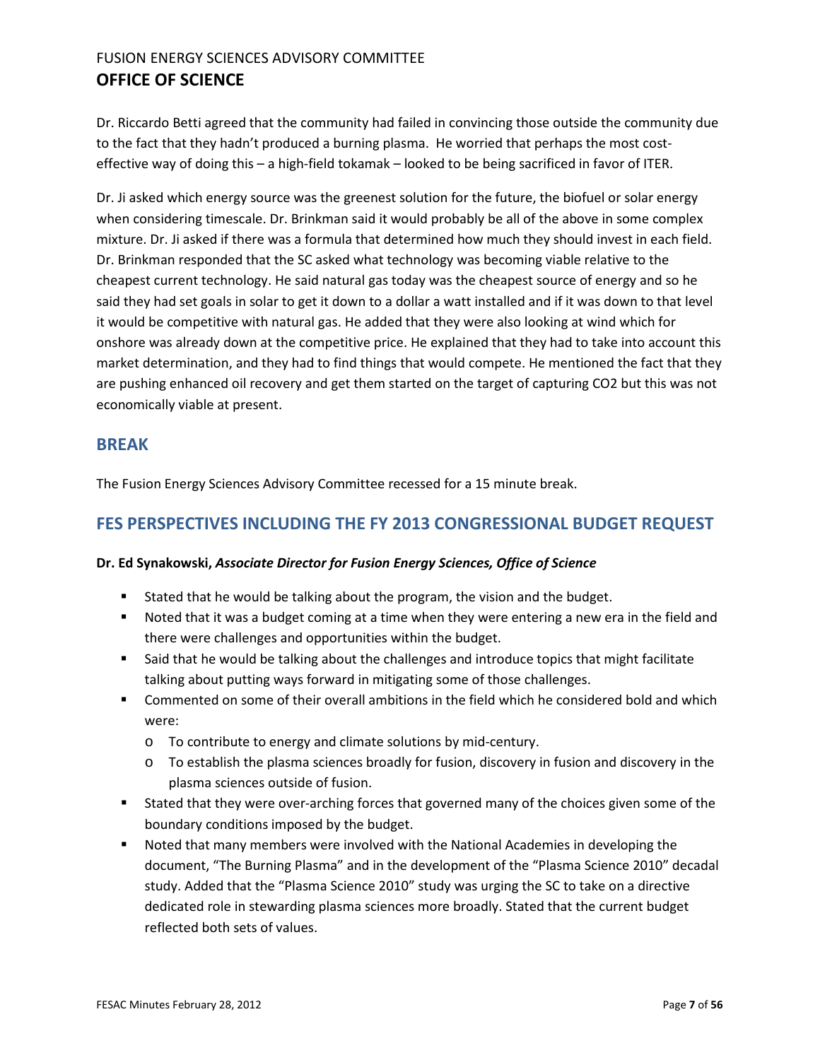Dr. Riccardo Betti agreed that the community had failed in convincing those outside the community due to the fact that they hadn't produced a burning plasma. He worried that perhaps the most cost-effective way of doing this – a high-field tokamak – looked to be being sacrificed in favor of ITER.

Dr. Ji asked which energy source was the greenest solution for the future, the biofuel or solar energy when considering timescale. Dr. Brinkman said it would probably be all of the above in some complex mixture. Dr. Ji asked if there was a formula that determined how much they should invest in each field. Dr. Brinkman responded that the SC asked what technology was becoming viable relative to the cheapest current technology. He said natural gas today was the cheapest source of energy and so he said they had set goals in solar to get it down to a dollar a watt installed and if it was down to that level it would be competitive with natural gas. He added that they were also looking at wind which for onshore was already down at the competitive price. He explained that they had to take into account this market determination, and they had to find things that would compete. He mentioned the fact that they are pushing enhanced oil recovery and get them started on the target of capturing $CO_2$ but this was not economically viable at present.

## BREAK

The Fusion Energy Sciences Advisory Committee recessed for a 15 minute break.

## FES PERSPECTIVES INCLUDING THE FY 2013 CONGRESSIONAL BUDGET REQUEST

**Dr. Ed Synakowski, *Associate Director for Fusion Energy Sciences, Office of Science***

- Stated that he would be talking about the program, the vision and the budget.
- Noted that it was a budget coming at a time when they were entering a new era in the field and there were challenges and opportunities within the budget.
- Said that he would be talking about the challenges and introduce topics that might facilitate talking about putting ways forward in mitigating some of those challenges.
- Commented on some of their overall ambitions in the field which he considered bold and which were:
  - To contribute to energy and climate solutions by mid-century.
  - To establish the plasma sciences broadly for fusion, discovery in fusion and discovery in the plasma sciences outside of fusion.
- Stated that they were over-arching forces that governed many of the choices given some of the boundary conditions imposed by the budget.
- Noted that many members were involved with the National Academies in developing the document, "The Burning Plasma" and in the development of the "Plasma Science 2010" decadal study. Added that the "Plasma Science 2010" study was urging the SC to take on a directive dedicated role in stewarding plasma sciences more broadly. Stated that the current budget reflected both sets of values.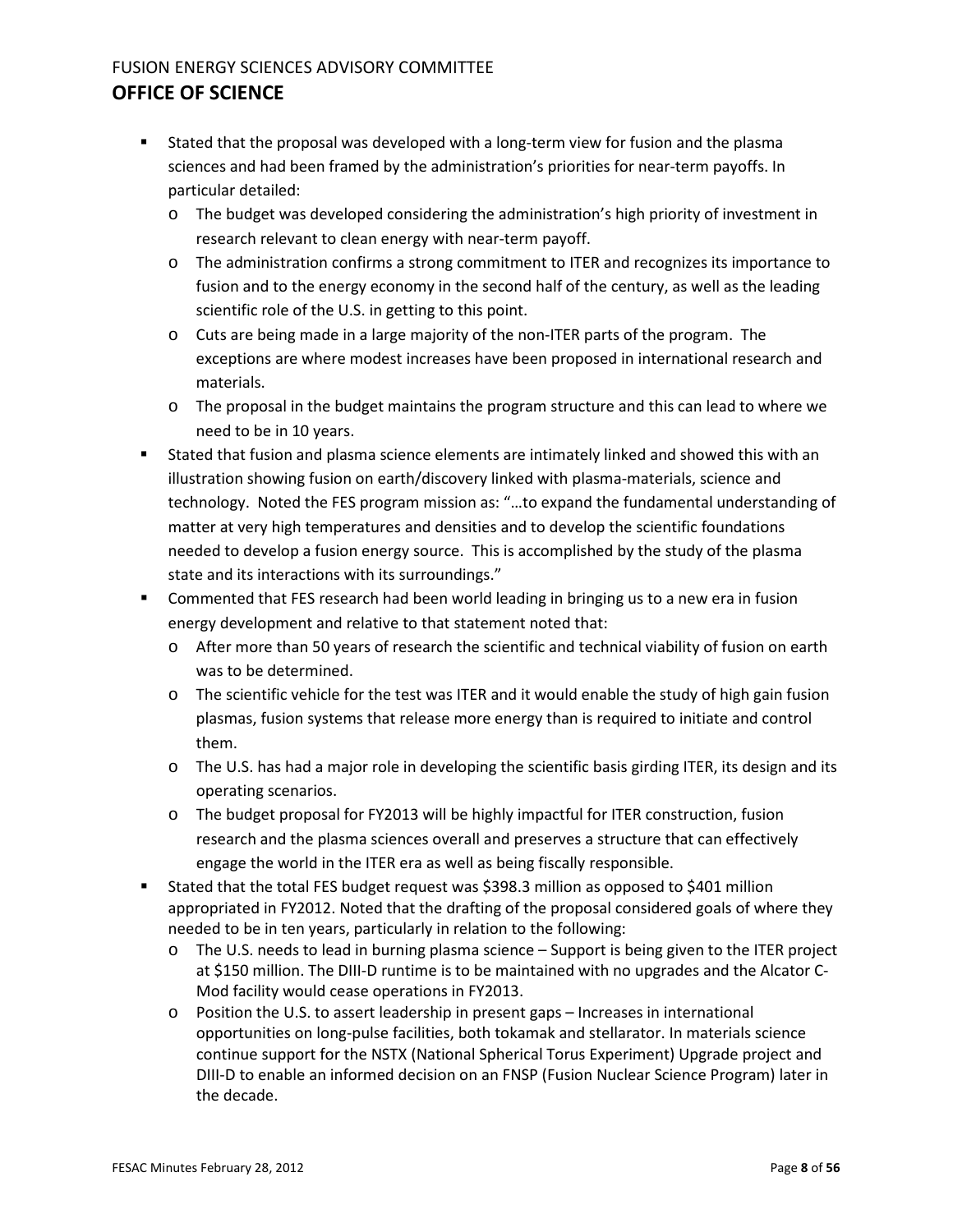- Stated that the proposal was developed with a long-term view for fusion and the plasma sciences and had been framed by the administration's priorities for near-term payoffs. In particular detailed:
  - The budget was developed considering the administration's high priority of investment in research relevant to clean energy with near-term payoff.
  - The administration confirms a strong commitment to ITER and recognizes its importance to fusion and to the energy economy in the second half of the century, as well as the leading scientific role of the U.S. in getting to this point.
  - Cuts are being made in a large majority of the non-ITER parts of the program. The exceptions are where modest increases have been proposed in international research and materials.
  - The proposal in the budget maintains the program structure and this can lead to where we need to be in 10 years.
- Stated that fusion and plasma science elements are intimately linked and showed this with an illustration showing fusion on earth/discovery linked with plasma-materials, science and technology. Noted the FES program mission as: "…to expand the fundamental understanding of matter at very high temperatures and densities and to develop the scientific foundations needed to develop a fusion energy source. This is accomplished by the study of the plasma state and its interactions with its surroundings."
- Commented that FES research had been world leading in bringing us to a new era in fusion energy development and relative to that statement noted that:
  - After more than 50 years of research the scientific and technical viability of fusion on earth was to be determined.
  - The scientific vehicle for the test was ITER and it would enable the study of high gain fusion plasmas, fusion systems that release more energy than is required to initiate and control them.
  - The U.S. has had a major role in developing the scientific basis girding ITER, its design and its operating scenarios.
  - The budget proposal for FY2013 will be highly impactful for ITER construction, fusion research and the plasma sciences overall and preserves a structure that can effectively engage the world in the ITER era as well as being fiscally responsible.
- Stated that the total FES budget request was $398.3 million as opposed to $401 million appropriated in FY2012. Noted that the drafting of the proposal considered goals of where they needed to be in ten years, particularly in relation to the following:
  - The U.S. needs to lead in burning plasma science – Support is being given to the ITER project at $150 million. The DIII-D runtime is to be maintained with no upgrades and the Alcator C-Mod facility would cease operations in FY2013.
  - Position the U.S. to assert leadership in present gaps – Increases in international opportunities on long-pulse facilities, both tokamak and stellarator. In materials science continue support for the NSTX (National Spherical Torus Experiment) Upgrade project and DIII-D to enable an informed decision on an FNSP (Fusion Nuclear Science Program) later in the decade.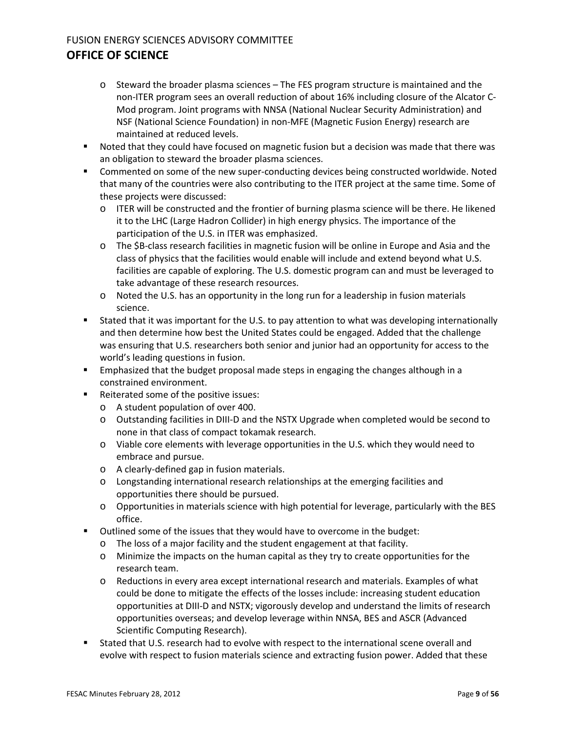- Steward the broader plasma sciences – The FES program structure is maintained and the non-ITER program sees an overall reduction of about 16% including closure of the Alcator C-Mod program. Joint programs with NNSA (National Nuclear Security Administration) and NSF (National Science Foundation) in non-MFE (Magnetic Fusion Energy) research are maintained at reduced levels.
- Noted that they could have focused on magnetic fusion but a decision was made that there was an obligation to steward the broader plasma sciences.
- Commented on some of the new super-conducting devices being constructed worldwide. Noted that many of the countries were also contributing to the ITER project at the same time. Some of these projects were discussed:
  - ITER will be constructed and the frontier of burning plasma science will be there. He likened it to the LHC (Large Hadron Collider) in high energy physics. The importance of the participation of the U.S. in ITER was emphasized.
  - The $B-class research facilities in magnetic fusion will be online in Europe and Asia and the class of physics that the facilities would enable will include and extend beyond what U.S. facilities are capable of exploring. The U.S. domestic program can and must be leveraged to take advantage of these research resources.
  - Noted the U.S. has an opportunity in the long run for a leadership in fusion materials science.
- Stated that it was important for the U.S. to pay attention to what was developing internationally and then determine how best the United States could be engaged. Added that the challenge was ensuring that U.S. researchers both senior and junior had an opportunity for access to the world's leading questions in fusion.
- Emphasized that the budget proposal made steps in engaging the changes although in a constrained environment.
- Reiterated some of the positive issues:
  - A student population of over 400.
  - Outstanding facilities in DIII-D and the NSTX Upgrade when completed would be second to none in that class of compact tokamak research.
  - Viable core elements with leverage opportunities in the U.S. which they would need to embrace and pursue.
  - A clearly-defined gap in fusion materials.
  - Longstanding international research relationships at the emerging facilities and opportunities there should be pursued.
  - Opportunities in materials science with high potential for leverage, particularly with the BES office.
- Outlined some of the issues that they would have to overcome in the budget:
  - The loss of a major facility and the student engagement at that facility.
  - Minimize the impacts on the human capital as they try to create opportunities for the research team.
  - Reductions in every area except international research and materials. Examples of what could be done to mitigate the effects of the losses include: increasing student education opportunities at DIII-D and NSTX; vigorously develop and understand the limits of research opportunities overseas; and develop leverage within NNSA, BES and ASCR (Advanced Scientific Computing Research).
- Stated that U.S. research had to evolve with respect to the international scene overall and evolve with respect to fusion materials science and extracting fusion power. Added that these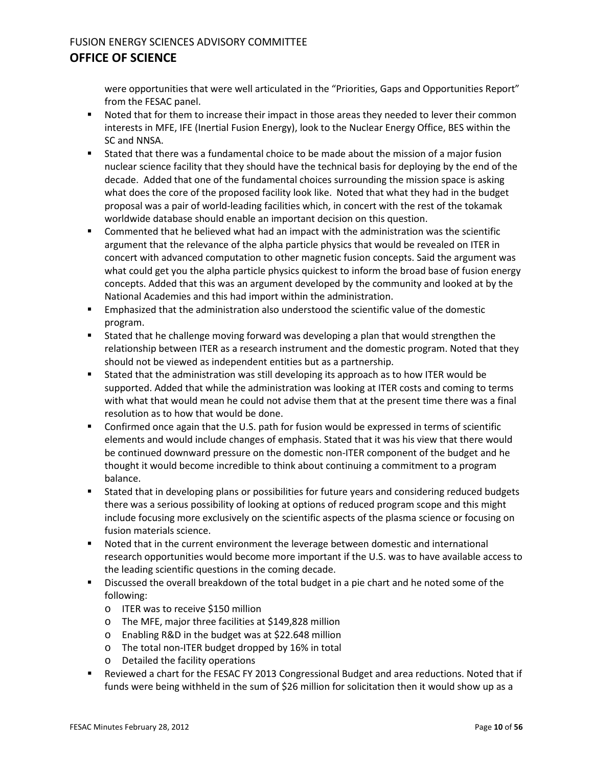were opportunities that were well articulated in the "Priorities, Gaps and Opportunities Report" from the FESAC panel.

- Noted that for them to increase their impact in those areas they needed to lever their common interests in MFE, IFE (Inertial Fusion Energy), look to the Nuclear Energy Office, BES within the SC and NNSA.
- Stated that there was a fundamental choice to be made about the mission of a major fusion nuclear science facility that they should have the technical basis for deploying by the end of the decade. Added that one of the fundamental choices surrounding the mission space is asking what does the core of the proposed facility look like. Noted that what they had in the budget proposal was a pair of world-leading facilities which, in concert with the rest of the tokamak worldwide database should enable an important decision on this question.
- Commented that he believed what had an impact with the administration was the scientific argument that the relevance of the alpha particle physics that would be revealed on ITER in concert with advanced computation to other magnetic fusion concepts. Said the argument was what could get you the alpha particle physics quickest to inform the broad base of fusion energy concepts. Added that this was an argument developed by the community and looked at by the National Academies and this had import within the administration.
- Emphasized that the administration also understood the scientific value of the domestic program.
- Stated that he challenge moving forward was developing a plan that would strengthen the relationship between ITER as a research instrument and the domestic program. Noted that they should not be viewed as independent entities but as a partnership.
- Stated that the administration was still developing its approach as to how ITER would be supported. Added that while the administration was looking at ITER costs and coming to terms with what that would mean he could not advise them that at the present time there was a final resolution as to how that would be done.
- Confirmed once again that the U.S. path for fusion would be expressed in terms of scientific elements and would include changes of emphasis. Stated that it was his view that there would be continued downward pressure on the domestic non-ITER component of the budget and he thought it would become incredible to think about continuing a commitment to a program balance.
- Stated that in developing plans or possibilities for future years and considering reduced budgets there was a serious possibility of looking at options of reduced program scope and this might include focusing more exclusively on the scientific aspects of the plasma science or focusing on fusion materials science.
- Noted that in the current environment the leverage between domestic and international research opportunities would become more important if the U.S. was to have available access to the leading scientific questions in the coming decade.
- Discussed the overall breakdown of the total budget in a pie chart and he noted some of the following:
  - ITER was to receive $150 million
  - The MFE, major three facilities at $149,828 million
  - Enabling R&D in the budget was at $22.648 million
  - The total non-ITER budget dropped by 16% in total
  - Detailed the facility operations
- Reviewed a chart for the FESAC FY 2013 Congressional Budget and area reductions. Noted that if funds were being withheld in the sum of $26 million for solicitation then it would show up as a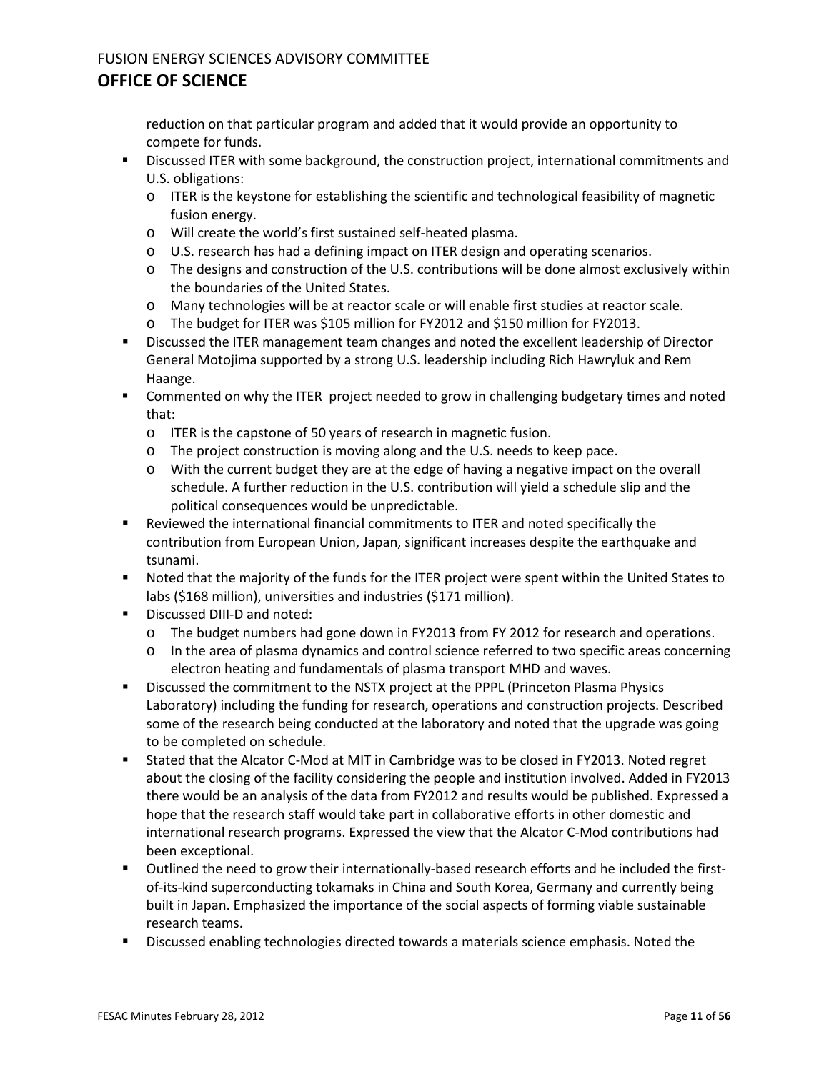reduction on that particular program and added that it would provide an opportunity to compete for funds.

- Discussed ITER with some background, the construction project, international commitments and U.S. obligations:
  - ITER is the keystone for establishing the scientific and technological feasibility of magnetic fusion energy.
  - Will create the world's first sustained self-heated plasma.
  - U.S. research has had a defining impact on ITER design and operating scenarios.
  - The designs and construction of the U.S. contributions will be done almost exclusively within the boundaries of the United States.
  - Many technologies will be at reactor scale or will enable first studies at reactor scale.
  - The budget for ITER was $105 million for FY2012 and $150 million for FY2013.
- Discussed the ITER management team changes and noted the excellent leadership of Director General Motojima supported by a strong U.S. leadership including Rich Hawryluk and Rem Haange.
- Commented on why the ITER project needed to grow in challenging budgetary times and noted that:
  - ITER is the capstone of 50 years of research in magnetic fusion.
  - The project construction is moving along and the U.S. needs to keep pace.
  - With the current budget they are at the edge of having a negative impact on the overall schedule. A further reduction in the U.S. contribution will yield a schedule slip and the political consequences would be unpredictable.
- Reviewed the international financial commitments to ITER and noted specifically the contribution from European Union, Japan, significant increases despite the earthquake and tsunami.
- Noted that the majority of the funds for the ITER project were spent within the United States to labs ($168 million), universities and industries ($171 million).
- Discussed DIII-D and noted:
  - The budget numbers had gone down in FY2013 from FY 2012 for research and operations.
  - In the area of plasma dynamics and control science referred to two specific areas concerning electron heating and fundamentals of plasma transport MHD and waves.
- Discussed the commitment to the NSTX project at the PPPL (Princeton Plasma Physics Laboratory) including the funding for research, operations and construction projects. Described some of the research being conducted at the laboratory and noted that the upgrade was going to be completed on schedule.
- Stated that the Alcator C-Mod at MIT in Cambridge was to be closed in FY2013. Noted regret about the closing of the facility considering the people and institution involved. Added in FY2013 there would be an analysis of the data from FY2012 and results would be published. Expressed a hope that the research staff would take part in collaborative efforts in other domestic and international research programs. Expressed the view that the Alcator C-Mod contributions had been exceptional.
- Outlined the need to grow their internationally-based research efforts and he included the first-of-its-kind superconducting tokamaks in China and South Korea, Germany and currently being built in Japan. Emphasized the importance of the social aspects of forming viable sustainable research teams.
- Discussed enabling technologies directed towards a materials science emphasis. Noted the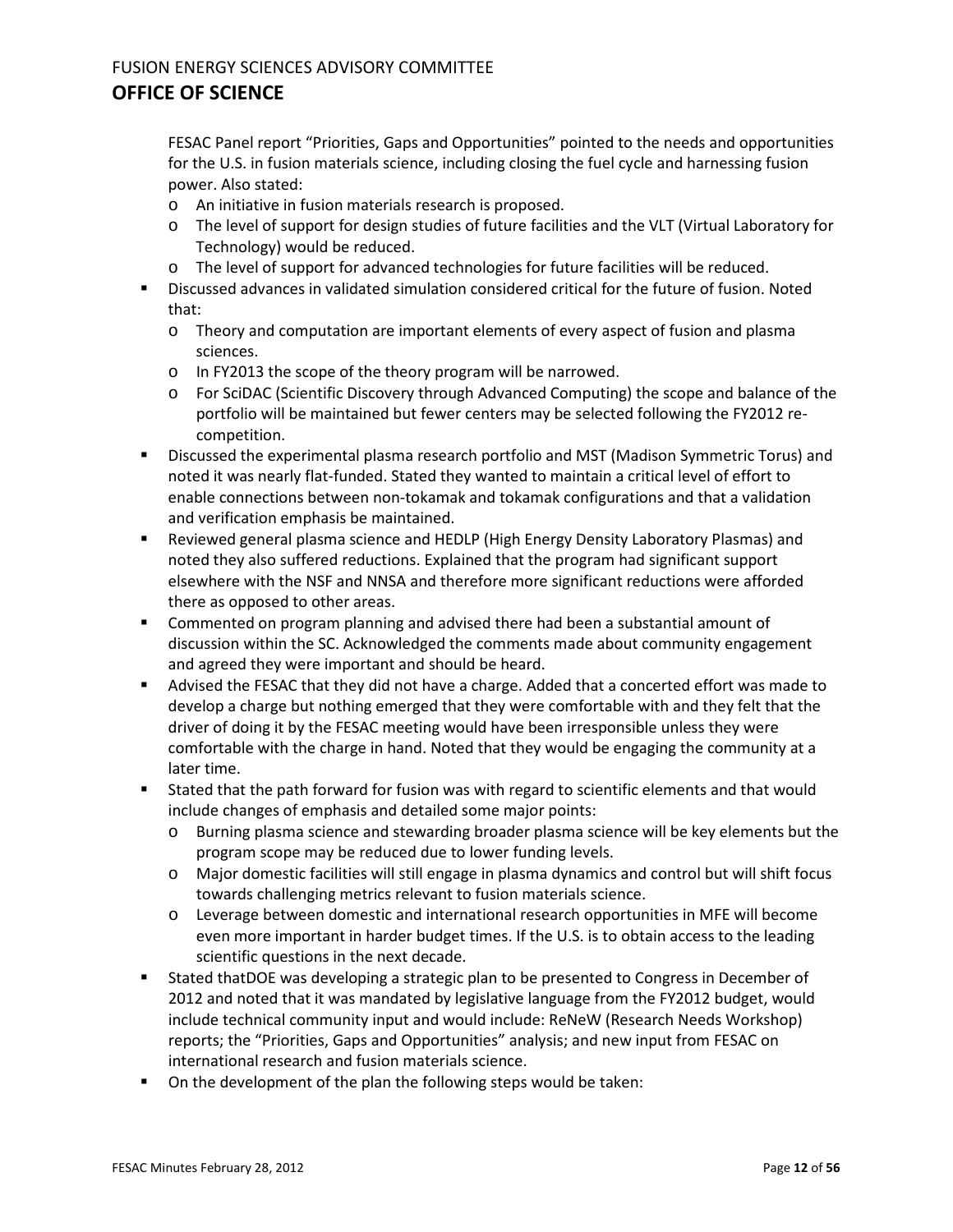FESAC Panel report "Priorities, Gaps and Opportunities" pointed to the needs and opportunities for the U.S. in fusion materials science, including closing the fuel cycle and harnessing fusion power. Also stated:
  - An initiative in fusion materials research is proposed.
  - The level of support for design studies of future facilities and the VLT (Virtual Laboratory for Technology) would be reduced.
  - The level of support for advanced technologies for future facilities will be reduced.

- Discussed advances in validated simulation considered critical for the future of fusion. Noted that:
  - Theory and computation are important elements of every aspect of fusion and plasma sciences.
  - In FY2013 the scope of the theory program will be narrowed.
  - For SciDAC (Scientific Discovery through Advanced Computing) the scope and balance of the portfolio will be maintained but fewer centers may be selected following the FY2012 re-competition.
- Discussed the experimental plasma research portfolio and MST (Madison Symmetric Torus) and noted it was nearly flat-funded. Stated they wanted to maintain a critical level of effort to enable connections between non-tokamak and tokamak configurations and that a validation and verification emphasis be maintained.
- Reviewed general plasma science and HEDLP (High Energy Density Laboratory Plasmas) and noted they also suffered reductions. Explained that the program had significant support elsewhere with the NSF and NNSA and therefore more significant reductions were afforded there as opposed to other areas.
- Commented on program planning and advised there had been a substantial amount of discussion within the SC. Acknowledged the comments made about community engagement and agreed they were important and should be heard.
- Advised the FESAC that they did not have a charge. Added that a concerted effort was made to develop a charge but nothing emerged that they were comfortable with and they felt that the driver of doing it by the FESAC meeting would have been irresponsible unless they were comfortable with the charge in hand. Noted that they would be engaging the community at a later time.
- Stated that the path forward for fusion was with regard to scientific elements and that would include changes of emphasis and detailed some major points:
  - Burning plasma science and stewarding broader plasma science will be key elements but the program scope may be reduced due to lower funding levels.
  - Major domestic facilities will still engage in plasma dynamics and control but will shift focus towards challenging metrics relevant to fusion materials science.
  - Leverage between domestic and international research opportunities in MFE will become even more important in harder budget times. If the U.S. is to obtain access to the leading scientific questions in the next decade.
- Stated thatDOE was developing a strategic plan to be presented to Congress in December of 2012 and noted that it was mandated by legislative language from the FY2012 budget, would include technical community input and would include: ReNeW (Research Needs Workshop) reports; the "Priorities, Gaps and Opportunities" analysis; and new input from FESAC on international research and fusion materials science.
- On the development of the plan the following steps would be taken: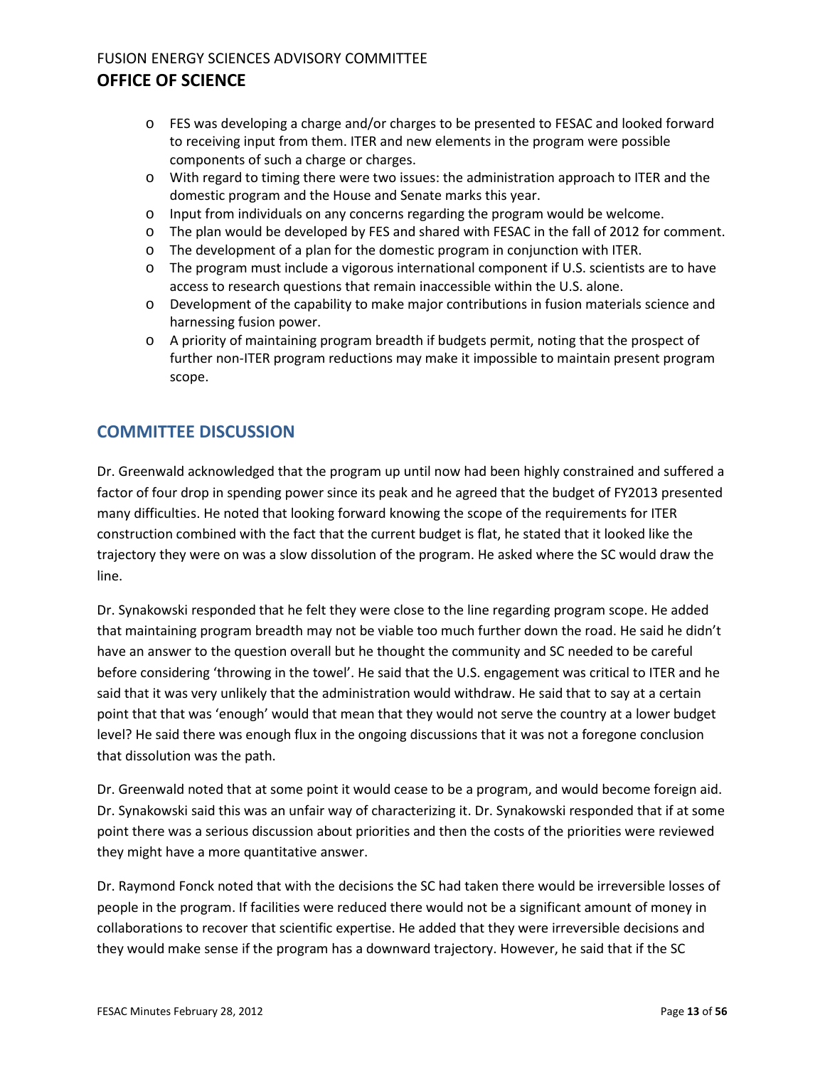- FES was developing a charge and/or charges to be presented to FESAC and looked forward to receiving input from them. ITER and new elements in the program were possible components of such a charge or charges.
- With regard to timing there were two issues: the administration approach to ITER and the domestic program and the House and Senate marks this year.
- Input from individuals on any concerns regarding the program would be welcome.
- The plan would be developed by FES and shared with FESAC in the fall of 2012 for comment.
- The development of a plan for the domestic program in conjunction with ITER.
- The program must include a vigorous international component if U.S. scientists are to have access to research questions that remain inaccessible within the U.S. alone.
- Development of the capability to make major contributions in fusion materials science and harnessing fusion power.
- A priority of maintaining program breadth if budgets permit, noting that the prospect of further non-ITER program reductions may make it impossible to maintain present program scope.

## COMMITTEE DISCUSSION

Dr. Greenwald acknowledged that the program up until now had been highly constrained and suffered a factor of four drop in spending power since its peak and he agreed that the budget of FY2013 presented many difficulties. He noted that looking forward knowing the scope of the requirements for ITER construction combined with the fact that the current budget is flat, he stated that it looked like the trajectory they were on was a slow dissolution of the program. He asked where the SC would draw the line.

Dr. Synakowski responded that he felt they were close to the line regarding program scope. He added that maintaining program breadth may not be viable too much further down the road. He said he didn't have an answer to the question overall but he thought the community and SC needed to be careful before considering 'throwing in the towel'. He said that the U.S. engagement was critical to ITER and he said that it was very unlikely that the administration would withdraw. He said that to say at a certain point that that was 'enough' would that mean that they would not serve the country at a lower budget level? He said there was enough flux in the ongoing discussions that it was not a foregone conclusion that dissolution was the path.

Dr. Greenwald noted that at some point it would cease to be a program, and would become foreign aid. Dr. Synakowski said this was an unfair way of characterizing it. Dr. Synakowski responded that if at some point there was a serious discussion about priorities and then the costs of the priorities were reviewed they might have a more quantitative answer.

Dr. Raymond Fonck noted that with the decisions the SC had taken there would be irreversible losses of people in the program. If facilities were reduced there would not be a significant amount of money in collaborations to recover that scientific expertise. He added that they were irreversible decisions and they would make sense if the program has a downward trajectory. However, he said that if the SC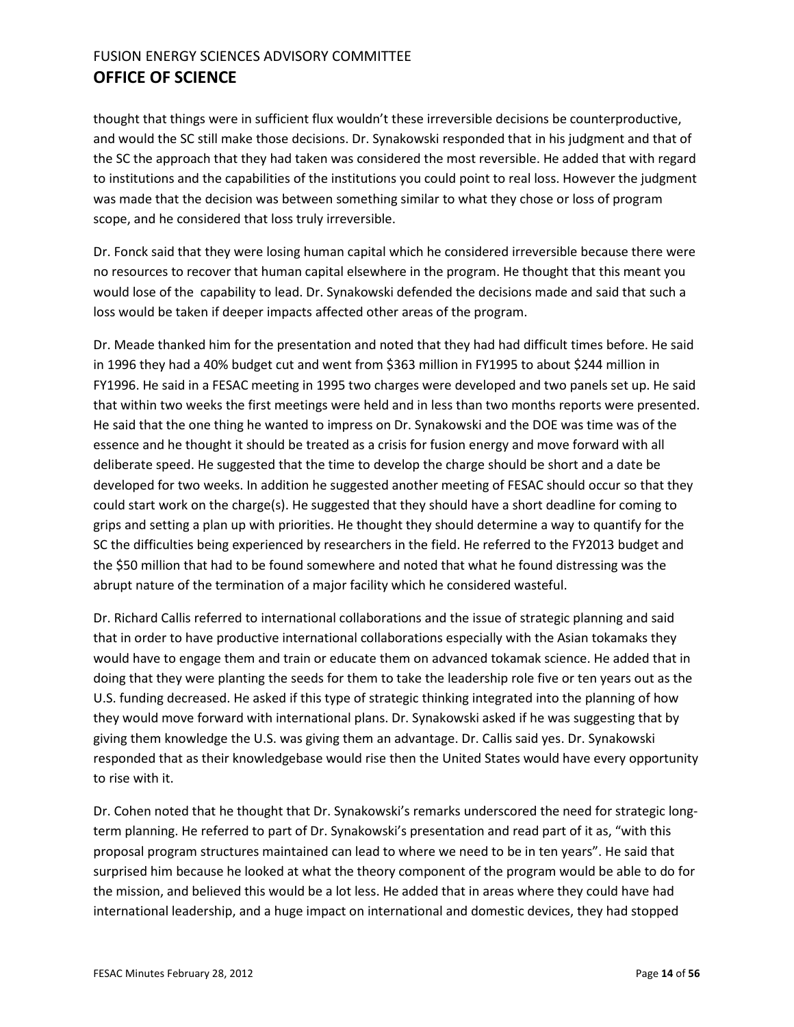thought that things were in sufficient flux wouldn't these irreversible decisions be counterproductive, and would the SC still make those decisions. Dr. Synakowski responded that in his judgment and that of the SC the approach that they had taken was considered the most reversible. He added that with regard to institutions and the capabilities of the institutions you could point to real loss. However the judgment was made that the decision was between something similar to what they chose or loss of program scope, and he considered that loss truly irreversible.

Dr. Fonck said that they were losing human capital which he considered irreversible because there were no resources to recover that human capital elsewhere in the program. He thought that this meant you would lose of the capability to lead. Dr. Synakowski defended the decisions made and said that such a loss would be taken if deeper impacts affected other areas of the program.

Dr. Meade thanked him for the presentation and noted that they had had difficult times before. He said in 1996 they had a 40% budget cut and went from $363 million in FY1995 to about $244 million in FY1996. He said in a FESAC meeting in 1995 two charges were developed and two panels set up. He said that within two weeks the first meetings were held and in less than two months reports were presented. He said that the one thing he wanted to impress on Dr. Synakowski and the DOE was time was of the essence and he thought it should be treated as a crisis for fusion energy and move forward with all deliberate speed. He suggested that the time to develop the charge should be short and a date be developed for two weeks. In addition he suggested another meeting of FESAC should occur so that they could start work on the charge(s). He suggested that they should have a short deadline for coming to grips and setting a plan up with priorities. He thought they should determine a way to quantify for the SC the difficulties being experienced by researchers in the field. He referred to the FY2013 budget and the $50 million that had to be found somewhere and noted that what he found distressing was the abrupt nature of the termination of a major facility which he considered wasteful.

Dr. Richard Callis referred to international collaborations and the issue of strategic planning and said that in order to have productive international collaborations especially with the Asian tokamaks they would have to engage them and train or educate them on advanced tokamak science. He added that in doing that they were planting the seeds for them to take the leadership role five or ten years out as the U.S. funding decreased. He asked if this type of strategic thinking integrated into the planning of how they would move forward with international plans. Dr. Synakowski asked if he was suggesting that by giving them knowledge the U.S. was giving them an advantage. Dr. Callis said yes. Dr. Synakowski responded that as their knowledgebase would rise then the United States would have every opportunity to rise with it.

Dr. Cohen noted that he thought that Dr. Synakowski's remarks underscored the need for strategic long-term planning. He referred to part of Dr. Synakowski's presentation and read part of it as, "with this proposal program structures maintained can lead to where we need to be in ten years". He said that surprised him because he looked at what the theory component of the program would be able to do for the mission, and believed this would be a lot less. He added that in areas where they could have had international leadership, and a huge impact on international and domestic devices, they had stopped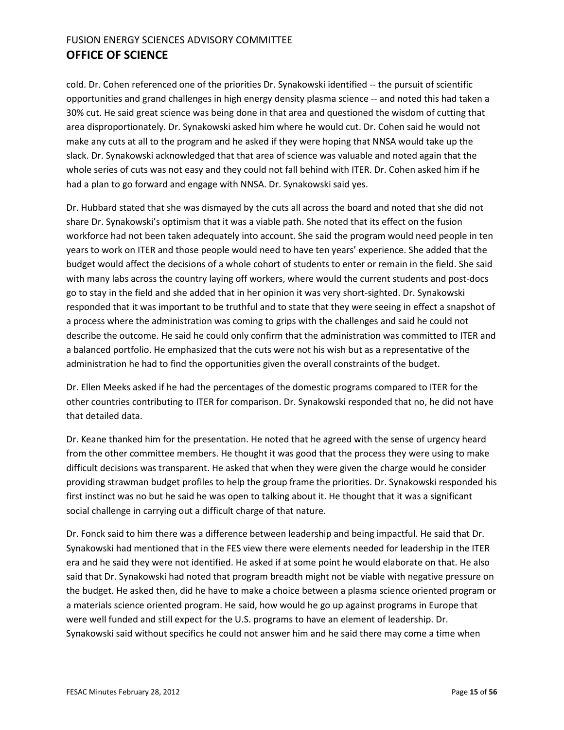cold. Dr. Cohen referenced one of the priorities Dr. Synakowski identified -- the pursuit of scientific opportunities and grand challenges in high energy density plasma science -- and noted this had taken a 30% cut. He said great science was being done in that area and questioned the wisdom of cutting that area disproportionately. Dr. Synakowski asked him where he would cut. Dr. Cohen said he would not make any cuts at all to the program and he asked if they were hoping that NNSA would take up the slack. Dr. Synakowski acknowledged that that area of science was valuable and noted again that the whole series of cuts was not easy and they could not fall behind with ITER. Dr. Cohen asked him if he had a plan to go forward and engage with NNSA. Dr. Synakowski said yes.

Dr. Hubbard stated that she was dismayed by the cuts all across the board and noted that she did not share Dr. Synakowski's optimism that it was a viable path. She noted that its effect on the fusion workforce had not been taken adequately into account. She said the program would need people in ten years to work on ITER and those people would need to have ten years' experience. She added that the budget would affect the decisions of a whole cohort of students to enter or remain in the field. She said with many labs across the country laying off workers, where would the current students and post-docs go to stay in the field and she added that in her opinion it was very short-sighted. Dr. Synakowski responded that it was important to be truthful and to state that they were seeing in effect a snapshot of a process where the administration was coming to grips with the challenges and said he could not describe the outcome. He said he could only confirm that the administration was committed to ITER and a balanced portfolio. He emphasized that the cuts were not his wish but as a representative of the administration he had to find the opportunities given the overall constraints of the budget.

Dr. Ellen Meeks asked if he had the percentages of the domestic programs compared to ITER for the other countries contributing to ITER for comparison. Dr. Synakowski responded that no, he did not have that detailed data.

Dr. Keane thanked him for the presentation. He noted that he agreed with the sense of urgency heard from the other committee members. He thought it was good that the process they were using to make difficult decisions was transparent. He asked that when they were given the charge would he consider providing strawman budget profiles to help the group frame the priorities. Dr. Synakowski responded his first instinct was no but he said he was open to talking about it. He thought that it was a significant social challenge in carrying out a difficult charge of that nature.

Dr. Fonck said to him there was a difference between leadership and being impactful. He said that Dr. Synakowski had mentioned that in the FES view there were elements needed for leadership in the ITER era and he said they were not identified. He asked if at some point he would elaborate on that. He also said that Dr. Synakowski had noted that program breadth might not be viable with negative pressure on the budget. He asked then, did he have to make a choice between a plasma science oriented program or a materials science oriented program. He said, how would he go up against programs in Europe that were well funded and still expect for the U.S. programs to have an element of leadership. Dr. Synakowski said without specifics he could not answer him and he said there may come a time when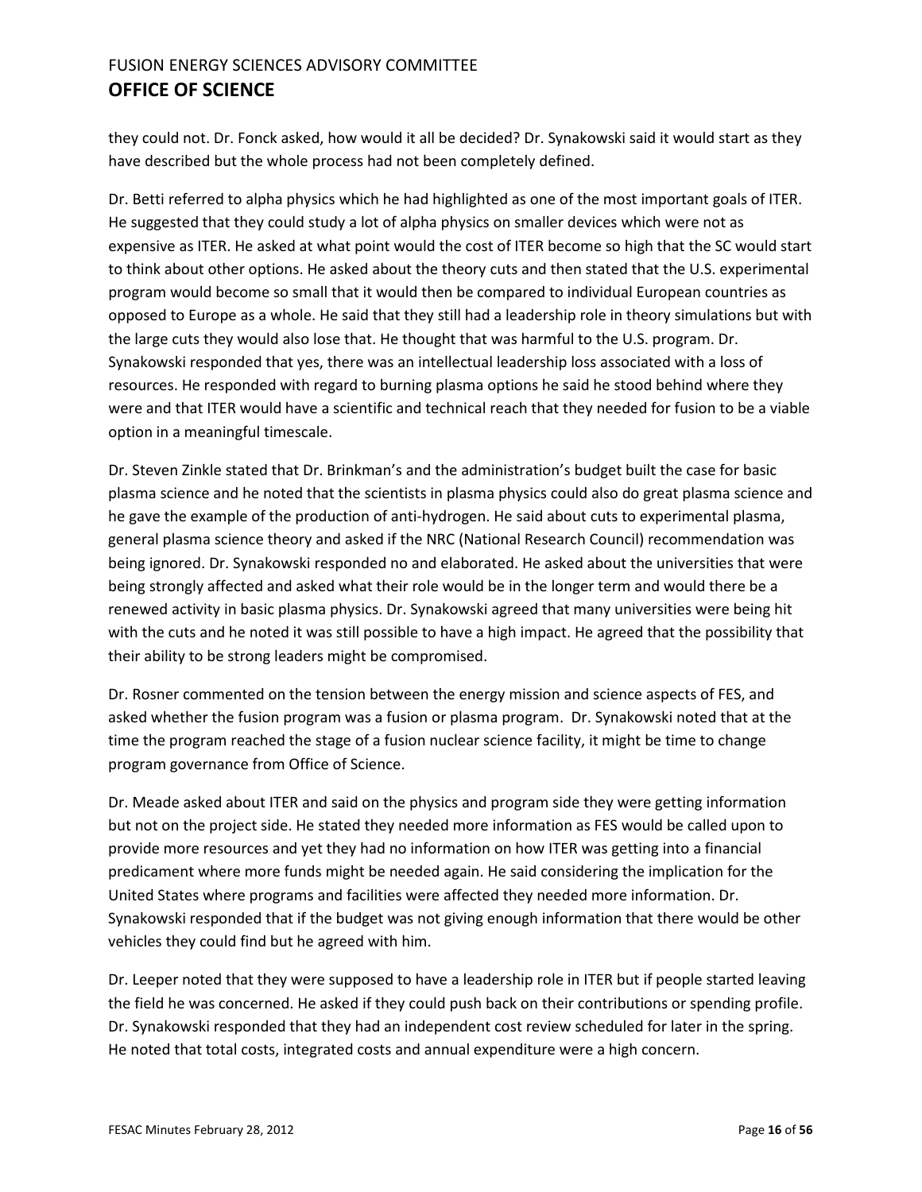they could not. Dr. Fonck asked, how would it all be decided? Dr. Synakowski said it would start as they have described but the whole process had not been completely defined.

Dr. Betti referred to alpha physics which he had highlighted as one of the most important goals of ITER. He suggested that they could study a lot of alpha physics on smaller devices which were not as expensive as ITER. He asked at what point would the cost of ITER become so high that the SC would start to think about other options. He asked about the theory cuts and then stated that the U.S. experimental program would become so small that it would then be compared to individual European countries as opposed to Europe as a whole. He said that they still had a leadership role in theory simulations but with the large cuts they would also lose that. He thought that was harmful to the U.S. program. Dr. Synakowski responded that yes, there was an intellectual leadership loss associated with a loss of resources. He responded with regard to burning plasma options he said he stood behind where they were and that ITER would have a scientific and technical reach that they needed for fusion to be a viable option in a meaningful timescale.

Dr. Steven Zinkle stated that Dr. Brinkman's and the administration's budget built the case for basic plasma science and he noted that the scientists in plasma physics could also do great plasma science and he gave the example of the production of anti-hydrogen. He said about cuts to experimental plasma, general plasma science theory and asked if the NRC (National Research Council) recommendation was being ignored. Dr. Synakowski responded no and elaborated. He asked about the universities that were being strongly affected and asked what their role would be in the longer term and would there be a renewed activity in basic plasma physics. Dr. Synakowski agreed that many universities were being hit with the cuts and he noted it was still possible to have a high impact. He agreed that the possibility that their ability to be strong leaders might be compromised.

Dr. Rosner commented on the tension between the energy mission and science aspects of FES, and asked whether the fusion program was a fusion or plasma program. Dr. Synakowski noted that at the time the program reached the stage of a fusion nuclear science facility, it might be time to change program governance from Office of Science.

Dr. Meade asked about ITER and said on the physics and program side they were getting information but not on the project side. He stated they needed more information as FES would be called upon to provide more resources and yet they had no information on how ITER was getting into a financial predicament where more funds might be needed again. He said considering the implication for the United States where programs and facilities were affected they needed more information. Dr. Synakowski responded that if the budget was not giving enough information that there would be other vehicles they could find but he agreed with him.

Dr. Leeper noted that they were supposed to have a leadership role in ITER but if people started leaving the field he was concerned. He asked if they could push back on their contributions or spending profile. Dr. Synakowski responded that they had an independent cost review scheduled for later in the spring. He noted that total costs, integrated costs and annual expenditure were a high concern.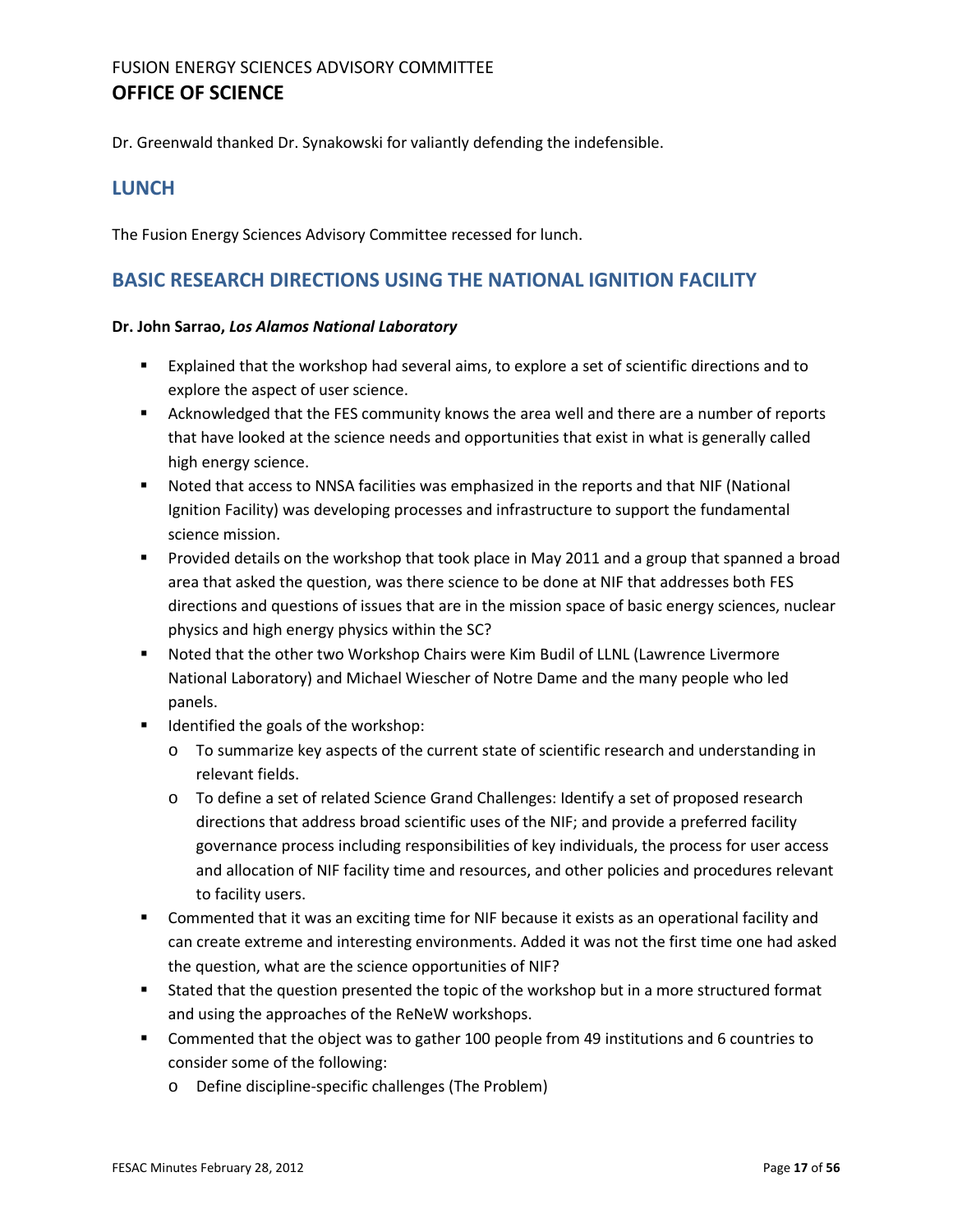Dr. Greenwald thanked Dr. Synakowski for valiantly defending the indefensible.

## LUNCH

The Fusion Energy Sciences Advisory Committee recessed for lunch.

## BASIC RESEARCH DIRECTIONS USING THE NATIONAL IGNITION FACILITY

**Dr. John Sarrao, *Los Alamos National Laboratory***

- Explained that the workshop had several aims, to explore a set of scientific directions and to explore the aspect of user science.
- Acknowledged that the FES community knows the area well and there are a number of reports that have looked at the science needs and opportunities that exist in what is generally called high energy science.
- Noted that access to NNSA facilities was emphasized in the reports and that NIF (National Ignition Facility) was developing processes and infrastructure to support the fundamental science mission.
- Provided details on the workshop that took place in May 2011 and a group that spanned a broad area that asked the question, was there science to be done at NIF that addresses both FES directions and questions of issues that are in the mission space of basic energy sciences, nuclear physics and high energy physics within the SC?
- Noted that the other two Workshop Chairs were Kim Budil of LLNL (Lawrence Livermore National Laboratory) and Michael Wiescher of Notre Dame and the many people who led panels.
- Identified the goals of the workshop:
  - To summarize key aspects of the current state of scientific research and understanding in relevant fields.
  - To define a set of related Science Grand Challenges: Identify a set of proposed research directions that address broad scientific uses of the NIF; and provide a preferred facility governance process including responsibilities of key individuals, the process for user access and allocation of NIF facility time and resources, and other policies and procedures relevant to facility users.
- Commented that it was an exciting time for NIF because it exists as an operational facility and can create extreme and interesting environments. Added it was not the first time one had asked the question, what are the science opportunities of NIF?
- Stated that the question presented the topic of the workshop but in a more structured format and using the approaches of the ReNeW workshops.
- Commented that the object was to gather 100 people from 49 institutions and 6 countries to consider some of the following:
  - Define discipline-specific challenges (The Problem)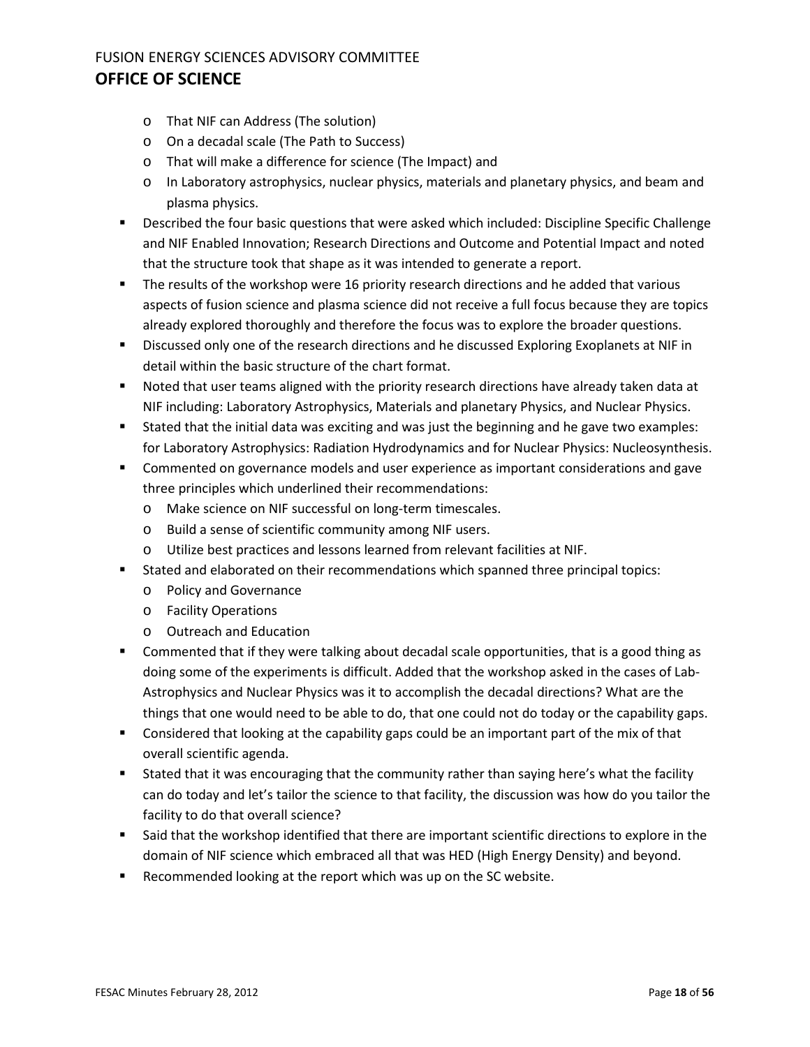- That NIF can Address (The solution)
  - On a decadal scale (The Path to Success)
  - That will make a difference for science (The Impact) and
  - In Laboratory astrophysics, nuclear physics, materials and planetary physics, and beam and plasma physics.
- Described the four basic questions that were asked which included: Discipline Specific Challenge and NIF Enabled Innovation; Research Directions and Outcome and Potential Impact and noted that the structure took that shape as it was intended to generate a report.
- The results of the workshop were 16 priority research directions and he added that various aspects of fusion science and plasma science did not receive a full focus because they are topics already explored thoroughly and therefore the focus was to explore the broader questions.
- Discussed only one of the research directions and he discussed Exploring Exoplanets at NIF in detail within the basic structure of the chart format.
- Noted that user teams aligned with the priority research directions have already taken data at NIF including: Laboratory Astrophysics, Materials and planetary Physics, and Nuclear Physics.
- Stated that the initial data was exciting and was just the beginning and he gave two examples: for Laboratory Astrophysics: Radiation Hydrodynamics and for Nuclear Physics: Nucleosynthesis.
- Commented on governance models and user experience as important considerations and gave three principles which underlined their recommendations:
  - Make science on NIF successful on long-term timescales.
  - Build a sense of scientific community among NIF users.
  - Utilize best practices and lessons learned from relevant facilities at NIF.
- Stated and elaborated on their recommendations which spanned three principal topics:
  - Policy and Governance
  - Facility Operations
  - Outreach and Education
- Commented that if they were talking about decadal scale opportunities, that is a good thing as doing some of the experiments is difficult. Added that the workshop asked in the cases of Lab-Astrophysics and Nuclear Physics was it to accomplish the decadal directions? What are the things that one would need to be able to do, that one could not do today or the capability gaps.
- Considered that looking at the capability gaps could be an important part of the mix of that overall scientific agenda.
- Stated that it was encouraging that the community rather than saying here's what the facility can do today and let's tailor the science to that facility, the discussion was how do you tailor the facility to do that overall science?
- Said that the workshop identified that there are important scientific directions to explore in the domain of NIF science which embraced all that was HED (High Energy Density) and beyond.
- Recommended looking at the report which was up on the SC website.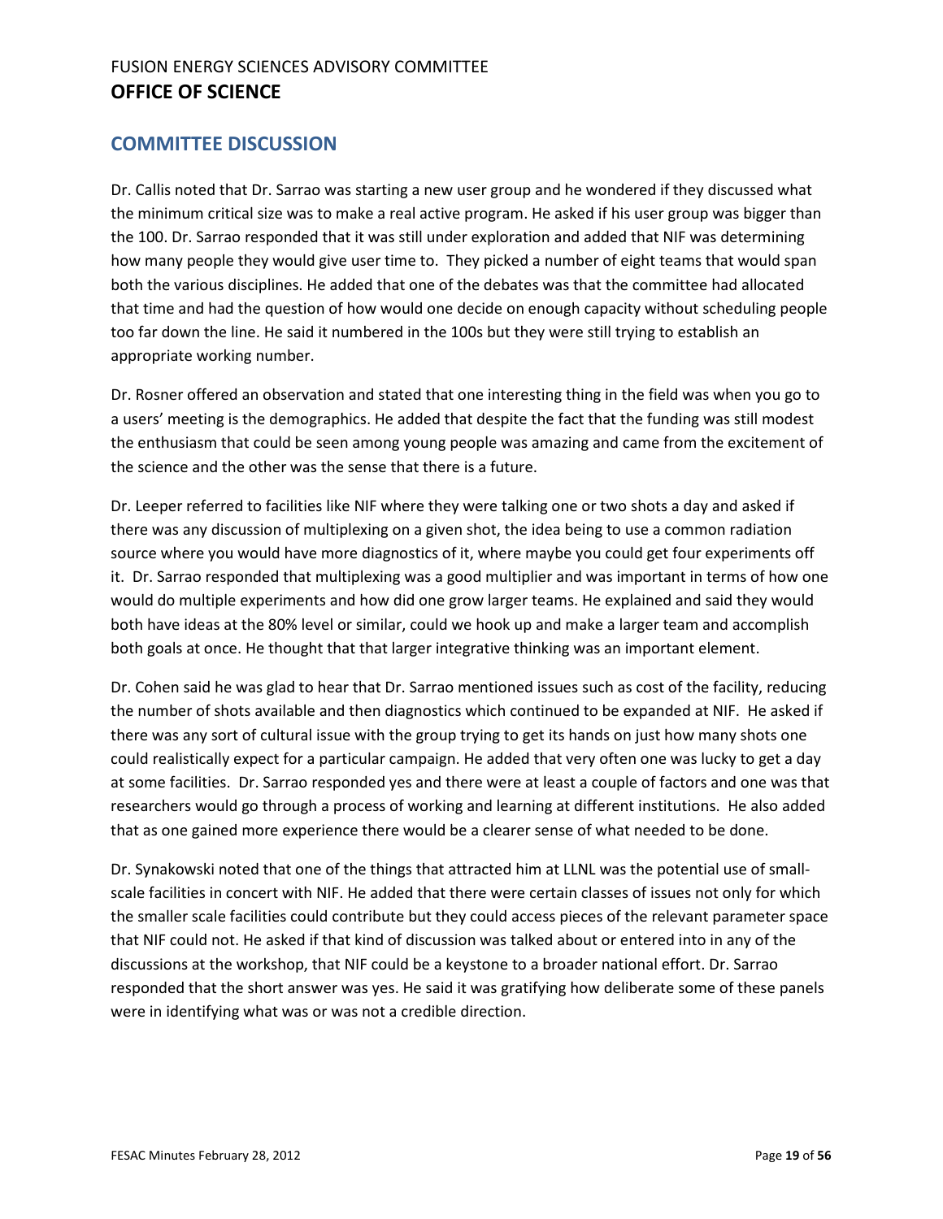## COMMITTEE DISCUSSION

Dr. Callis noted that Dr. Sarrao was starting a new user group and he wondered if they discussed what the minimum critical size was to make a real active program. He asked if his user group was bigger than the 100. Dr. Sarrao responded that it was still under exploration and added that NIF was determining how many people they would give user time to. They picked a number of eight teams that would span both the various disciplines. He added that one of the debates was that the committee had allocated that time and had the question of how would one decide on enough capacity without scheduling people too far down the line. He said it numbered in the 100s but they were still trying to establish an appropriate working number.

Dr. Rosner offered an observation and stated that one interesting thing in the field was when you go to a users' meeting is the demographics. He added that despite the fact that the funding was still modest the enthusiasm that could be seen among young people was amazing and came from the excitement of the science and the other was the sense that there is a future.

Dr. Leeper referred to facilities like NIF where they were talking one or two shots a day and asked if there was any discussion of multiplexing on a given shot, the idea being to use a common radiation source where you would have more diagnostics of it, where maybe you could get four experiments off it. Dr. Sarrao responded that multiplexing was a good multiplier and was important in terms of how one would do multiple experiments and how did one grow larger teams. He explained and said they would both have ideas at the 80% level or similar, could we hook up and make a larger team and accomplish both goals at once. He thought that that larger integrative thinking was an important element.

Dr. Cohen said he was glad to hear that Dr. Sarrao mentioned issues such as cost of the facility, reducing the number of shots available and then diagnostics which continued to be expanded at NIF. He asked if there was any sort of cultural issue with the group trying to get its hands on just how many shots one could realistically expect for a particular campaign. He added that very often one was lucky to get a day at some facilities. Dr. Sarrao responded yes and there were at least a couple of factors and one was that researchers would go through a process of working and learning at different institutions. He also added that as one gained more experience there would be a clearer sense of what needed to be done.

Dr. Synakowski noted that one of the things that attracted him at LLNL was the potential use of small-scale facilities in concert with NIF. He added that there were certain classes of issues not only for which the smaller scale facilities could contribute but they could access pieces of the relevant parameter space that NIF could not. He asked if that kind of discussion was talked about or entered into in any of the discussions at the workshop, that NIF could be a keystone to a broader national effort. Dr. Sarrao responded that the short answer was yes. He said it was gratifying how deliberate some of these panels were in identifying what was or was not a credible direction.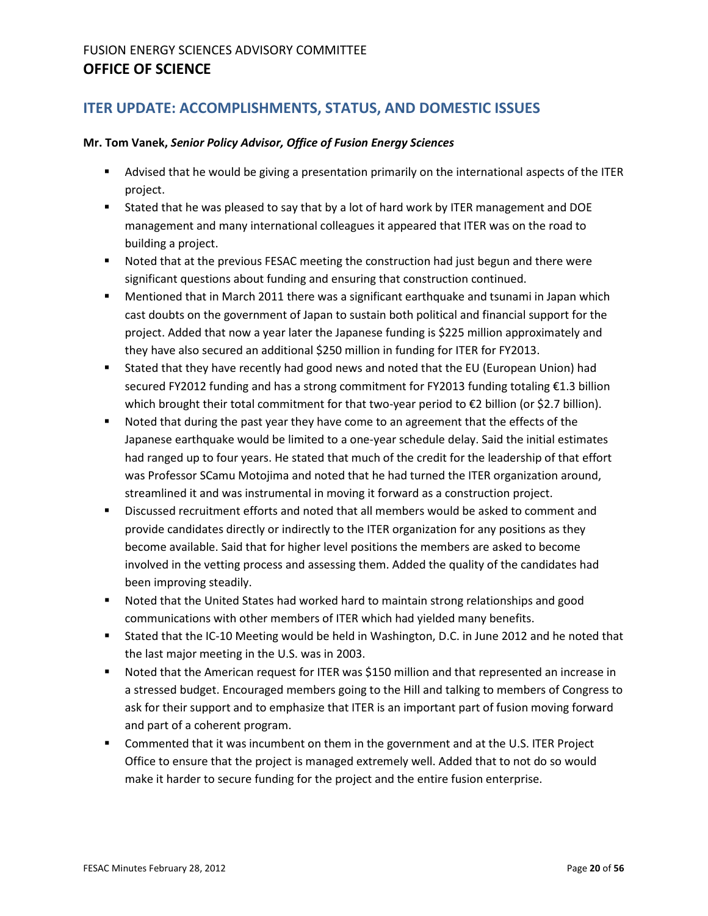## ITER UPDATE: ACCOMPLISHMENTS, STATUS, AND DOMESTIC ISSUES

**Mr. Tom Vanek, *Senior Policy Advisor, Office of Fusion Energy Sciences***

- Advised that he would be giving a presentation primarily on the international aspects of the ITER project.
- Stated that he was pleased to say that by a lot of hard work by ITER management and DOE management and many international colleagues it appeared that ITER was on the road to building a project.
- Noted that at the previous FESAC meeting the construction had just begun and there were significant questions about funding and ensuring that construction continued.
- Mentioned that in March 2011 there was a significant earthquake and tsunami in Japan which cast doubts on the government of Japan to sustain both political and financial support for the project. Added that now a year later the Japanese funding is $225 million approximately and they have also secured an additional $250 million in funding for ITER for FY2013.
- Stated that they have recently had good news and noted that the EU (European Union) had secured FY2012 funding and has a strong commitment for FY2013 funding totaling €1.3 billion which brought their total commitment for that two-year period to €2 billion (or $2.7 billion).
- Noted that during the past year they have come to an agreement that the effects of the Japanese earthquake would be limited to a one-year schedule delay. Said the initial estimates had ranged up to four years. He stated that much of the credit for the leadership of that effort was Professor SCamu Motojima and noted that he had turned the ITER organization around, streamlined it and was instrumental in moving it forward as a construction project.
- Discussed recruitment efforts and noted that all members would be asked to comment and provide candidates directly or indirectly to the ITER organization for any positions as they become available. Said that for higher level positions the members are asked to become involved in the vetting process and assessing them. Added the quality of the candidates had been improving steadily.
- Noted that the United States had worked hard to maintain strong relationships and good communications with other members of ITER which had yielded many benefits.
- Stated that the IC-10 Meeting would be held in Washington, D.C. in June 2012 and he noted that the last major meeting in the U.S. was in 2003.
- Noted that the American request for ITER was $150 million and that represented an increase in a stressed budget. Encouraged members going to the Hill and talking to members of Congress to ask for their support and to emphasize that ITER is an important part of fusion moving forward and part of a coherent program.
- Commented that it was incumbent on them in the government and at the U.S. ITER Project Office to ensure that the project is managed extremely well. Added that to not do so would make it harder to secure funding for the project and the entire fusion enterprise.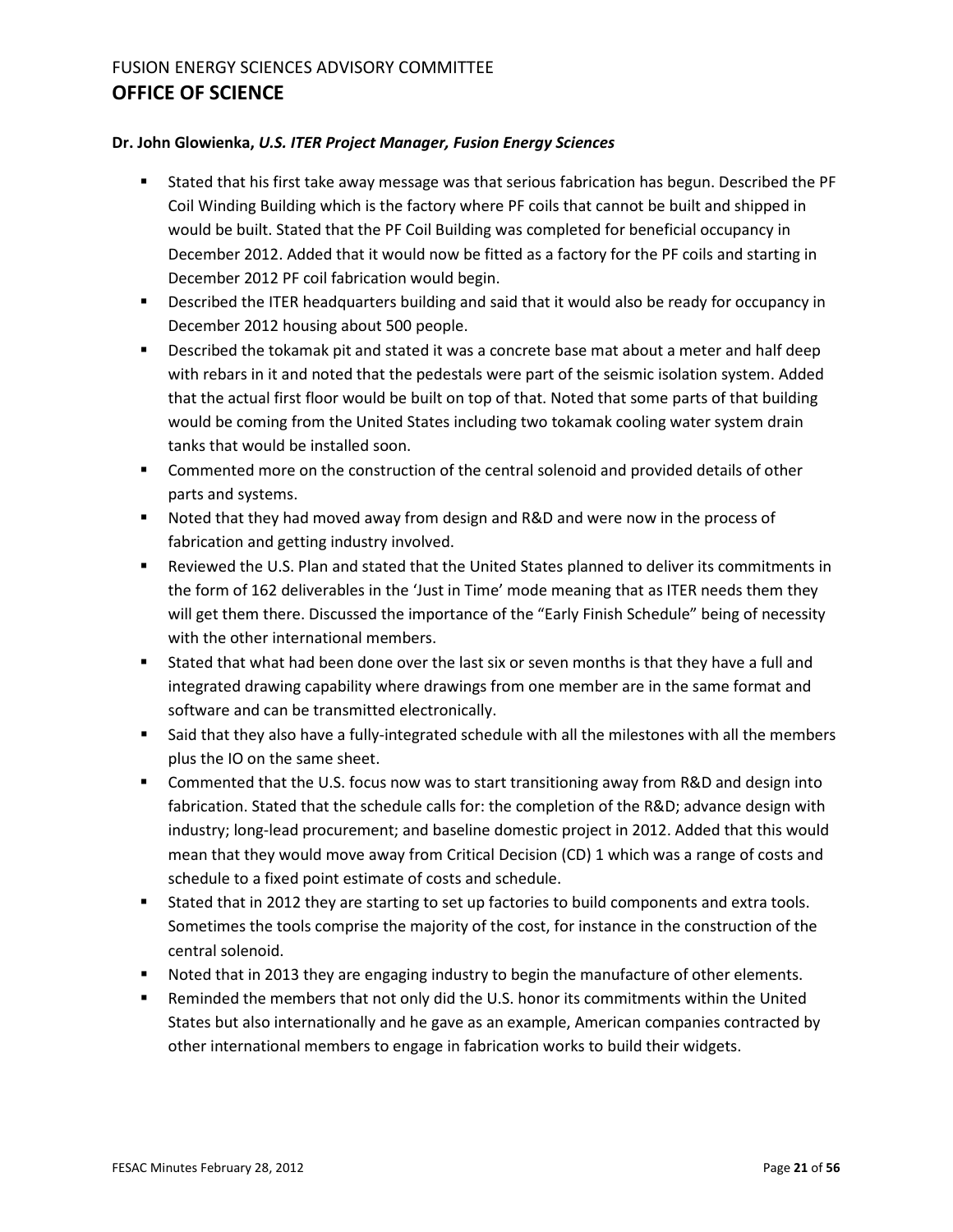**Dr. John Glowienka,** ***U.S. ITER Project Manager, Fusion Energy Sciences***

- Stated that his first take away message was that serious fabrication has begun. Described the PF Coil Winding Building which is the factory where PF coils that cannot be built and shipped in would be built. Stated that the PF Coil Building was completed for beneficial occupancy in December 2012. Added that it would now be fitted as a factory for the PF coils and starting in December 2012 PF coil fabrication would begin.
- Described the ITER headquarters building and said that it would also be ready for occupancy in December 2012 housing about 500 people.
- Described the tokamak pit and stated it was a concrete base mat about a meter and half deep with rebars in it and noted that the pedestals were part of the seismic isolation system. Added that the actual first floor would be built on top of that. Noted that some parts of that building would be coming from the United States including two tokamak cooling water system drain tanks that would be installed soon.
- Commented more on the construction of the central solenoid and provided details of other parts and systems.
- Noted that they had moved away from design and R&D and were now in the process of fabrication and getting industry involved.
- Reviewed the U.S. Plan and stated that the United States planned to deliver its commitments in the form of 162 deliverables in the 'Just in Time' mode meaning that as ITER needs them they will get them there. Discussed the importance of the "Early Finish Schedule" being of necessity with the other international members.
- Stated that what had been done over the last six or seven months is that they have a full and integrated drawing capability where drawings from one member are in the same format and software and can be transmitted electronically.
- Said that they also have a fully-integrated schedule with all the milestones with all the members plus the IO on the same sheet.
- Commented that the U.S. focus now was to start transitioning away from R&D and design into fabrication. Stated that the schedule calls for: the completion of the R&D; advance design with industry; long-lead procurement; and baseline domestic project in 2012. Added that this would mean that they would move away from Critical Decision (CD) 1 which was a range of costs and schedule to a fixed point estimate of costs and schedule.
- Stated that in 2012 they are starting to set up factories to build components and extra tools. Sometimes the tools comprise the majority of the cost, for instance in the construction of the central solenoid.
- Noted that in 2013 they are engaging industry to begin the manufacture of other elements.
- Reminded the members that not only did the U.S. honor its commitments within the United States but also internationally and he gave as an example, American companies contracted by other international members to engage in fabrication works to build their widgets.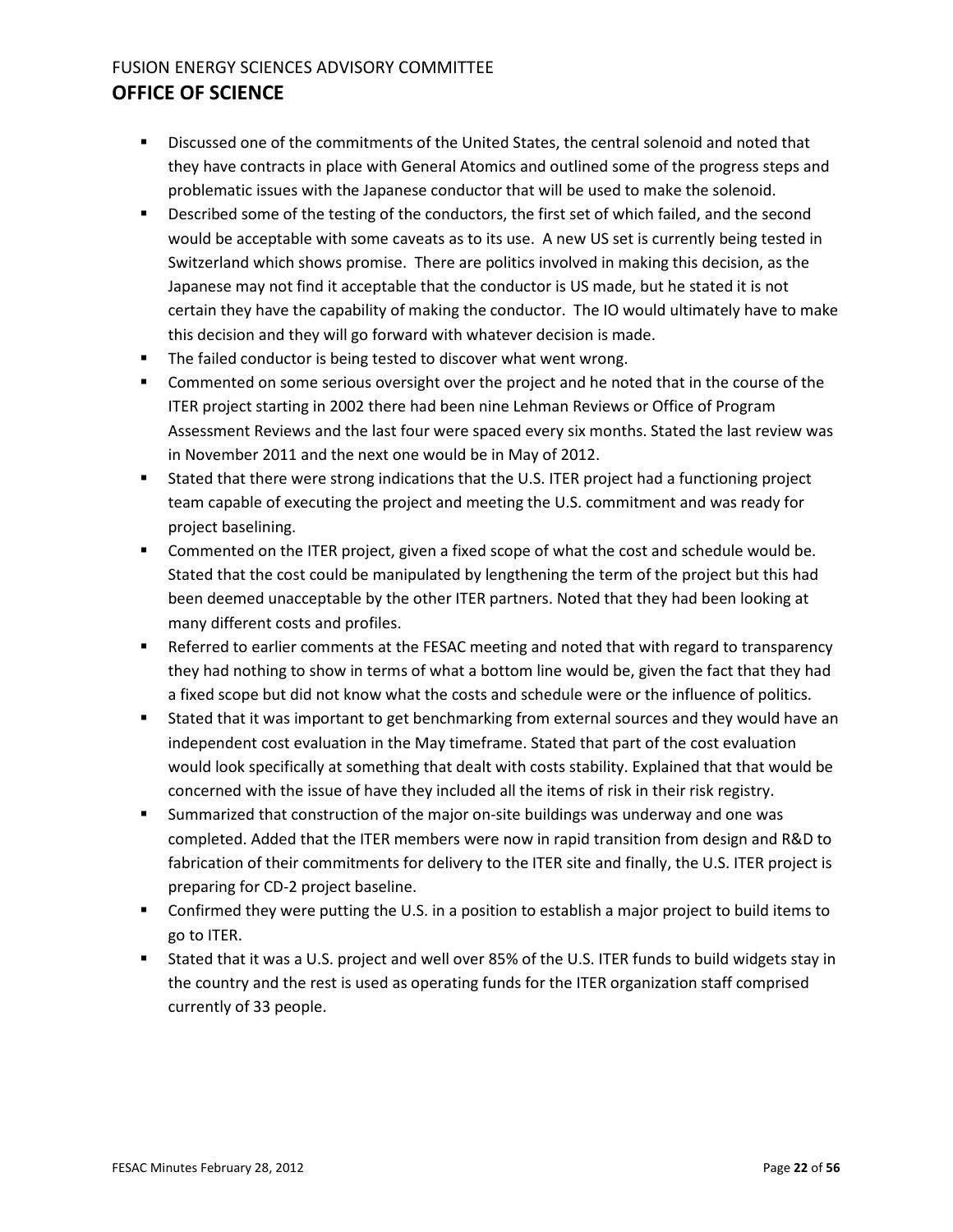- Discussed one of the commitments of the United States, the central solenoid and noted that they have contracts in place with General Atomics and outlined some of the progress steps and problematic issues with the Japanese conductor that will be used to make the solenoid.
- Described some of the testing of the conductors, the first set of which failed, and the second would be acceptable with some caveats as to its use. A new US set is currently being tested in Switzerland which shows promise. There are politics involved in making this decision, as the Japanese may not find it acceptable that the conductor is US made, but he stated it is not certain they have the capability of making the conductor. The IO would ultimately have to make this decision and they will go forward with whatever decision is made.
- The failed conductor is being tested to discover what went wrong.
- Commented on some serious oversight over the project and he noted that in the course of the ITER project starting in 2002 there had been nine Lehman Reviews or Office of Program Assessment Reviews and the last four were spaced every six months. Stated the last review was in November 2011 and the next one would be in May of 2012.
- Stated that there were strong indications that the U.S. ITER project had a functioning project team capable of executing the project and meeting the U.S. commitment and was ready for project baselining.
- Commented on the ITER project, given a fixed scope of what the cost and schedule would be. Stated that the cost could be manipulated by lengthening the term of the project but this had been deemed unacceptable by the other ITER partners. Noted that they had been looking at many different costs and profiles.
- Referred to earlier comments at the FESAC meeting and noted that with regard to transparency they had nothing to show in terms of what a bottom line would be, given the fact that they had a fixed scope but did not know what the costs and schedule were or the influence of politics.
- Stated that it was important to get benchmarking from external sources and they would have an independent cost evaluation in the May timeframe. Stated that part of the cost evaluation would look specifically at something that dealt with costs stability. Explained that that would be concerned with the issue of have they included all the items of risk in their risk registry.
- Summarized that construction of the major on-site buildings was underway and one was completed. Added that the ITER members were now in rapid transition from design and R&D to fabrication of their commitments for delivery to the ITER site and finally, the U.S. ITER project is preparing for CD-2 project baseline.
- Confirmed they were putting the U.S. in a position to establish a major project to build items to go to ITER.
- Stated that it was a U.S. project and well over 85% of the U.S. ITER funds to build widgets stay in the country and the rest is used as operating funds for the ITER organization staff comprised currently of 33 people.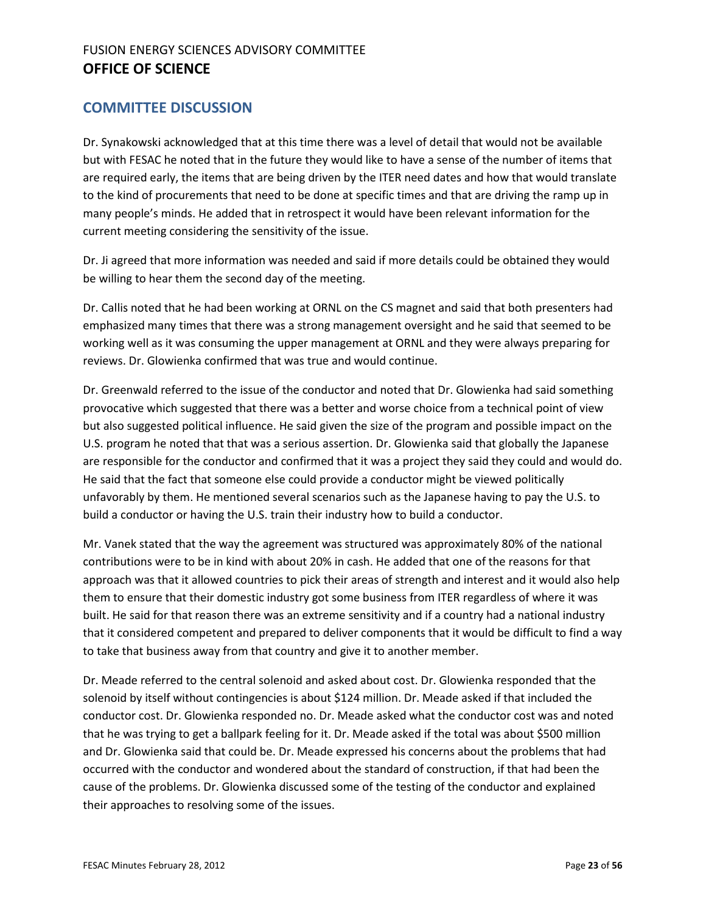## COMMITTEE DISCUSSION

Dr. Synakowski acknowledged that at this time there was a level of detail that would not be available but with FESAC he noted that in the future they would like to have a sense of the number of items that are required early, the items that are being driven by the ITER need dates and how that would translate to the kind of procurements that need to be done at specific times and that are driving the ramp up in many people's minds. He added that in retrospect it would have been relevant information for the current meeting considering the sensitivity of the issue.

Dr. Ji agreed that more information was needed and said if more details could be obtained they would be willing to hear them the second day of the meeting.

Dr. Callis noted that he had been working at ORNL on the CS magnet and said that both presenters had emphasized many times that there was a strong management oversight and he said that seemed to be working well as it was consuming the upper management at ORNL and they were always preparing for reviews. Dr. Glowienka confirmed that was true and would continue.

Dr. Greenwald referred to the issue of the conductor and noted that Dr. Glowienka had said something provocative which suggested that there was a better and worse choice from a technical point of view but also suggested political influence. He said given the size of the program and possible impact on the U.S. program he noted that that was a serious assertion. Dr. Glowienka said that globally the Japanese are responsible for the conductor and confirmed that it was a project they said they could and would do. He said that the fact that someone else could provide a conductor might be viewed politically unfavorably by them. He mentioned several scenarios such as the Japanese having to pay the U.S. to build a conductor or having the U.S. train their industry how to build a conductor.

Mr. Vanek stated that the way the agreement was structured was approximately 80% of the national contributions were to be in kind with about 20% in cash. He added that one of the reasons for that approach was that it allowed countries to pick their areas of strength and interest and it would also help them to ensure that their domestic industry got some business from ITER regardless of where it was built. He said for that reason there was an extreme sensitivity and if a country had a national industry that it considered competent and prepared to deliver components that it would be difficult to find a way to take that business away from that country and give it to another member.

Dr. Meade referred to the central solenoid and asked about cost. Dr. Glowienka responded that the solenoid by itself without contingencies is about $124 million. Dr. Meade asked if that included the conductor cost. Dr. Glowienka responded no. Dr. Meade asked what the conductor cost was and noted that he was trying to get a ballpark feeling for it. Dr. Meade asked if the total was about $500 million and Dr. Glowienka said that could be. Dr. Meade expressed his concerns about the problems that had occurred with the conductor and wondered about the standard of construction, if that had been the cause of the problems. Dr. Glowienka discussed some of the testing of the conductor and explained their approaches to resolving some of the issues.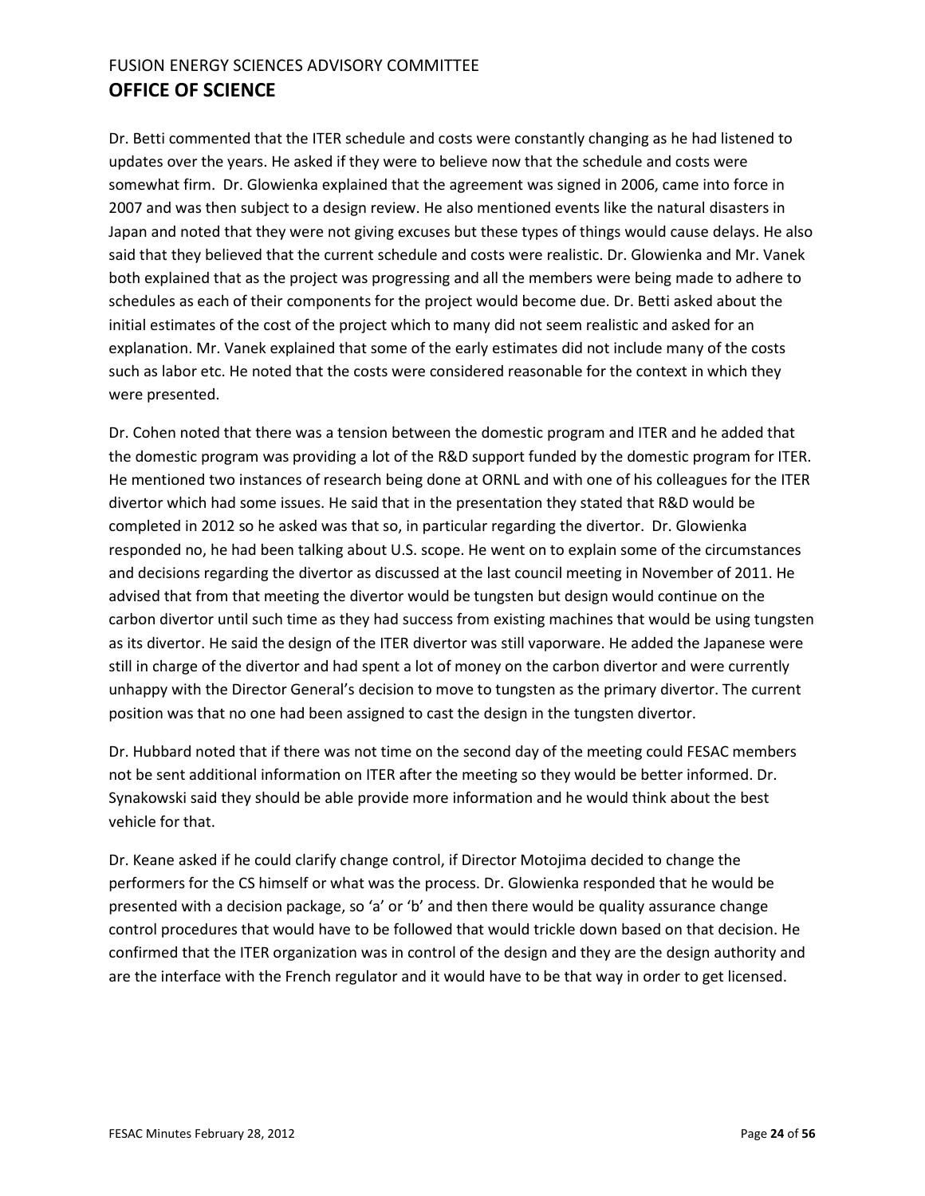Dr. Betti commented that the ITER schedule and costs were constantly changing as he had listened to updates over the years. He asked if they were to believe now that the schedule and costs were somewhat firm. Dr. Glowienka explained that the agreement was signed in 2006, came into force in 2007 and was then subject to a design review. He also mentioned events like the natural disasters in Japan and noted that they were not giving excuses but these types of things would cause delays. He also said that they believed that the current schedule and costs were realistic. Dr. Glowienka and Mr. Vanek both explained that as the project was progressing and all the members were being made to adhere to schedules as each of their components for the project would become due. Dr. Betti asked about the initial estimates of the cost of the project which to many did not seem realistic and asked for an explanation. Mr. Vanek explained that some of the early estimates did not include many of the costs such as labor etc. He noted that the costs were considered reasonable for the context in which they were presented.

Dr. Cohen noted that there was a tension between the domestic program and ITER and he added that the domestic program was providing a lot of the R&D support funded by the domestic program for ITER. He mentioned two instances of research being done at ORNL and with one of his colleagues for the ITER divertor which had some issues. He said that in the presentation they stated that R&D would be completed in 2012 so he asked was that so, in particular regarding the divertor. Dr. Glowienka responded no, he had been talking about U.S. scope. He went on to explain some of the circumstances and decisions regarding the divertor as discussed at the last council meeting in November of 2011. He advised that from that meeting the divertor would be tungsten but design would continue on the carbon divertor until such time as they had success from existing machines that would be using tungsten as its divertor. He said the design of the ITER divertor was still vaporware. He added the Japanese were still in charge of the divertor and had spent a lot of money on the carbon divertor and were currently unhappy with the Director General's decision to move to tungsten as the primary divertor. The current position was that no one had been assigned to cast the design in the tungsten divertor.

Dr. Hubbard noted that if there was not time on the second day of the meeting could FESAC members not be sent additional information on ITER after the meeting so they would be better informed. Dr. Synakowski said they should be able provide more information and he would think about the best vehicle for that.

Dr. Keane asked if he could clarify change control, if Director Motojima decided to change the performers for the CS himself or what was the process. Dr. Glowienka responded that he would be presented with a decision package, so 'a' or 'b' and then there would be quality assurance change control procedures that would have to be followed that would trickle down based on that decision. He confirmed that the ITER organization was in control of the design and they are the design authority and are the interface with the French regulator and it would have to be that way in order to get licensed.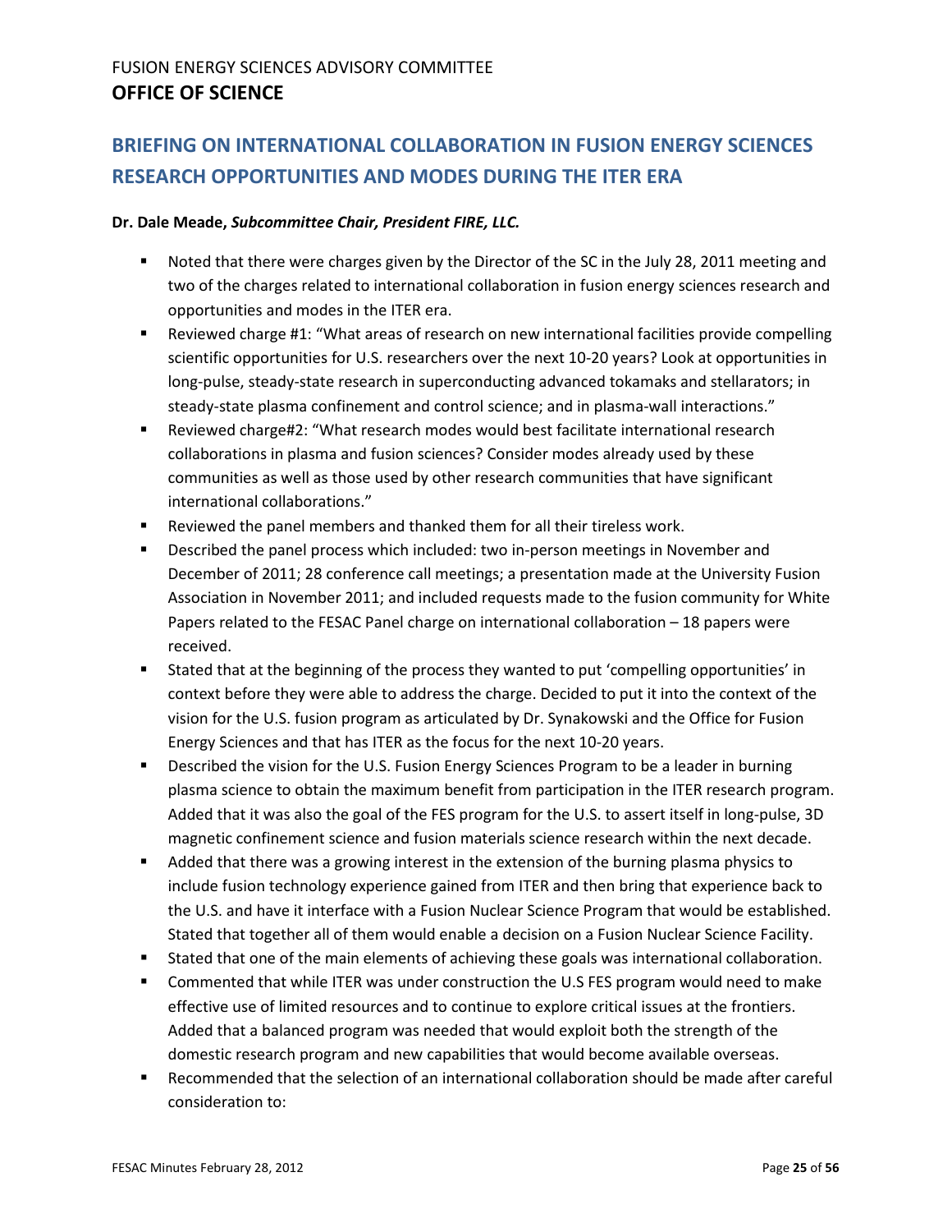## BRIEFING ON INTERNATIONAL COLLABORATION IN FUSION ENERGY SCIENCES RESEARCH OPPORTUNITIES AND MODES DURING THE ITER ERA

**Dr. Dale Meade, *Subcommittee Chair, President FIRE, LLC.***

- Noted that there were charges given by the Director of the SC in the July 28, 2011 meeting and two of the charges related to international collaboration in fusion energy sciences research and opportunities and modes in the ITER era.
- Reviewed charge #1: "What areas of research on new international facilities provide compelling scientific opportunities for U.S. researchers over the next 10-20 years? Look at opportunities in long-pulse, steady-state research in superconducting advanced tokamaks and stellarators; in steady-state plasma confinement and control science; and in plasma-wall interactions."
- Reviewed charge#2: "What research modes would best facilitate international research collaborations in plasma and fusion sciences? Consider modes already used by these communities as well as those used by other research communities that have significant international collaborations."
- Reviewed the panel members and thanked them for all their tireless work.
- Described the panel process which included: two in-person meetings in November and December of 2011; 28 conference call meetings; a presentation made at the University Fusion Association in November 2011; and included requests made to the fusion community for White Papers related to the FESAC Panel charge on international collaboration – 18 papers were received.
- Stated that at the beginning of the process they wanted to put 'compelling opportunities' in context before they were able to address the charge. Decided to put it into the context of the vision for the U.S. fusion program as articulated by Dr. Synakowski and the Office for Fusion Energy Sciences and that has ITER as the focus for the next 10-20 years.
- Described the vision for the U.S. Fusion Energy Sciences Program to be a leader in burning plasma science to obtain the maximum benefit from participation in the ITER research program. Added that it was also the goal of the FES program for the U.S. to assert itself in long-pulse, 3D magnetic confinement science and fusion materials science research within the next decade.
- Added that there was a growing interest in the extension of the burning plasma physics to include fusion technology experience gained from ITER and then bring that experience back to the U.S. and have it interface with a Fusion Nuclear Science Program that would be established. Stated that together all of them would enable a decision on a Fusion Nuclear Science Facility.
- Stated that one of the main elements of achieving these goals was international collaboration.
- Commented that while ITER was under construction the U.S FES program would need to make effective use of limited resources and to continue to explore critical issues at the frontiers. Added that a balanced program was needed that would exploit both the strength of the domestic research program and new capabilities that would become available overseas.
- Recommended that the selection of an international collaboration should be made after careful consideration to: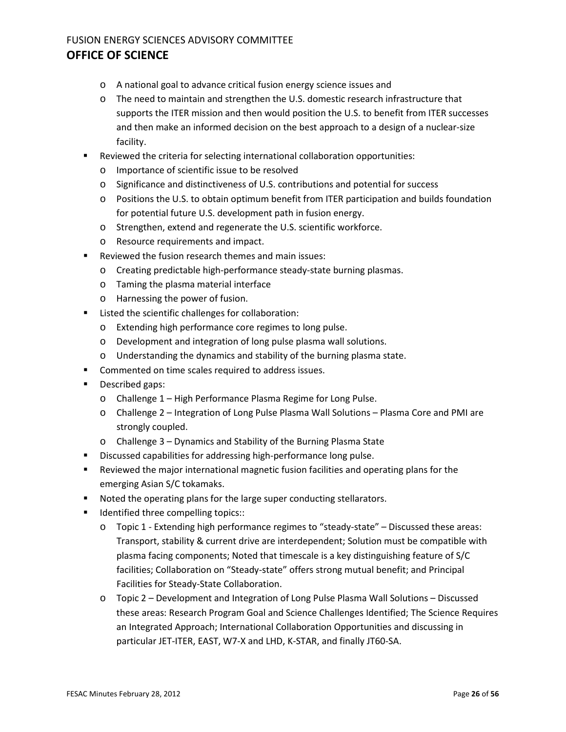- A national goal to advance critical fusion energy science issues and
    - The need to maintain and strengthen the U.S. domestic research infrastructure that supports the ITER mission and then would position the U.S. to benefit from ITER successes and then make an informed decision on the best approach to a design of a nuclear-size facility.
- Reviewed the criteria for selecting international collaboration opportunities:
    - Importance of scientific issue to be resolved
    - Significance and distinctiveness of U.S. contributions and potential for success
    - Positions the U.S. to obtain optimum benefit from ITER participation and builds foundation for potential future U.S. development path in fusion energy.
    - Strengthen, extend and regenerate the U.S. scientific workforce.
    - Resource requirements and impact.
- Reviewed the fusion research themes and main issues:
    - Creating predictable high-performance steady-state burning plasmas.
    - Taming the plasma material interface
    - Harnessing the power of fusion.
- Listed the scientific challenges for collaboration:
    - Extending high performance core regimes to long pulse.
    - Development and integration of long pulse plasma wall solutions.
    - Understanding the dynamics and stability of the burning plasma state.
- Commented on time scales required to address issues.
- Described gaps:
    - Challenge 1 – High Performance Plasma Regime for Long Pulse.
    - Challenge 2 – Integration of Long Pulse Plasma Wall Solutions – Plasma Core and PMI are strongly coupled.
    - Challenge 3 – Dynamics and Stability of the Burning Plasma State
- Discussed capabilities for addressing high-performance long pulse.
- Reviewed the major international magnetic fusion facilities and operating plans for the emerging Asian S/C tokamaks.
- Noted the operating plans for the large super conducting stellarators.
- Identified three compelling topics::
    - Topic 1 - Extending high performance regimes to "steady-state" – Discussed these areas: Transport, stability & current drive are interdependent; Solution must be compatible with plasma facing components; Noted that timescale is a key distinguishing feature of S/C facilities; Collaboration on "Steady-state" offers strong mutual benefit; and Principal Facilities for Steady-State Collaboration.
    - Topic 2 – Development and Integration of Long Pulse Plasma Wall Solutions – Discussed these areas: Research Program Goal and Science Challenges Identified; The Science Requires an Integrated Approach; International Collaboration Opportunities and discussing in particular JET-ITER, EAST, W7-X and LHD, K-STAR, and finally JT60-SA.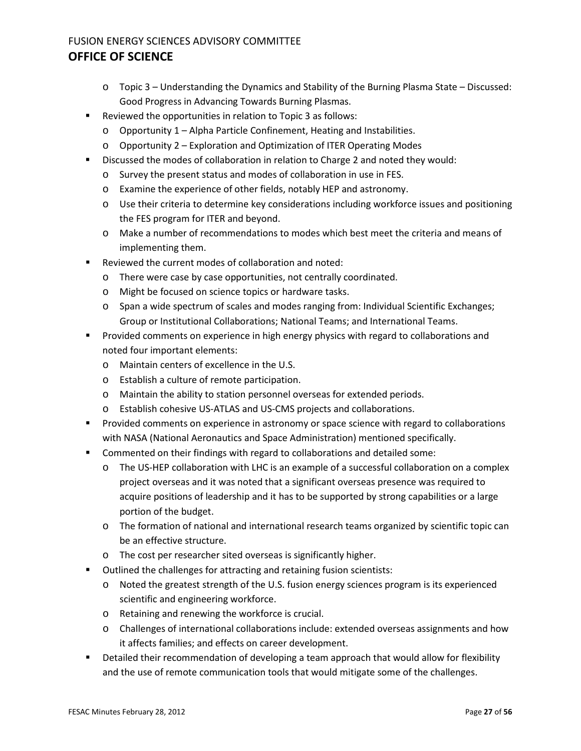- Topic 3 – Understanding the Dynamics and Stability of the Burning Plasma State – Discussed: Good Progress in Advancing Towards Burning Plasmas.
- Reviewed the opportunities in relation to Topic 3 as follows:
  - Opportunity 1 – Alpha Particle Confinement, Heating and Instabilities.
  - Opportunity 2 – Exploration and Optimization of ITER Operating Modes
- Discussed the modes of collaboration in relation to Charge 2 and noted they would:
  - Survey the present status and modes of collaboration in use in FES.
  - Examine the experience of other fields, notably HEP and astronomy.
  - Use their criteria to determine key considerations including workforce issues and positioning the FES program for ITER and beyond.
  - Make a number of recommendations to modes which best meet the criteria and means of implementing them.
- Reviewed the current modes of collaboration and noted:
  - There were case by case opportunities, not centrally coordinated.
  - Might be focused on science topics or hardware tasks.
  - Span a wide spectrum of scales and modes ranging from: Individual Scientific Exchanges; Group or Institutional Collaborations; National Teams; and International Teams.
- Provided comments on experience in high energy physics with regard to collaborations and noted four important elements:
  - Maintain centers of excellence in the U.S.
  - Establish a culture of remote participation.
  - Maintain the ability to station personnel overseas for extended periods.
  - Establish cohesive US-ATLAS and US-CMS projects and collaborations.
- Provided comments on experience in astronomy or space science with regard to collaborations with NASA (National Aeronautics and Space Administration) mentioned specifically.
- Commented on their findings with regard to collaborations and detailed some:
  - The US-HEP collaboration with LHC is an example of a successful collaboration on a complex project overseas and it was noted that a significant overseas presence was required to acquire positions of leadership and it has to be supported by strong capabilities or a large portion of the budget.
  - The formation of national and international research teams organized by scientific topic can be an effective structure.
  - The cost per researcher sited overseas is significantly higher.
- Outlined the challenges for attracting and retaining fusion scientists:
  - Noted the greatest strength of the U.S. fusion energy sciences program is its experienced scientific and engineering workforce.
  - Retaining and renewing the workforce is crucial.
  - Challenges of international collaborations include: extended overseas assignments and how it affects families; and effects on career development.
- Detailed their recommendation of developing a team approach that would allow for flexibility and the use of remote communication tools that would mitigate some of the challenges.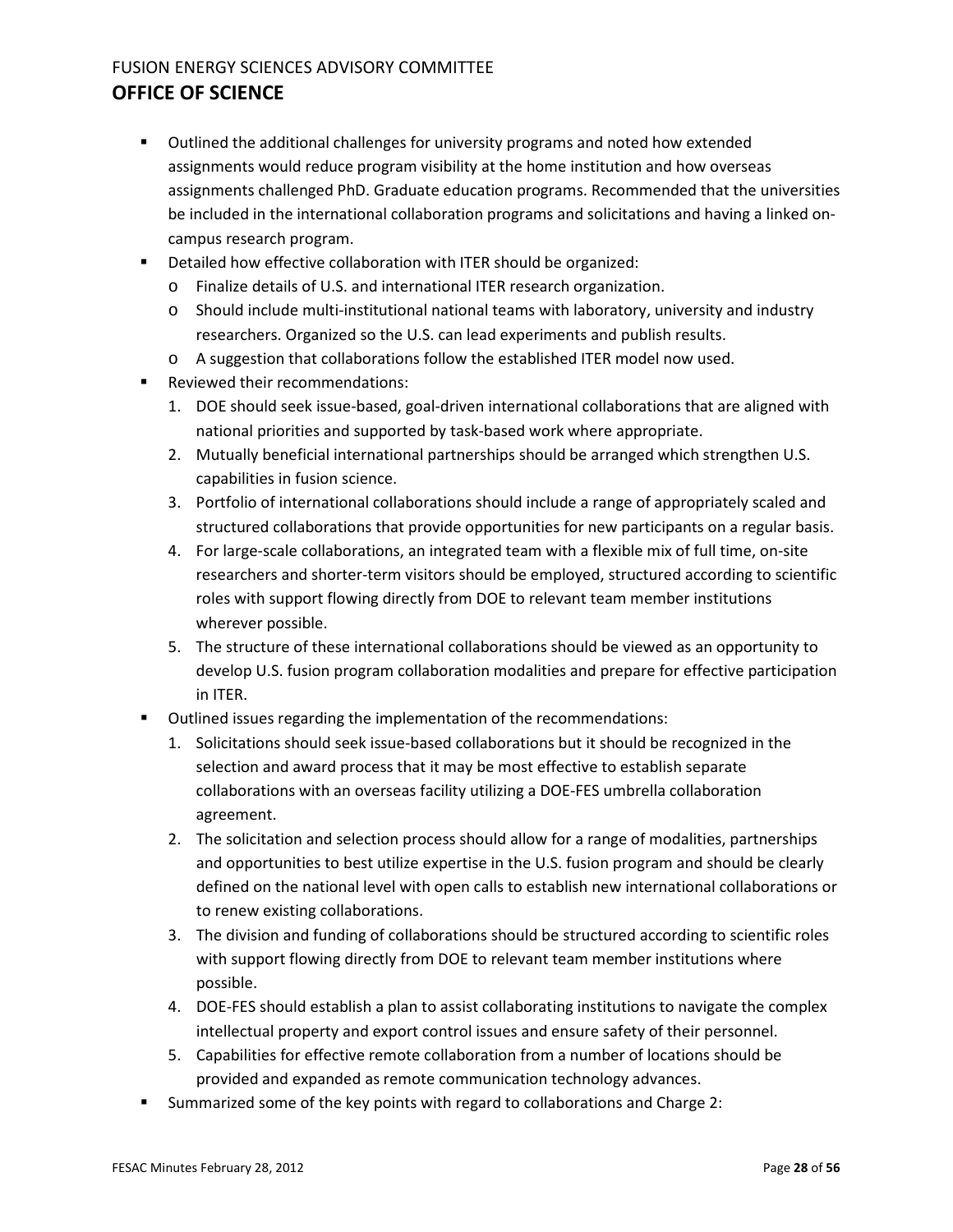- Outlined the additional challenges for university programs and noted how extended assignments would reduce program visibility at the home institution and how overseas assignments challenged PhD. Graduate education programs. Recommended that the universities be included in the international collaboration programs and solicitations and having a linked on-campus research program.
- Detailed how effective collaboration with ITER should be organized:
  - Finalize details of U.S. and international ITER research organization.
  - Should include multi-institutional national teams with laboratory, university and industry researchers. Organized so the U.S. can lead experiments and publish results.
  - A suggestion that collaborations follow the established ITER model now used.
- Reviewed their recommendations:
  1. DOE should seek issue-based, goal-driven international collaborations that are aligned with national priorities and supported by task-based work where appropriate.
  2. Mutually beneficial international partnerships should be arranged which strengthen U.S. capabilities in fusion science.
  3. Portfolio of international collaborations should include a range of appropriately scaled and structured collaborations that provide opportunities for new participants on a regular basis.
  4. For large-scale collaborations, an integrated team with a flexible mix of full time, on-site researchers and shorter-term visitors should be employed, structured according to scientific roles with support flowing directly from DOE to relevant team member institutions wherever possible.
  5. The structure of these international collaborations should be viewed as an opportunity to develop U.S. fusion program collaboration modalities and prepare for effective participation in ITER.
- Outlined issues regarding the implementation of the recommendations:
  1. Solicitations should seek issue-based collaborations but it should be recognized in the selection and award process that it may be most effective to establish separate collaborations with an overseas facility utilizing a DOE-FES umbrella collaboration agreement.
  2. The solicitation and selection process should allow for a range of modalities, partnerships and opportunities to best utilize expertise in the U.S. fusion program and should be clearly defined on the national level with open calls to establish new international collaborations or to renew existing collaborations.
  3. The division and funding of collaborations should be structured according to scientific roles with support flowing directly from DOE to relevant team member institutions where possible.
  4. DOE-FES should establish a plan to assist collaborating institutions to navigate the complex intellectual property and export control issues and ensure safety of their personnel.
  5. Capabilities for effective remote collaboration from a number of locations should be provided and expanded as remote communication technology advances.
- Summarized some of the key points with regard to collaborations and Charge 2: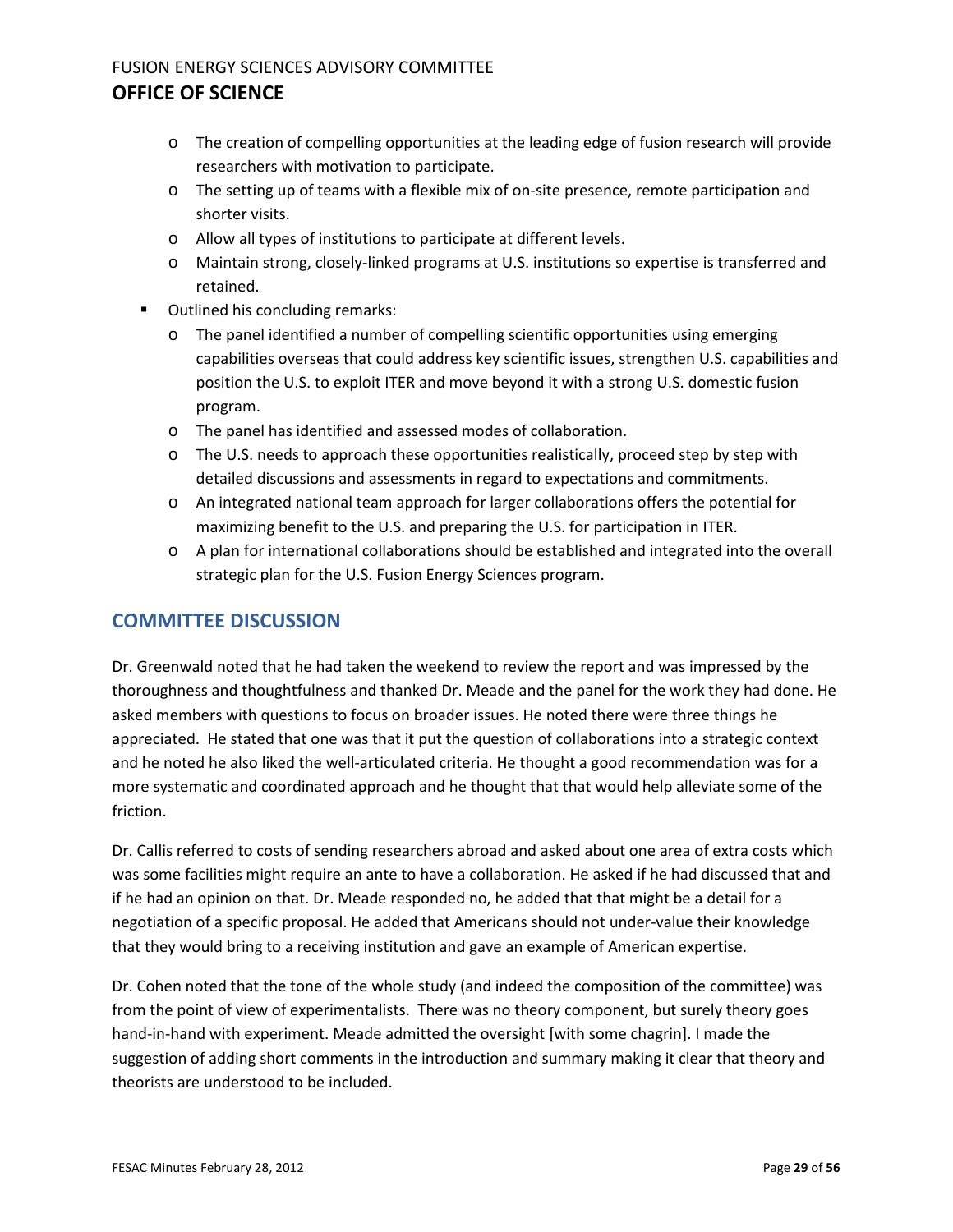- The creation of compelling opportunities at the leading edge of fusion research will provide researchers with motivation to participate.
- The setting up of teams with a flexible mix of on-site presence, remote participation and shorter visits.
- Allow all types of institutions to participate at different levels.
- Maintain strong, closely-linked programs at U.S. institutions so expertise is transferred and retained.

- Outlined his concluding remarks:
  - The panel identified a number of compelling scientific opportunities using emerging capabilities overseas that could address key scientific issues, strengthen U.S. capabilities and position the U.S. to exploit ITER and move beyond it with a strong U.S. domestic fusion program.
  - The panel has identified and assessed modes of collaboration.
  - The U.S. needs to approach these opportunities realistically, proceed step by step with detailed discussions and assessments in regard to expectations and commitments.
  - An integrated national team approach for larger collaborations offers the potential for maximizing benefit to the U.S. and preparing the U.S. for participation in ITER.
  - A plan for international collaborations should be established and integrated into the overall strategic plan for the U.S. Fusion Energy Sciences program.

## COMMITTEE DISCUSSION

Dr. Greenwald noted that he had taken the weekend to review the report and was impressed by the thoroughness and thoughtfulness and thanked Dr. Meade and the panel for the work they had done. He asked members with questions to focus on broader issues. He noted there were three things he appreciated. He stated that one was that it put the question of collaborations into a strategic context and he noted he also liked the well-articulated criteria. He thought a good recommendation was for a more systematic and coordinated approach and he thought that that would help alleviate some of the friction.

Dr. Callis referred to costs of sending researchers abroad and asked about one area of extra costs which was some facilities might require an ante to have a collaboration. He asked if he had discussed that and if he had an opinion on that. Dr. Meade responded no, he added that that might be a detail for a negotiation of a specific proposal. He added that Americans should not under-value their knowledge that they would bring to a receiving institution and gave an example of American expertise.

Dr. Cohen noted that the tone of the whole study (and indeed the composition of the committee) was from the point of view of experimentalists. There was no theory component, but surely theory goes hand-in-hand with experiment. Meade admitted the oversight [with some chagrin]. I made the suggestion of adding short comments in the introduction and summary making it clear that theory and theorists are understood to be included.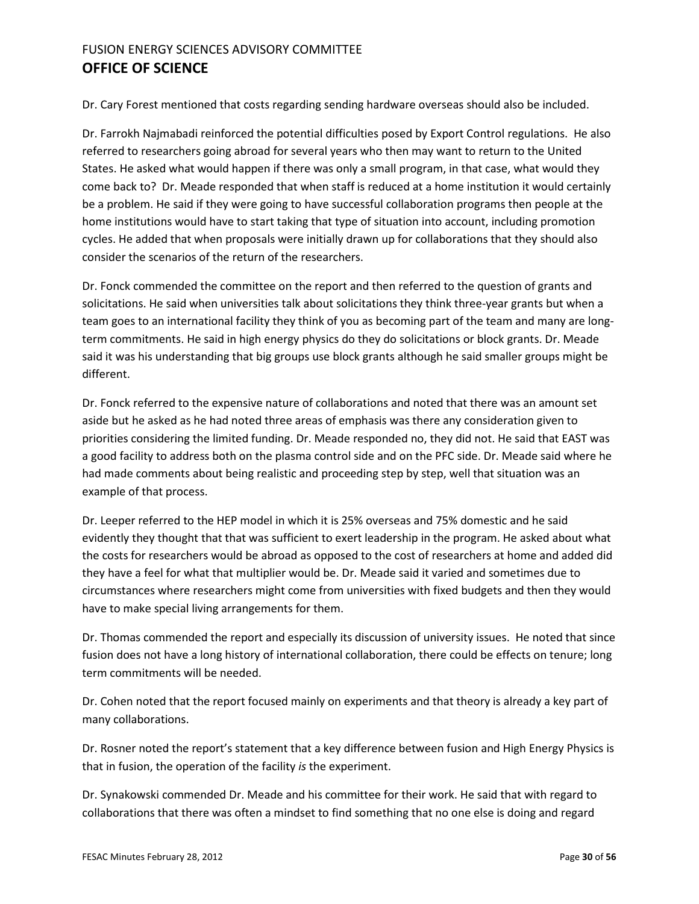Dr. Cary Forest mentioned that costs regarding sending hardware overseas should also be included.

Dr. Farrokh Najmabadi reinforced the potential difficulties posed by Export Control regulations. He also referred to researchers going abroad for several years who then may want to return to the United States. He asked what would happen if there was only a small program, in that case, what would they come back to? Dr. Meade responded that when staff is reduced at a home institution it would certainly be a problem. He said if they were going to have successful collaboration programs then people at the home institutions would have to start taking that type of situation into account, including promotion cycles. He added that when proposals were initially drawn up for collaborations that they should also consider the scenarios of the return of the researchers.

Dr. Fonck commended the committee on the report and then referred to the question of grants and solicitations. He said when universities talk about solicitations they think three-year grants but when a team goes to an international facility they think of you as becoming part of the team and many are long-term commitments. He said in high energy physics do they do solicitations or block grants. Dr. Meade said it was his understanding that big groups use block grants although he said smaller groups might be different.

Dr. Fonck referred to the expensive nature of collaborations and noted that there was an amount set aside but he asked as he had noted three areas of emphasis was there any consideration given to priorities considering the limited funding. Dr. Meade responded no, they did not. He said that EAST was a good facility to address both on the plasma control side and on the PFC side. Dr. Meade said where he had made comments about being realistic and proceeding step by step, well that situation was an example of that process.

Dr. Leeper referred to the HEP model in which it is 25% overseas and 75% domestic and he said evidently they thought that that was sufficient to exert leadership in the program. He asked about what the costs for researchers would be abroad as opposed to the cost of researchers at home and added did they have a feel for what that multiplier would be. Dr. Meade said it varied and sometimes due to circumstances where researchers might come from universities with fixed budgets and then they would have to make special living arrangements for them.

Dr. Thomas commended the report and especially its discussion of university issues. He noted that since fusion does not have a long history of international collaboration, there could be effects on tenure; long term commitments will be needed.

Dr. Cohen noted that the report focused mainly on experiments and that theory is already a key part of many collaborations.

Dr. Rosner noted the report's statement that a key difference between fusion and High Energy Physics is that in fusion, the operation of the facility *is* the experiment.

Dr. Synakowski commended Dr. Meade and his committee for their work. He said that with regard to collaborations that there was often a mindset to find something that no one else is doing and regard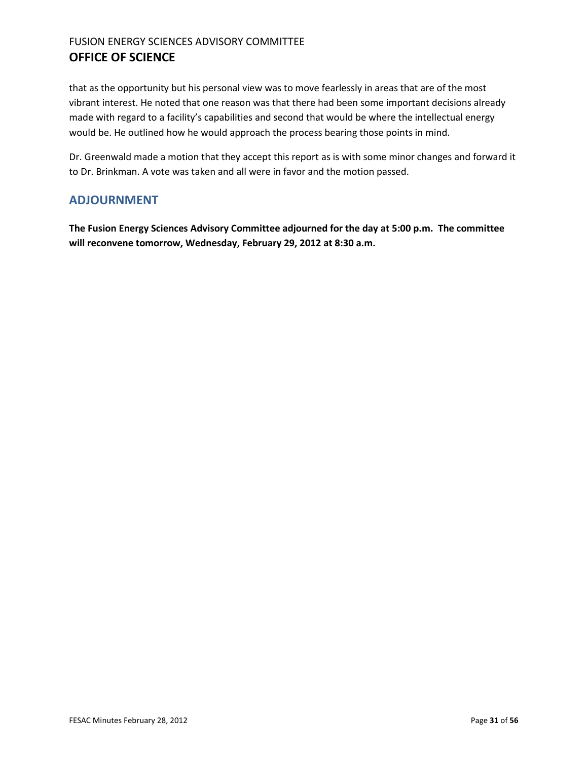that as the opportunity but his personal view was to move fearlessly in areas that are of the most vibrant interest. He noted that one reason was that there had been some important decisions already made with regard to a facility's capabilities and second that would be where the intellectual energy would be. He outlined how he would approach the process bearing those points in mind.

Dr. Greenwald made a motion that they accept this report as is with some minor changes and forward it to Dr. Brinkman. A vote was taken and all were in favor and the motion passed.

## ADJOURNMENT

**The Fusion Energy Sciences Advisory Committee adjourned for the day at 5:00 p.m. The committee will reconvene tomorrow, Wednesday, February 29, 2012 at 8:30 a.m.**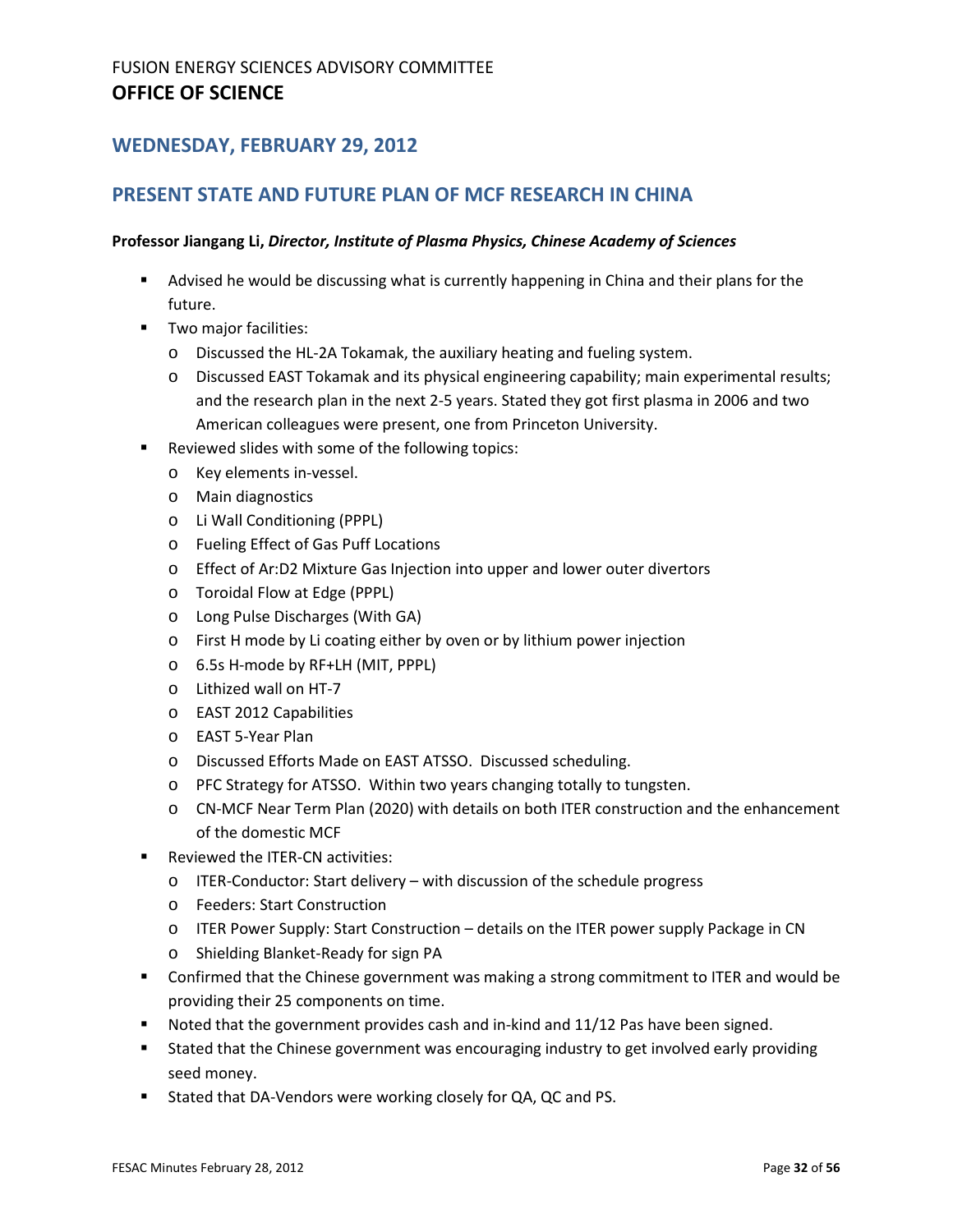## WEDNESDAY, FEBRUARY 29, 2012

## PRESENT STATE AND FUTURE PLAN OF MCF RESEARCH IN CHINA

**Professor Jiangang Li,** ***Director, Institute of Plasma Physics, Chinese Academy of Sciences***

- Advised he would be discussing what is currently happening in China and their plans for the future.
- Two major facilities:
  - Discussed the HL-2A Tokamak, the auxiliary heating and fueling system.
  - Discussed EAST Tokamak and its physical engineering capability; main experimental results; and the research plan in the next 2-5 years. Stated they got first plasma in 2006 and two American colleagues were present, one from Princeton University.
- Reviewed slides with some of the following topics:
  - Key elements in-vessel.
  - Main diagnostics
  - Li Wall Conditioning (PPPL)
  - Fueling Effect of Gas Puff Locations
  - Effect of Ar:D2 Mixture Gas Injection into upper and lower outer divertors
  - Toroidal Flow at Edge (PPPL)
  - Long Pulse Discharges (With GA)
  - First H mode by Li coating either by oven or by lithium power injection
  - 6.5s H-mode by RF+LH (MIT, PPPL)
  - Lithized wall on HT-7
  - EAST 2012 Capabilities
  - EAST 5-Year Plan
  - Discussed Efforts Made on EAST ATSSO. Discussed scheduling.
  - PFC Strategy for ATSSO. Within two years changing totally to tungsten.
  - CN-MCF Near Term Plan (2020) with details on both ITER construction and the enhancement of the domestic MCF
- Reviewed the ITER-CN activities:
  - ITER-Conductor: Start delivery – with discussion of the schedule progress
  - Feeders: Start Construction
  - ITER Power Supply: Start Construction – details on the ITER power supply Package in CN
  - Shielding Blanket-Ready for sign PA
- Confirmed that the Chinese government was making a strong commitment to ITER and would be providing their 25 components on time.
- Noted that the government provides cash and in-kind and 11/12 Pas have been signed.
- Stated that the Chinese government was encouraging industry to get involved early providing seed money.
- Stated that DA-Vendors were working closely for QA, QC and PS.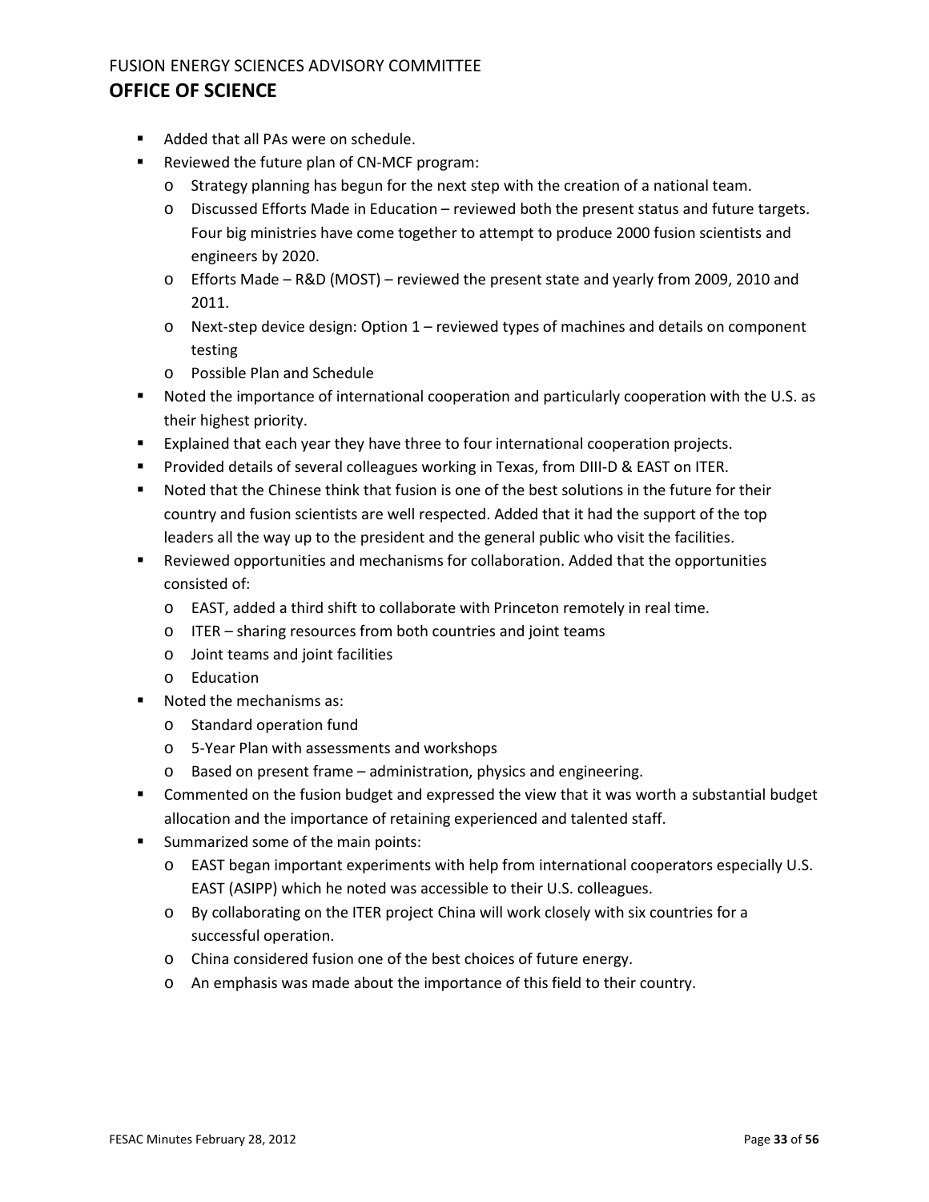- Added that all PAs were on schedule.
- Reviewed the future plan of CN-MCF program:
  - Strategy planning has begun for the next step with the creation of a national team.
  - Discussed Efforts Made in Education – reviewed both the present status and future targets. Four big ministries have come together to attempt to produce 2000 fusion scientists and engineers by 2020.
  - Efforts Made – R&D (MOST) – reviewed the present state and yearly from 2009, 2010 and 2011.
  - Next-step device design: Option 1 – reviewed types of machines and details on component testing
  - Possible Plan and Schedule
- Noted the importance of international cooperation and particularly cooperation with the U.S. as their highest priority.
- Explained that each year they have three to four international cooperation projects.
- Provided details of several colleagues working in Texas, from DIII-D & EAST on ITER.
- Noted that the Chinese think that fusion is one of the best solutions in the future for their country and fusion scientists are well respected. Added that it had the support of the top leaders all the way up to the president and the general public who visit the facilities.
- Reviewed opportunities and mechanisms for collaboration. Added that the opportunities consisted of:
  - EAST, added a third shift to collaborate with Princeton remotely in real time.
  - ITER – sharing resources from both countries and joint teams
  - Joint teams and joint facilities
  - Education
- Noted the mechanisms as:
  - Standard operation fund
  - 5-Year Plan with assessments and workshops
  - Based on present frame – administration, physics and engineering.
- Commented on the fusion budget and expressed the view that it was worth a substantial budget allocation and the importance of retaining experienced and talented staff.
- Summarized some of the main points:
  - EAST began important experiments with help from international cooperators especially U.S. EAST (ASIPP) which he noted was accessible to their U.S. colleagues.
  - By collaborating on the ITER project China will work closely with six countries for a successful operation.
  - China considered fusion one of the best choices of future energy.
  - An emphasis was made about the importance of this field to their country.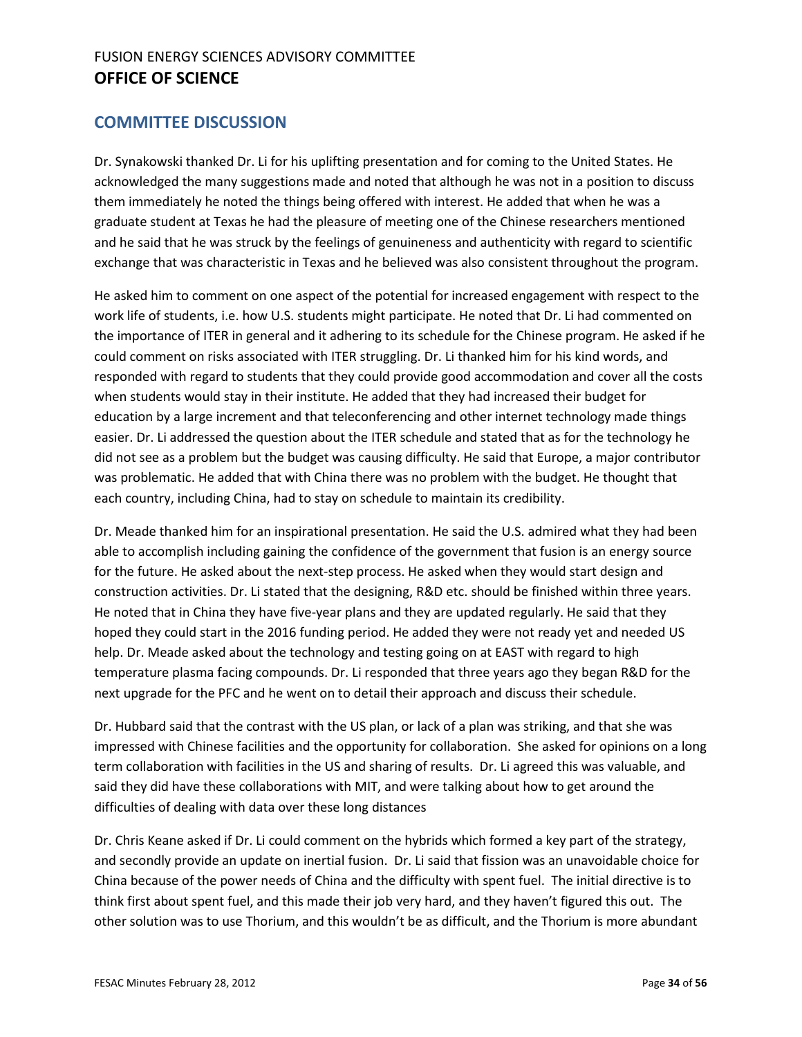## COMMITTEE DISCUSSION

Dr. Synakowski thanked Dr. Li for his uplifting presentation and for coming to the United States. He acknowledged the many suggestions made and noted that although he was not in a position to discuss them immediately he noted the things being offered with interest. He added that when he was a graduate student at Texas he had the pleasure of meeting one of the Chinese researchers mentioned and he said that he was struck by the feelings of genuineness and authenticity with regard to scientific exchange that was characteristic in Texas and he believed was also consistent throughout the program.

He asked him to comment on one aspect of the potential for increased engagement with respect to the work life of students, i.e. how U.S. students might participate. He noted that Dr. Li had commented on the importance of ITER in general and it adhering to its schedule for the Chinese program. He asked if he could comment on risks associated with ITER struggling. Dr. Li thanked him for his kind words, and responded with regard to students that they could provide good accommodation and cover all the costs when students would stay in their institute. He added that they had increased their budget for education by a large increment and that teleconferencing and other internet technology made things easier. Dr. Li addressed the question about the ITER schedule and stated that as for the technology he did not see as a problem but the budget was causing difficulty. He said that Europe, a major contributor was problematic. He added that with China there was no problem with the budget. He thought that each country, including China, had to stay on schedule to maintain its credibility.

Dr. Meade thanked him for an inspirational presentation. He said the U.S. admired what they had been able to accomplish including gaining the confidence of the government that fusion is an energy source for the future. He asked about the next-step process. He asked when they would start design and construction activities. Dr. Li stated that the designing, R&D etc. should be finished within three years. He noted that in China they have five-year plans and they are updated regularly. He said that they hoped they could start in the 2016 funding period. He added they were not ready yet and needed US help. Dr. Meade asked about the technology and testing going on at EAST with regard to high temperature plasma facing compounds. Dr. Li responded that three years ago they began R&D for the next upgrade for the PFC and he went on to detail their approach and discuss their schedule.

Dr. Hubbard said that the contrast with the US plan, or lack of a plan was striking, and that she was impressed with Chinese facilities and the opportunity for collaboration. She asked for opinions on a long term collaboration with facilities in the US and sharing of results. Dr. Li agreed this was valuable, and said they did have these collaborations with MIT, and were talking about how to get around the difficulties of dealing with data over these long distances

Dr. Chris Keane asked if Dr. Li could comment on the hybrids which formed a key part of the strategy, and secondly provide an update on inertial fusion. Dr. Li said that fission was an unavoidable choice for China because of the power needs of China and the difficulty with spent fuel. The initial directive is to think first about spent fuel, and this made their job very hard, and they haven't figured this out. The other solution was to use Thorium, and this wouldn't be as difficult, and the Thorium is more abundant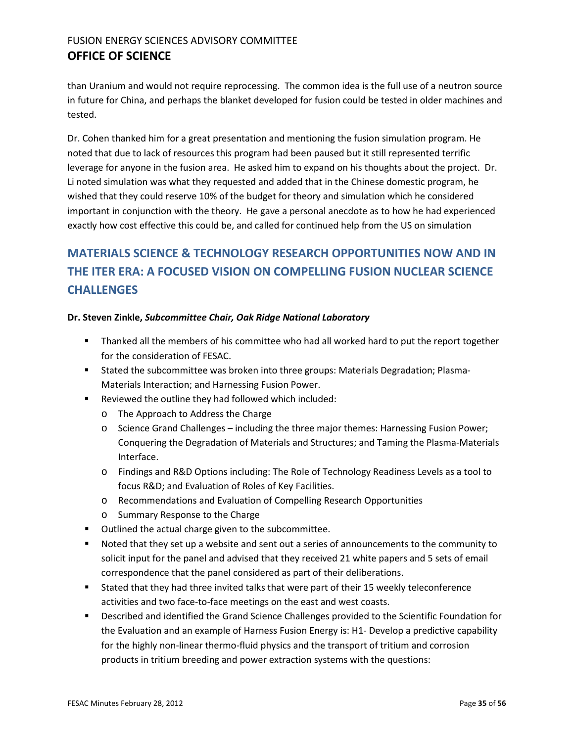than Uranium and would not require reprocessing. The common idea is the full use of a neutron source in future for China, and perhaps the blanket developed for fusion could be tested in older machines and tested.

Dr. Cohen thanked him for a great presentation and mentioning the fusion simulation program. He noted that due to lack of resources this program had been paused but it still represented terrific leverage for anyone in the fusion area. He asked him to expand on his thoughts about the project. Dr. Li noted simulation was what they requested and added that in the Chinese domestic program, he wished that they could reserve 10% of the budget for theory and simulation which he considered important in conjunction with the theory. He gave a personal anecdote as to how he had experienced exactly how cost effective this could be, and called for continued help from the US on simulation

## MATERIALS SCIENCE & TECHNOLOGY RESEARCH OPPORTUNITIES NOW AND IN THE ITER ERA: A FOCUSED VISION ON COMPELLING FUSION NUCLEAR SCIENCE CHALLENGES

**Dr. Steven Zinkle, *Subcommittee Chair, Oak Ridge National Laboratory***

- Thanked all the members of his committee who had all worked hard to put the report together for the consideration of FESAC.
- Stated the subcommittee was broken into three groups: Materials Degradation; Plasma-Materials Interaction; and Harnessing Fusion Power.
- Reviewed the outline they had followed which included:
  - The Approach to Address the Charge
  - Science Grand Challenges – including the three major themes: Harnessing Fusion Power; Conquering the Degradation of Materials and Structures; and Taming the Plasma-Materials Interface.
  - Findings and R&D Options including: The Role of Technology Readiness Levels as a tool to focus R&D; and Evaluation of Roles of Key Facilities.
  - Recommendations and Evaluation of Compelling Research Opportunities
  - Summary Response to the Charge
- Outlined the actual charge given to the subcommittee.
- Noted that they set up a website and sent out a series of announcements to the community to solicit input for the panel and advised that they received 21 white papers and 5 sets of email correspondence that the panel considered as part of their deliberations.
- Stated that they had three invited talks that were part of their 15 weekly teleconference activities and two face-to-face meetings on the east and west coasts.
- Described and identified the Grand Science Challenges provided to the Scientific Foundation for the Evaluation and an example of Harness Fusion Energy is: H1- Develop a predictive capability for the highly non-linear thermo-fluid physics and the transport of tritium and corrosion products in tritium breeding and power extraction systems with the questions: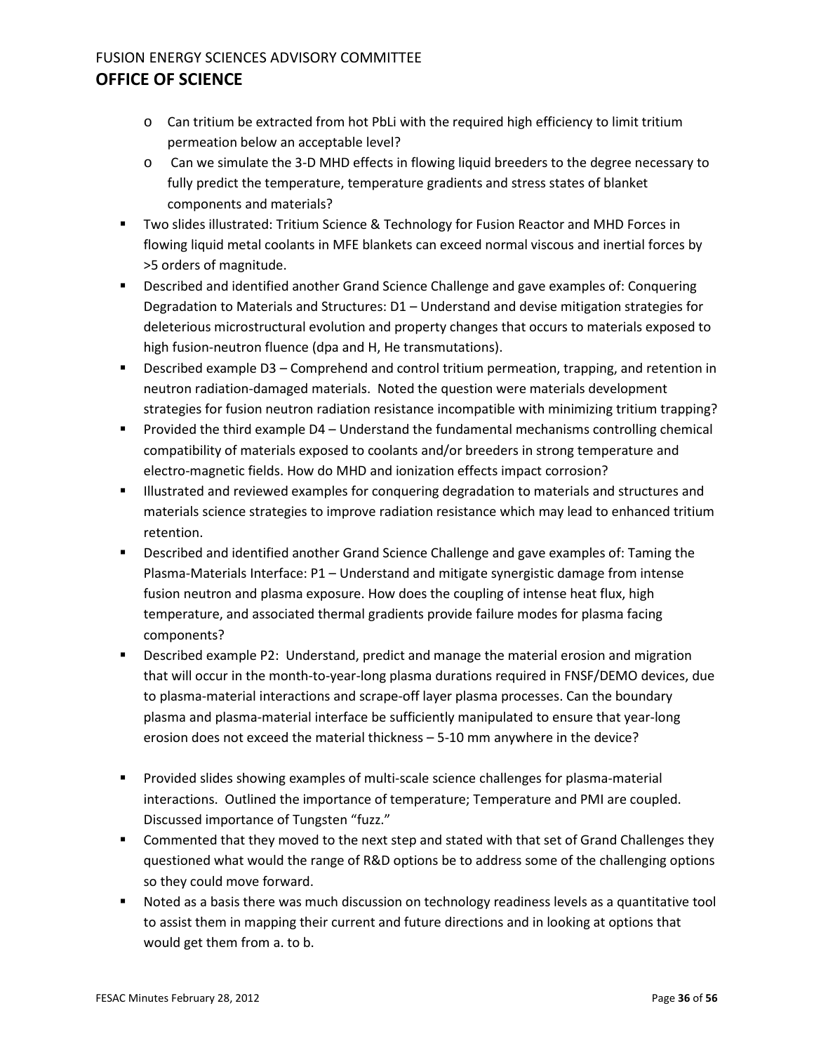- Can tritium be extracted from hot PbLi with the required high efficiency to limit tritium permeation below an acceptable level?
  - Can we simulate the 3-D MHD effects in flowing liquid breeders to the degree necessary to fully predict the temperature, temperature gradients and stress states of blanket components and materials?
- Two slides illustrated: Tritium Science & Technology for Fusion Reactor and MHD Forces in flowing liquid metal coolants in MFE blankets can exceed normal viscous and inertial forces by >5 orders of magnitude.
- Described and identified another Grand Science Challenge and gave examples of: Conquering Degradation to Materials and Structures: D1 – Understand and devise mitigation strategies for deleterious microstructural evolution and property changes that occurs to materials exposed to high fusion-neutron fluence (dpa and H, He transmutations).
- Described example D3 – Comprehend and control tritium permeation, trapping, and retention in neutron radiation-damaged materials. Noted the question were materials development strategies for fusion neutron radiation resistance incompatible with minimizing tritium trapping?
- Provided the third example D4 – Understand the fundamental mechanisms controlling chemical compatibility of materials exposed to coolants and/or breeders in strong temperature and electro-magnetic fields. How do MHD and ionization effects impact corrosion?
- Illustrated and reviewed examples for conquering degradation to materials and structures and materials science strategies to improve radiation resistance which may lead to enhanced tritium retention.
- Described and identified another Grand Science Challenge and gave examples of: Taming the Plasma-Materials Interface: P1 – Understand and mitigate synergistic damage from intense fusion neutron and plasma exposure. How does the coupling of intense heat flux, high temperature, and associated thermal gradients provide failure modes for plasma facing components?
- Described example P2: Understand, predict and manage the material erosion and migration that will occur in the month-to-year-long plasma durations required in FNSF/DEMO devices, due to plasma-material interactions and scrape-off layer plasma processes. Can the boundary plasma and plasma-material interface be sufficiently manipulated to ensure that year-long erosion does not exceed the material thickness – 5-10 mm anywhere in the device?

- Provided slides showing examples of multi-scale science challenges for plasma-material interactions. Outlined the importance of temperature; Temperature and PMI are coupled. Discussed importance of Tungsten "fuzz."
- Commented that they moved to the next step and stated with that set of Grand Challenges they questioned what would the range of R&D options be to address some of the challenging options so they could move forward.
- Noted as a basis there was much discussion on technology readiness levels as a quantitative tool to assist them in mapping their current and future directions and in looking at options that would get them from a. to b.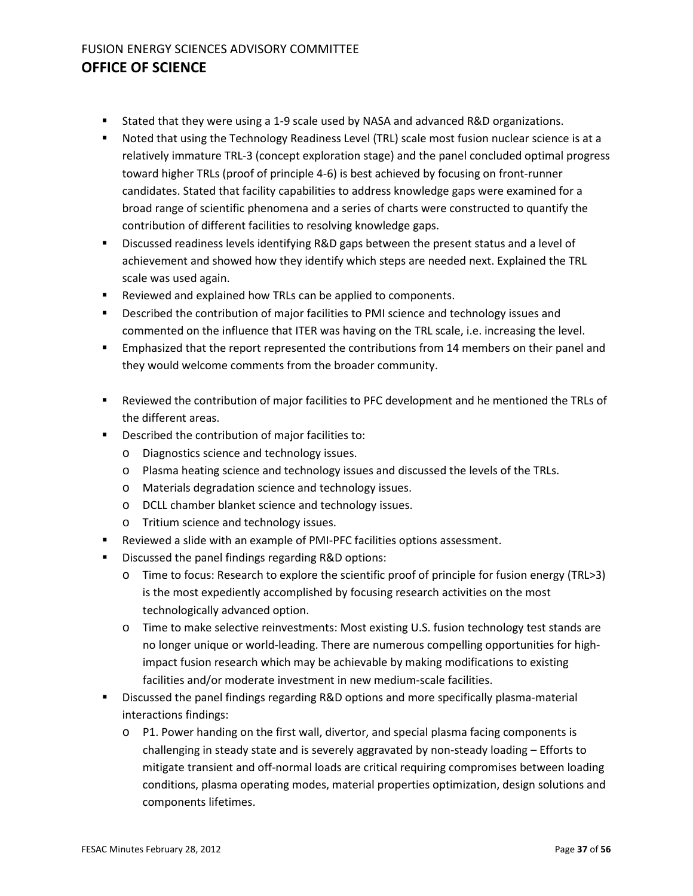- Stated that they were using a 1-9 scale used by NASA and advanced R&D organizations.
- Noted that using the Technology Readiness Level (TRL) scale most fusion nuclear science is at a relatively immature TRL-3 (concept exploration stage) and the panel concluded optimal progress toward higher TRLs (proof of principle 4-6) is best achieved by focusing on front-runner candidates. Stated that facility capabilities to address knowledge gaps were examined for a broad range of scientific phenomena and a series of charts were constructed to quantify the contribution of different facilities to resolving knowledge gaps.
- Discussed readiness levels identifying R&D gaps between the present status and a level of achievement and showed how they identify which steps are needed next. Explained the TRL scale was used again.
- Reviewed and explained how TRLs can be applied to components.
- Described the contribution of major facilities to PMI science and technology issues and commented on the influence that ITER was having on the TRL scale, i.e. increasing the level.
- Emphasized that the report represented the contributions from 14 members on their panel and they would welcome comments from the broader community.

- Reviewed the contribution of major facilities to PFC development and he mentioned the TRLs of the different areas.
- Described the contribution of major facilities to:
  - Diagnostics science and technology issues.
  - Plasma heating science and technology issues and discussed the levels of the TRLs.
  - Materials degradation science and technology issues.
  - DCLL chamber blanket science and technology issues.
  - Tritium science and technology issues.
- Reviewed a slide with an example of PMI-PFC facilities options assessment.
- Discussed the panel findings regarding R&D options:
  - Time to focus: Research to explore the scientific proof of principle for fusion energy (TRL>3) is the most expediently accomplished by focusing research activities on the most technologically advanced option.
  - Time to make selective reinvestments: Most existing U.S. fusion technology test stands are no longer unique or world-leading. There are numerous compelling opportunities for high-impact fusion research which may be achievable by making modifications to existing facilities and/or moderate investment in new medium-scale facilities.
- Discussed the panel findings regarding R&D options and more specifically plasma-material interactions findings:
  - P1. Power handing on the first wall, divertor, and special plasma facing components is challenging in steady state and is severely aggravated by non-steady loading – Efforts to mitigate transient and off-normal loads are critical requiring compromises between loading conditions, plasma operating modes, material properties optimization, design solutions and components lifetimes.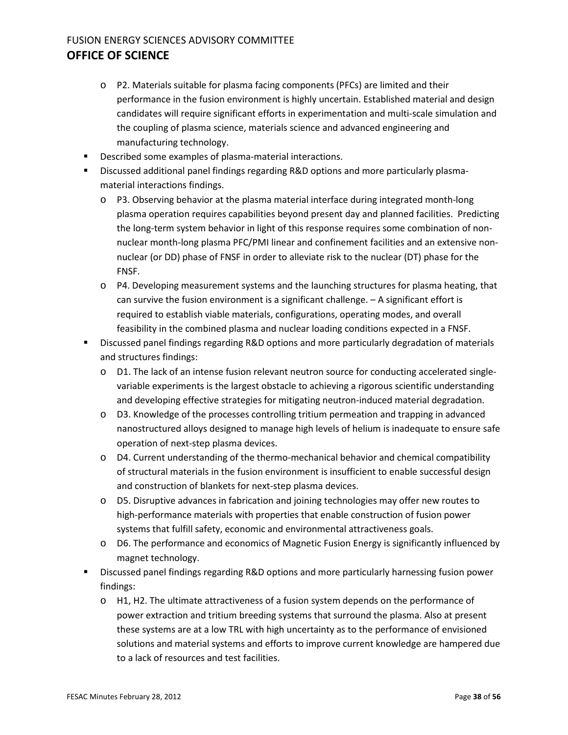- P2. Materials suitable for plasma facing components (PFCs) are limited and their performance in the fusion environment is highly uncertain. Established material and design candidates will require significant efforts in experimentation and multi-scale simulation and the coupling of plasma science, materials science and advanced engineering and manufacturing technology.
- Described some examples of plasma-material interactions.
- Discussed additional panel findings regarding R&D options and more particularly plasma-material interactions findings.
  - P3. Observing behavior at the plasma material interface during integrated month-long plasma operation requires capabilities beyond present day and planned facilities. Predicting the long-term system behavior in light of this response requires some combination of non-nuclear month-long plasma PFC/PMI linear and confinement facilities and an extensive non-nuclear (or DD) phase of FNSF in order to alleviate risk to the nuclear (DT) phase for the FNSF.
  - P4. Developing measurement systems and the launching structures for plasma heating, that can survive the fusion environment is a significant challenge. – A significant effort is required to establish viable materials, configurations, operating modes, and overall feasibility in the combined plasma and nuclear loading conditions expected in a FNSF.
- Discussed panel findings regarding R&D options and more particularly degradation of materials and structures findings:
  - D1. The lack of an intense fusion relevant neutron source for conducting accelerated single-variable experiments is the largest obstacle to achieving a rigorous scientific understanding and developing effective strategies for mitigating neutron-induced material degradation.
  - D3. Knowledge of the processes controlling tritium permeation and trapping in advanced nanostructured alloys designed to manage high levels of helium is inadequate to ensure safe operation of next-step plasma devices.
  - D4. Current understanding of the thermo-mechanical behavior and chemical compatibility of structural materials in the fusion environment is insufficient to enable successful design and construction of blankets for next-step plasma devices.
  - D5. Disruptive advances in fabrication and joining technologies may offer new routes to high-performance materials with properties that enable construction of fusion power systems that fulfill safety, economic and environmental attractiveness goals.
  - D6. The performance and economics of Magnetic Fusion Energy is significantly influenced by magnet technology.
- Discussed panel findings regarding R&D options and more particularly harnessing fusion power findings:
  - H1, H2. The ultimate attractiveness of a fusion system depends on the performance of power extraction and tritium breeding systems that surround the plasma. Also at present these systems are at a low TRL with high uncertainty as to the performance of envisioned solutions and material systems and efforts to improve current knowledge are hampered due to a lack of resources and test facilities.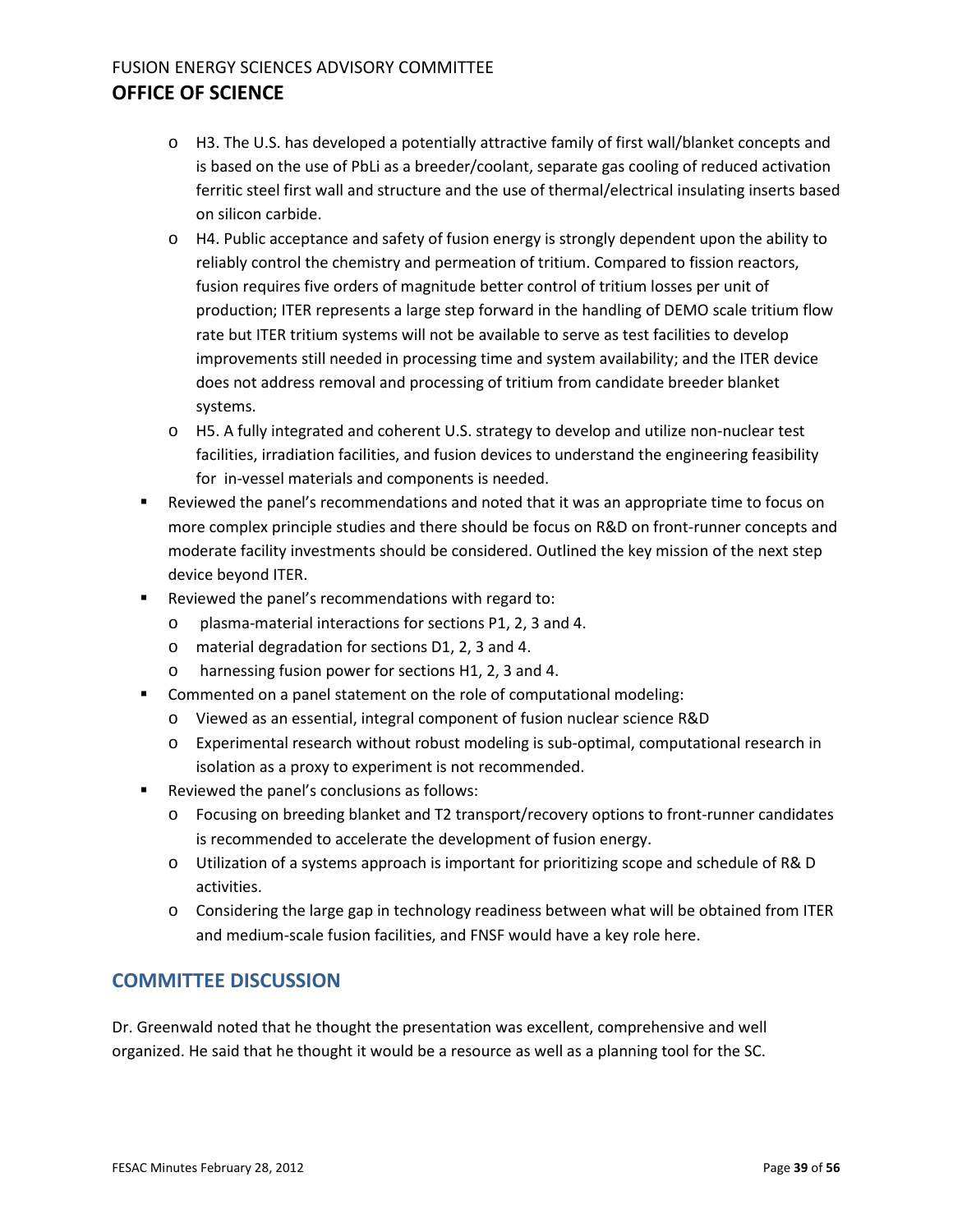- H3. The U.S. has developed a potentially attractive family of first wall/blanket concepts and is based on the use of PbLi as a breeder/coolant, separate gas cooling of reduced activation ferritic steel first wall and structure and the use of thermal/electrical insulating inserts based on silicon carbide.
- H4. Public acceptance and safety of fusion energy is strongly dependent upon the ability to reliably control the chemistry and permeation of tritium. Compared to fission reactors, fusion requires five orders of magnitude better control of tritium losses per unit of production; ITER represents a large step forward in the handling of DEMO scale tritium flow rate but ITER tritium systems will not be available to serve as test facilities to develop improvements still needed in processing time and system availability; and the ITER device does not address removal and processing of tritium from candidate breeder blanket systems.
- H5. A fully integrated and coherent U.S. strategy to develop and utilize non-nuclear test facilities, irradiation facilities, and fusion devices to understand the engineering feasibility for in-vessel materials and components is needed.

- Reviewed the panel's recommendations and noted that it was an appropriate time to focus on more complex principle studies and there should be focus on R&D on front-runner concepts and moderate facility investments should be considered. Outlined the key mission of the next step device beyond ITER.
- Reviewed the panel's recommendations with regard to:
  - plasma-material interactions for sections P1, 2, 3 and 4.
  - material degradation for sections D1, 2, 3 and 4.
  - harnessing fusion power for sections H1, 2, 3 and 4.
- Commented on a panel statement on the role of computational modeling:
  - Viewed as an essential, integral component of fusion nuclear science R&D
  - Experimental research without robust modeling is sub-optimal, computational research in isolation as a proxy to experiment is not recommended.
- Reviewed the panel's conclusions as follows:
  - Focusing on breeding blanket and T2 transport/recovery options to front-runner candidates is recommended to accelerate the development of fusion energy.
  - Utilization of a systems approach is important for prioritizing scope and schedule of R& D activities.
  - Considering the large gap in technology readiness between what will be obtained from ITER and medium-scale fusion facilities, and FNSF would have a key role here.

## COMMITTEE DISCUSSION

Dr. Greenwald noted that he thought the presentation was excellent, comprehensive and well organized. He said that he thought it would be a resource as well as a planning tool for the SC.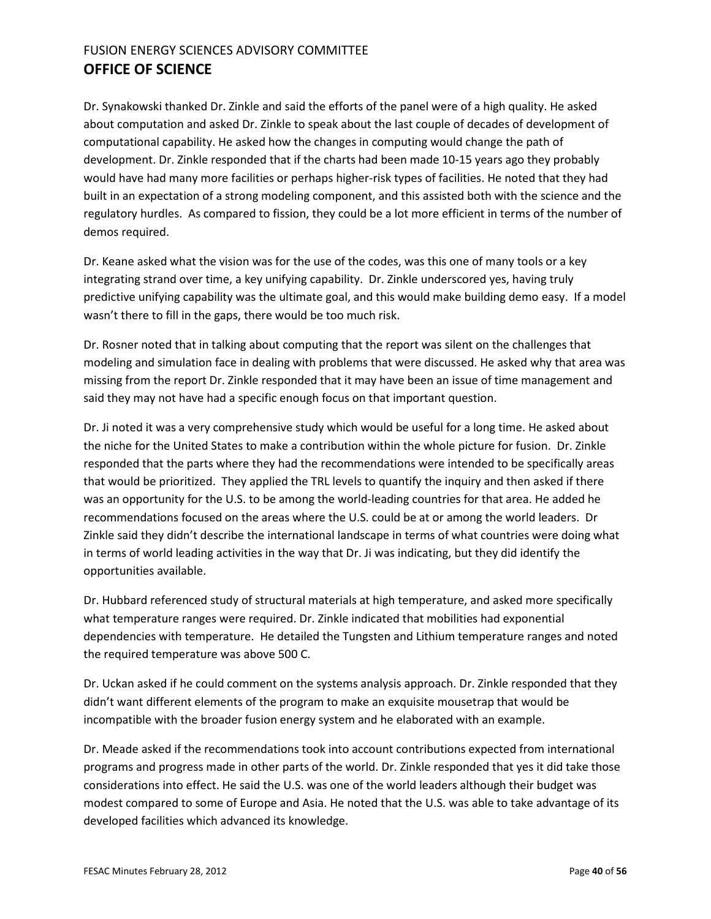Dr. Synakowski thanked Dr. Zinkle and said the efforts of the panel were of a high quality. He asked about computation and asked Dr. Zinkle to speak about the last couple of decades of development of computational capability. He asked how the changes in computing would change the path of development. Dr. Zinkle responded that if the charts had been made 10-15 years ago they probably would have had many more facilities or perhaps higher-risk types of facilities. He noted that they had built in an expectation of a strong modeling component, and this assisted both with the science and the regulatory hurdles. As compared to fission, they could be a lot more efficient in terms of the number of demos required.

Dr. Keane asked what the vision was for the use of the codes, was this one of many tools or a key integrating strand over time, a key unifying capability. Dr. Zinkle underscored yes, having truly predictive unifying capability was the ultimate goal, and this would make building demo easy. If a model wasn't there to fill in the gaps, there would be too much risk.

Dr. Rosner noted that in talking about computing that the report was silent on the challenges that modeling and simulation face in dealing with problems that were discussed. He asked why that area was missing from the report Dr. Zinkle responded that it may have been an issue of time management and said they may not have had a specific enough focus on that important question.

Dr. Ji noted it was a very comprehensive study which would be useful for a long time. He asked about the niche for the United States to make a contribution within the whole picture for fusion. Dr. Zinkle responded that the parts where they had the recommendations were intended to be specifically areas that would be prioritized. They applied the TRL levels to quantify the inquiry and then asked if there was an opportunity for the U.S. to be among the world-leading countries for that area. He added he recommendations focused on the areas where the U.S. could be at or among the world leaders. Dr Zinkle said they didn't describe the international landscape in terms of what countries were doing what in terms of world leading activities in the way that Dr. Ji was indicating, but they did identify the opportunities available.

Dr. Hubbard referenced study of structural materials at high temperature, and asked more specifically what temperature ranges were required. Dr. Zinkle indicated that mobilities had exponential dependencies with temperature. He detailed the Tungsten and Lithium temperature ranges and noted the required temperature was above 500 C.

Dr. Uckan asked if he could comment on the systems analysis approach. Dr. Zinkle responded that they didn't want different elements of the program to make an exquisite mousetrap that would be incompatible with the broader fusion energy system and he elaborated with an example.

Dr. Meade asked if the recommendations took into account contributions expected from international programs and progress made in other parts of the world. Dr. Zinkle responded that yes it did take those considerations into effect. He said the U.S. was one of the world leaders although their budget was modest compared to some of Europe and Asia. He noted that the U.S. was able to take advantage of its developed facilities which advanced its knowledge.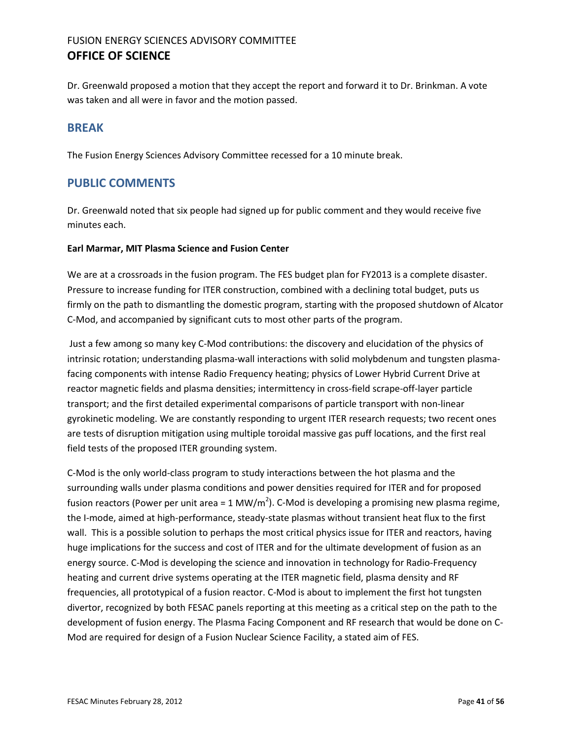Dr. Greenwald proposed a motion that they accept the report and forward it to Dr. Brinkman. A vote was taken and all were in favor and the motion passed.

## BREAK

The Fusion Energy Sciences Advisory Committee recessed for a 10 minute break.

## PUBLIC COMMENTS

Dr. Greenwald noted that six people had signed up for public comment and they would receive five minutes each.

**Earl Marmar, MIT Plasma Science and Fusion Center**

We are at a crossroads in the fusion program. The FES budget plan for FY2013 is a complete disaster. Pressure to increase funding for ITER construction, combined with a declining total budget, puts us firmly on the path to dismantling the domestic program, starting with the proposed shutdown of Alcator C-Mod, and accompanied by significant cuts to most other parts of the program.

Just a few among so many key C-Mod contributions: the discovery and elucidation of the physics of intrinsic rotation; understanding plasma-wall interactions with solid molybdenum and tungsten plasma-facing components with intense Radio Frequency heating; physics of Lower Hybrid Current Drive at reactor magnetic fields and plasma densities; intermittency in cross-field scrape-off-layer particle transport; and the first detailed experimental comparisons of particle transport with non-linear gyrokinetic modeling. We are constantly responding to urgent ITER research requests; two recent ones are tests of disruption mitigation using multiple toroidal massive gas puff locations, and the first real field tests of the proposed ITER grounding system.

C-Mod is the only world-class program to study interactions between the hot plasma and the surrounding walls under plasma conditions and power densities required for ITER and for proposed fusion reactors (Power per unit area = 1 $MW/m^2$). C-Mod is developing a promising new plasma regime, the I-mode, aimed at high-performance, steady-state plasmas without transient heat flux to the first wall. This is a possible solution to perhaps the most critical physics issue for ITER and reactors, having huge implications for the success and cost of ITER and for the ultimate development of fusion as an energy source. C-Mod is developing the science and innovation in technology for Radio-Frequency heating and current drive systems operating at the ITER magnetic field, plasma density and RF frequencies, all prototypical of a fusion reactor. C-Mod is about to implement the first hot tungsten divertor, recognized by both FESAC panels reporting at this meeting as a critical step on the path to the development of fusion energy. The Plasma Facing Component and RF research that would be done on C-Mod are required for design of a Fusion Nuclear Science Facility, a stated aim of FES.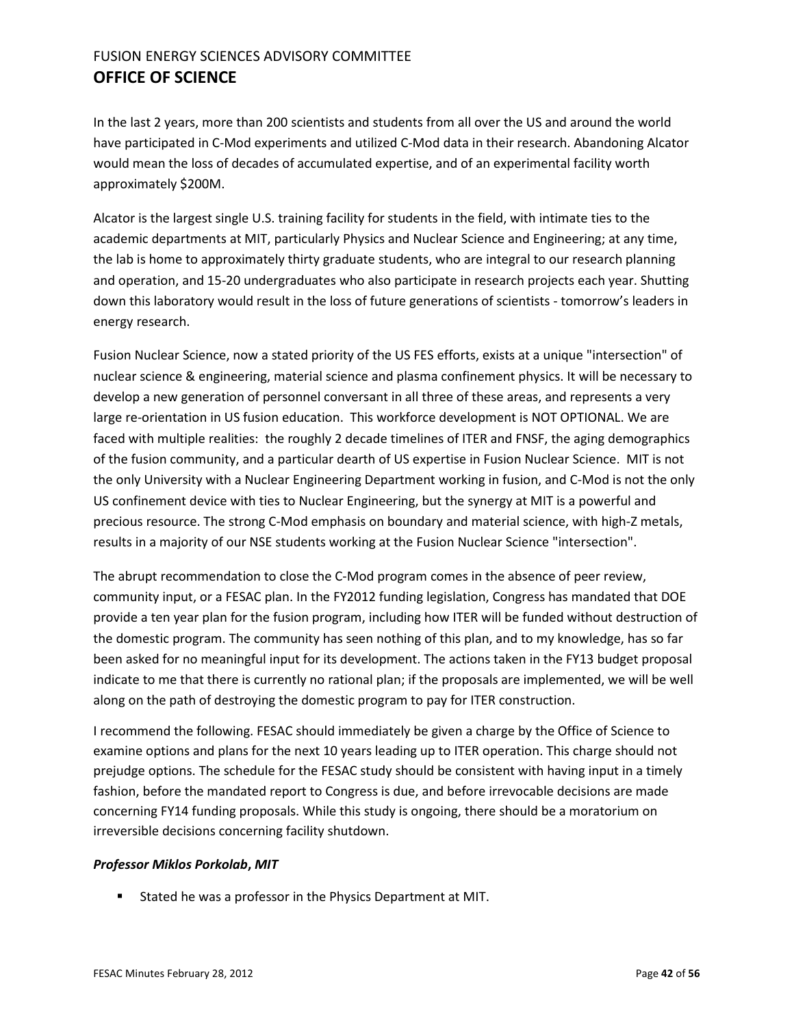In the last 2 years, more than 200 scientists and students from all over the US and around the world have participated in C-Mod experiments and utilized C-Mod data in their research. Abandoning Alcator would mean the loss of decades of accumulated expertise, and of an experimental facility worth approximately $200M.

Alcator is the largest single U.S. training facility for students in the field, with intimate ties to the academic departments at MIT, particularly Physics and Nuclear Science and Engineering; at any time, the lab is home to approximately thirty graduate students, who are integral to our research planning and operation, and 15-20 undergraduates who also participate in research projects each year. Shutting down this laboratory would result in the loss of future generations of scientists - tomorrow's leaders in energy research.

Fusion Nuclear Science, now a stated priority of the US FES efforts, exists at a unique "intersection" of nuclear science & engineering, material science and plasma confinement physics. It will be necessary to develop a new generation of personnel conversant in all three of these areas, and represents a very large re-orientation in US fusion education. This workforce development is NOT OPTIONAL. We are faced with multiple realities: the roughly 2 decade timelines of ITER and FNSF, the aging demographics of the fusion community, and a particular dearth of US expertise in Fusion Nuclear Science. MIT is not the only University with a Nuclear Engineering Department working in fusion, and C-Mod is not the only US confinement device with ties to Nuclear Engineering, but the synergy at MIT is a powerful and precious resource. The strong C-Mod emphasis on boundary and material science, with high-Z metals, results in a majority of our NSE students working at the Fusion Nuclear Science "intersection".

The abrupt recommendation to close the C-Mod program comes in the absence of peer review, community input, or a FESAC plan. In the FY2012 funding legislation, Congress has mandated that DOE provide a ten year plan for the fusion program, including how ITER will be funded without destruction of the domestic program. The community has seen nothing of this plan, and to my knowledge, has so far been asked for no meaningful input for its development. The actions taken in the FY13 budget proposal indicate to me that there is currently no rational plan; if the proposals are implemented, we will be well along on the path of destroying the domestic program to pay for ITER construction.

I recommend the following. FESAC should immediately be given a charge by the Office of Science to examine options and plans for the next 10 years leading up to ITER operation. This charge should not prejudge options. The schedule for the FESAC study should be consistent with having input in a timely fashion, before the mandated report to Congress is due, and before irrevocable decisions are made concerning FY14 funding proposals. While this study is ongoing, there should be a moratorium on irreversible decisions concerning facility shutdown.

***Professor Miklos Porkolab, MIT***

- Stated he was a professor in the Physics Department at MIT.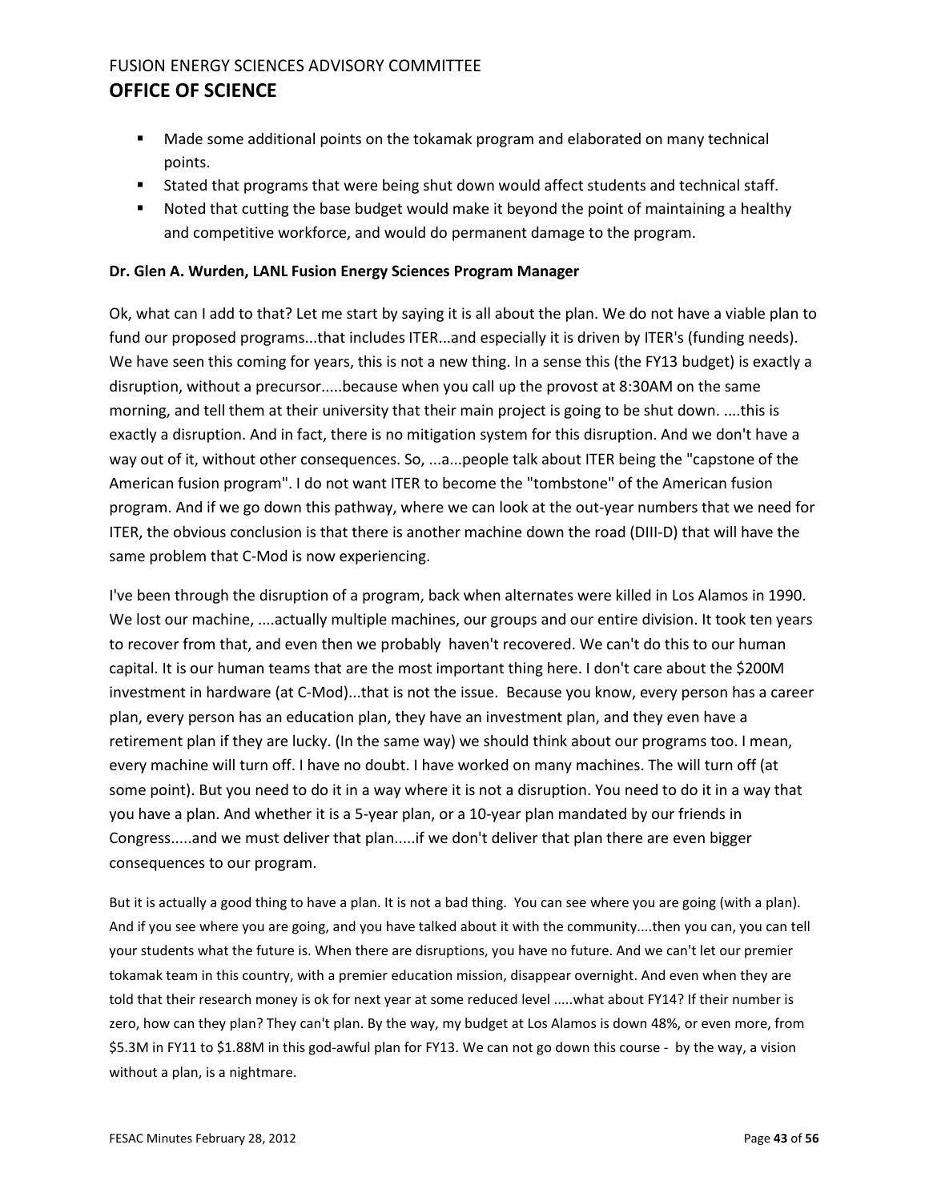- Made some additional points on the tokamak program and elaborated on many technical points.
- Stated that programs that were being shut down would affect students and technical staff.
- Noted that cutting the base budget would make it beyond the point of maintaining a healthy and competitive workforce, and would do permanent damage to the program.

**Dr. Glen A. Wurden, LANL Fusion Energy Sciences Program Manager**

Ok, what can I add to that? Let me start by saying it is all about the plan. We do not have a viable plan to fund our proposed programs...that includes ITER...and especially it is driven by ITER's (funding needs). We have seen this coming for years, this is not a new thing. In a sense this (the FY13 budget) is exactly a disruption, without a precursor.....because when you call up the provost at 8:30AM on the same morning, and tell them at their university that their main project is going to be shut down. ....this is exactly a disruption. And in fact, there is no mitigation system for this disruption. And we don't have a way out of it, without other consequences. So, ...a...people talk about ITER being the "capstone of the American fusion program". I do not want ITER to become the "tombstone" of the American fusion program. And if we go down this pathway, where we can look at the out-year numbers that we need for ITER, the obvious conclusion is that there is another machine down the road (DIII-D) that will have the same problem that C-Mod is now experiencing.

I've been through the disruption of a program, back when alternates were killed in Los Alamos in 1990. We lost our machine, ....actually multiple machines, our groups and our entire division. It took ten years to recover from that, and even then we probably haven't recovered. We can't do this to our human capital. It is our human teams that are the most important thing here. I don't care about the $200M investment in hardware (at C-Mod)...that is not the issue. Because you know, every person has a career plan, every person has an education plan, they have an investment plan, and they even have a retirement plan if they are lucky. (In the same way) we should think about our programs too. I mean, every machine will turn off. I have no doubt. I have worked on many machines. The will turn off (at some point). But you need to do it in a way where it is not a disruption. You need to do it in a way that you have a plan. And whether it is a 5-year plan, or a 10-year plan mandated by our friends in Congress.....and we must deliver that plan.....if we don't deliver that plan there are even bigger consequences to our program.

But it is actually a good thing to have a plan. It is not a bad thing. You can see where you are going (with a plan). And if you see where you are going, and you have talked about it with the community....then you can, you can tell your students what the future is. When there are disruptions, you have no future. And we can't let our premier tokamak team in this country, with a premier education mission, disappear overnight. And even when they are told that their research money is ok for next year at some reduced level .....what about FY14? If their number is zero, how can they plan? They can't plan. By the way, my budget at Los Alamos is down 48%, or even more, from $5.3M in FY11 to $1.88M in this god-awful plan for FY13. We can not go down this course - by the way, a vision without a plan, is a nightmare.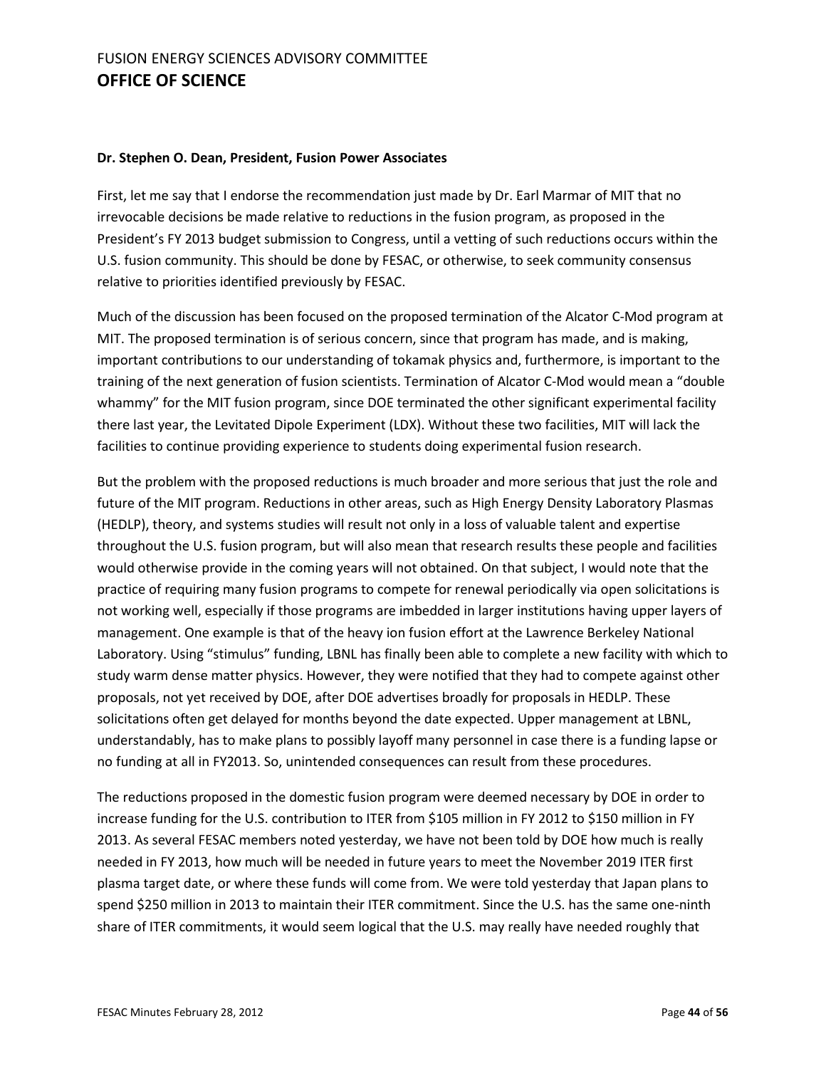**Dr. Stephen O. Dean, President, Fusion Power Associates**

First, let me say that I endorse the recommendation just made by Dr. Earl Marmar of MIT that no irrevocable decisions be made relative to reductions in the fusion program, as proposed in the President's FY 2013 budget submission to Congress, until a vetting of such reductions occurs within the U.S. fusion community. This should be done by FESAC, or otherwise, to seek community consensus relative to priorities identified previously by FESAC.

Much of the discussion has been focused on the proposed termination of the Alcator C-Mod program at MIT. The proposed termination is of serious concern, since that program has made, and is making, important contributions to our understanding of tokamak physics and, furthermore, is important to the training of the next generation of fusion scientists. Termination of Alcator C-Mod would mean a "double whammy" for the MIT fusion program, since DOE terminated the other significant experimental facility there last year, the Levitated Dipole Experiment (LDX). Without these two facilities, MIT will lack the facilities to continue providing experience to students doing experimental fusion research.

But the problem with the proposed reductions is much broader and more serious that just the role and future of the MIT program. Reductions in other areas, such as High Energy Density Laboratory Plasmas (HEDLP), theory, and systems studies will result not only in a loss of valuable talent and expertise throughout the U.S. fusion program, but will also mean that research results these people and facilities would otherwise provide in the coming years will not obtained. On that subject, I would note that the practice of requiring many fusion programs to compete for renewal periodically via open solicitations is not working well, especially if those programs are imbedded in larger institutions having upper layers of management. One example is that of the heavy ion fusion effort at the Lawrence Berkeley National Laboratory. Using "stimulus" funding, LBNL has finally been able to complete a new facility with which to study warm dense matter physics. However, they were notified that they had to compete against other proposals, not yet received by DOE, after DOE advertises broadly for proposals in HEDLP. These solicitations often get delayed for months beyond the date expected. Upper management at LBNL, understandably, has to make plans to possibly layoff many personnel in case there is a funding lapse or no funding at all in FY2013. So, unintended consequences can result from these procedures.

The reductions proposed in the domestic fusion program were deemed necessary by DOE in order to increase funding for the U.S. contribution to ITER from $105 million in FY 2012 to $150 million in FY 2013. As several FESAC members noted yesterday, we have not been told by DOE how much is really needed in FY 2013, how much will be needed in future years to meet the November 2019 ITER first plasma target date, or where these funds will come from. We were told yesterday that Japan plans to spend $250 million in 2013 to maintain their ITER commitment. Since the U.S. has the same one-ninth share of ITER commitments, it would seem logical that the U.S. may really have needed roughly that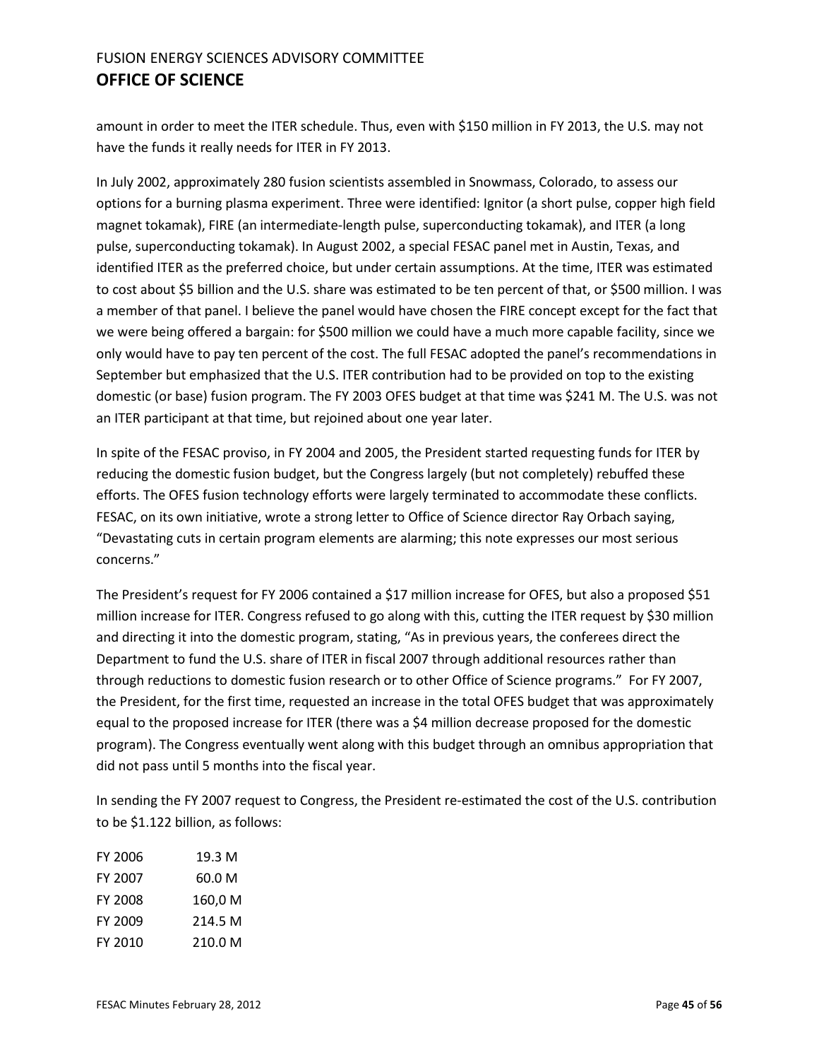amount in order to meet the ITER schedule. Thus, even with $150 million in FY 2013, the U.S. may not have the funds it really needs for ITER in FY 2013.

In July 2002, approximately 280 fusion scientists assembled in Snowmass, Colorado, to assess our options for a burning plasma experiment. Three were identified: Ignitor (a short pulse, copper high field magnet tokamak), FIRE (an intermediate-length pulse, superconducting tokamak), and ITER (a long pulse, superconducting tokamak). In August 2002, a special FESAC panel met in Austin, Texas, and identified ITER as the preferred choice, but under certain assumptions. At the time, ITER was estimated to cost about $5 billion and the U.S. share was estimated to be ten percent of that, or $500 million. I was a member of that panel. I believe the panel would have chosen the FIRE concept except for the fact that we were being offered a bargain: for $500 million we could have a much more capable facility, since we only would have to pay ten percent of the cost. The full FESAC adopted the panel's recommendations in September but emphasized that the U.S. ITER contribution had to be provided on top to the existing domestic (or base) fusion program. The FY 2003 OFES budget at that time was $241 M. The U.S. was not an ITER participant at that time, but rejoined about one year later.

In spite of the FESAC proviso, in FY 2004 and 2005, the President started requesting funds for ITER by reducing the domestic fusion budget, but the Congress largely (but not completely) rebuffed these efforts. The OFES fusion technology efforts were largely terminated to accommodate these conflicts. FESAC, on its own initiative, wrote a strong letter to Office of Science director Ray Orbach saying, "Devastating cuts in certain program elements are alarming; this note expresses our most serious concerns."

The President's request for FY 2006 contained a $17 million increase for OFES, but also a proposed $51 million increase for ITER. Congress refused to go along with this, cutting the ITER request by $30 million and directing it into the domestic program, stating, "As in previous years, the conferees direct the Department to fund the U.S. share of ITER in fiscal 2007 through additional resources rather than through reductions to domestic fusion research or to other Office of Science programs." For FY 2007, the President, for the first time, requested an increase in the total OFES budget that was approximately equal to the proposed increase for ITER (there was a $4 million decrease proposed for the domestic program). The Congress eventually went along with this budget through an omnibus appropriation that did not pass until 5 months into the fiscal year.

In sending the FY 2007 request to Congress, the President re-estimated the cost of the U.S. contribution to be $1.122 billion, as follows:

| | |
|---|---|
| FY 2006 | 19.3 M |
| FY 2007 | 60.0 M |
| FY 2008 | 160,0 M |
| FY 2009 | 214.5 M |
| FY 2010 | 210.0 M |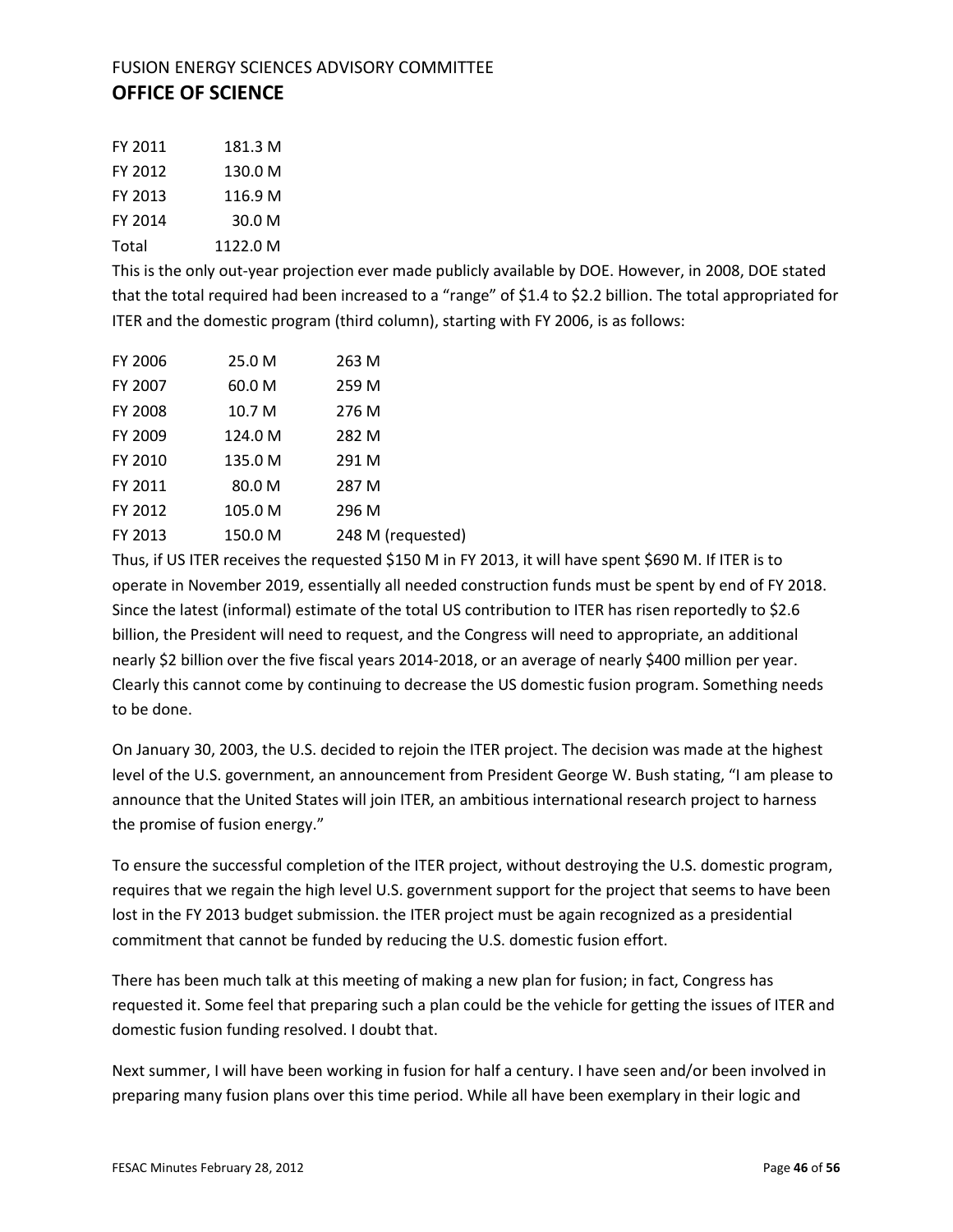| FY 2011 | 181.3 M |
|---|---|
| FY 2012 | 130.0 M |
| FY 2013 | 116.9 M |
| FY 2014 | 30.0 M |
| Total | 1122.0 M |

This is the only out-year projection ever made publicly available by DOE. However, in 2008, DOE stated that the total required had been increased to a "range" of $1.4 to $2.2 billion. The total appropriated for ITER and the domestic program (third column), starting with FY 2006, is as follows:

| FY 2006 | 25.0 M | 263 M |
|---|---|---|
| FY 2007 | 60.0 M | 259 M |
| FY 2008 | 10.7 M | 276 M |
| FY 2009 | 124.0 M | 282 M |
| FY 2010 | 135.0 M | 291 M |
| FY 2011 | 80.0 M | 287 M |
| FY 2012 | 105.0 M | 296 M |
| FY 2013 | 150.0 M | 248 M (requested) |

Thus, if US ITER receives the requested $150 M in FY 2013, it will have spent $690 M. If ITER is to operate in November 2019, essentially all needed construction funds must be spent by end of FY 2018. Since the latest (informal) estimate of the total US contribution to ITER has risen reportedly to $2.6 billion, the President will need to request, and the Congress will need to appropriate, an additional nearly $2 billion over the five fiscal years 2014-2018, or an average of nearly $400 million per year. Clearly this cannot come by continuing to decrease the US domestic fusion program. Something needs to be done.

On January 30, 2003, the U.S. decided to rejoin the ITER project. The decision was made at the highest level of the U.S. government, an announcement from President George W. Bush stating, "I am please to announce that the United States will join ITER, an ambitious international research project to harness the promise of fusion energy."

To ensure the successful completion of the ITER project, without destroying the U.S. domestic program, requires that we regain the high level U.S. government support for the project that seems to have been lost in the FY 2013 budget submission. the ITER project must be again recognized as a presidential commitment that cannot be funded by reducing the U.S. domestic fusion effort.

There has been much talk at this meeting of making a new plan for fusion; in fact, Congress has requested it. Some feel that preparing such a plan could be the vehicle for getting the issues of ITER and domestic fusion funding resolved. I doubt that.

Next summer, I will have been working in fusion for half a century. I have seen and/or been involved in preparing many fusion plans over this time period. While all have been exemplary in their logic and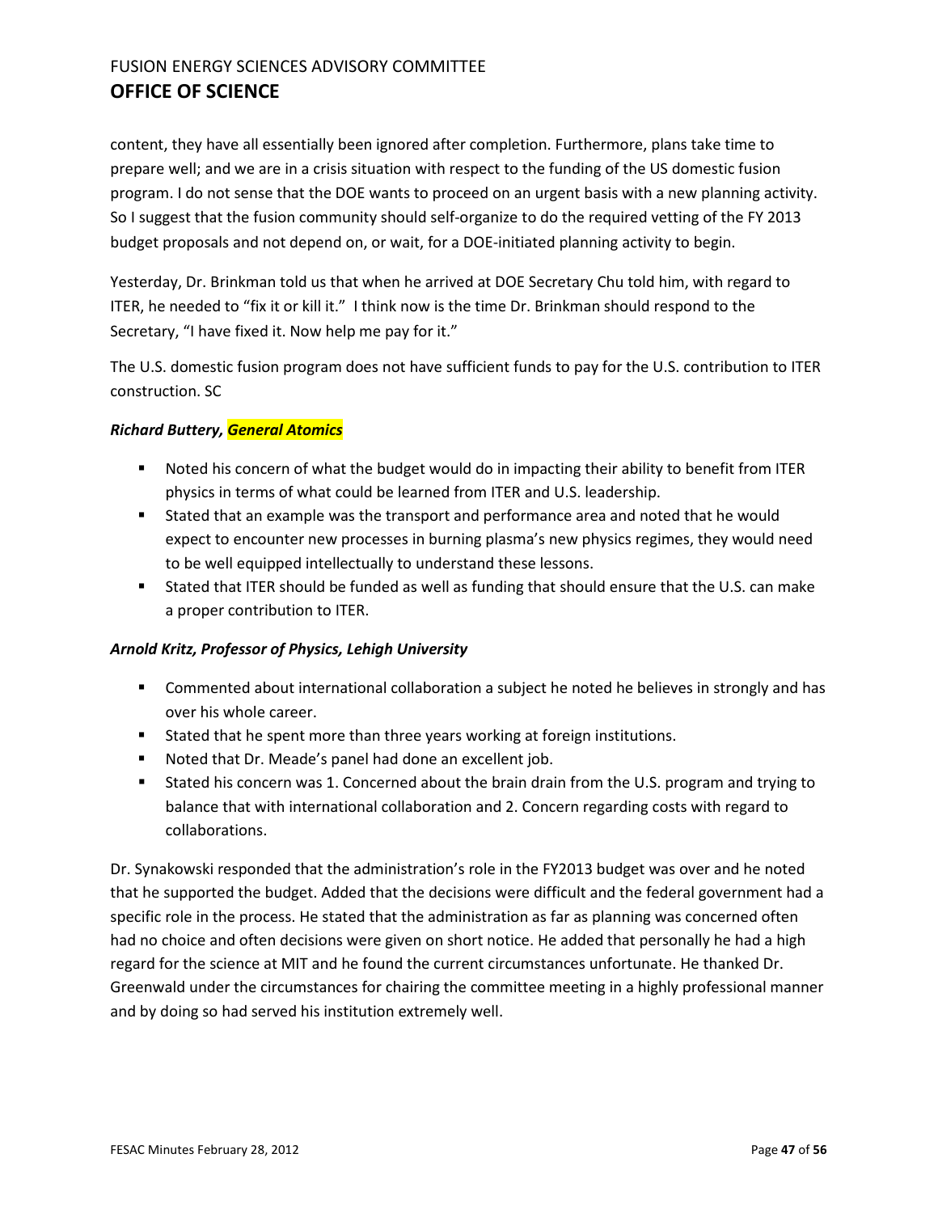content, they have all essentially been ignored after completion. Furthermore, plans take time to prepare well; and we are in a crisis situation with respect to the funding of the US domestic fusion program. I do not sense that the DOE wants to proceed on an urgent basis with a new planning activity. So I suggest that the fusion community should self-organize to do the required vetting of the FY 2013 budget proposals and not depend on, or wait, for a DOE-initiated planning activity to begin.

Yesterday, Dr. Brinkman told us that when he arrived at DOE Secretary Chu told him, with regard to ITER, he needed to "fix it or kill it." I think now is the time Dr. Brinkman should respond to the Secretary, "I have fixed it. Now help me pay for it."

The U.S. domestic fusion program does not have sufficient funds to pay for the U.S. contribution to ITER construction. SC

***Richard Buttery, General Atomics***

- Noted his concern of what the budget would do in impacting their ability to benefit from ITER physics in terms of what could be learned from ITER and U.S. leadership.
- Stated that an example was the transport and performance area and noted that he would expect to encounter new processes in burning plasma's new physics regimes, they would need to be well equipped intellectually to understand these lessons.
- Stated that ITER should be funded as well as funding that should ensure that the U.S. can make a proper contribution to ITER.

***Arnold Kritz, Professor of Physics, Lehigh University***

- Commented about international collaboration a subject he noted he believes in strongly and has over his whole career.
- Stated that he spent more than three years working at foreign institutions.
- Noted that Dr. Meade's panel had done an excellent job.
- Stated his concern was 1. Concerned about the brain drain from the U.S. program and trying to balance that with international collaboration and 2. Concern regarding costs with regard to collaborations.

Dr. Synakowski responded that the administration's role in the FY2013 budget was over and he noted that he supported the budget. Added that the decisions were difficult and the federal government had a specific role in the process. He stated that the administration as far as planning was concerned often had no choice and often decisions were given on short notice. He added that personally he had a high regard for the science at MIT and he found the current circumstances unfortunate. He thanked Dr. Greenwald under the circumstances for chairing the committee meeting in a highly professional manner and by doing so had served his institution extremely well.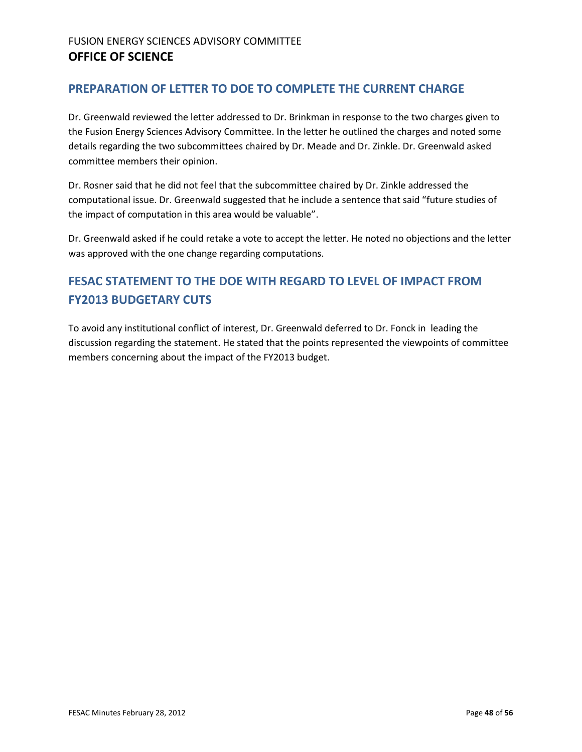## PREPARATION OF LETTER TO DOE TO COMPLETE THE CURRENT CHARGE

Dr. Greenwald reviewed the letter addressed to Dr. Brinkman in response to the two charges given to the Fusion Energy Sciences Advisory Committee. In the letter he outlined the charges and noted some details regarding the two subcommittees chaired by Dr. Meade and Dr. Zinkle. Dr. Greenwald asked committee members their opinion.

Dr. Rosner said that he did not feel that the subcommittee chaired by Dr. Zinkle addressed the computational issue. Dr. Greenwald suggested that he include a sentence that said "future studies of the impact of computation in this area would be valuable".

Dr. Greenwald asked if he could retake a vote to accept the letter. He noted no objections and the letter was approved with the one change regarding computations.

## FESAC STATEMENT TO THE DOE WITH REGARD TO LEVEL OF IMPACT FROM FY2013 BUDGETARY CUTS

To avoid any institutional conflict of interest, Dr. Greenwald deferred to Dr. Fonck in leading the discussion regarding the statement. He stated that the points represented the viewpoints of committee members concerning about the impact of the FY2013 budget.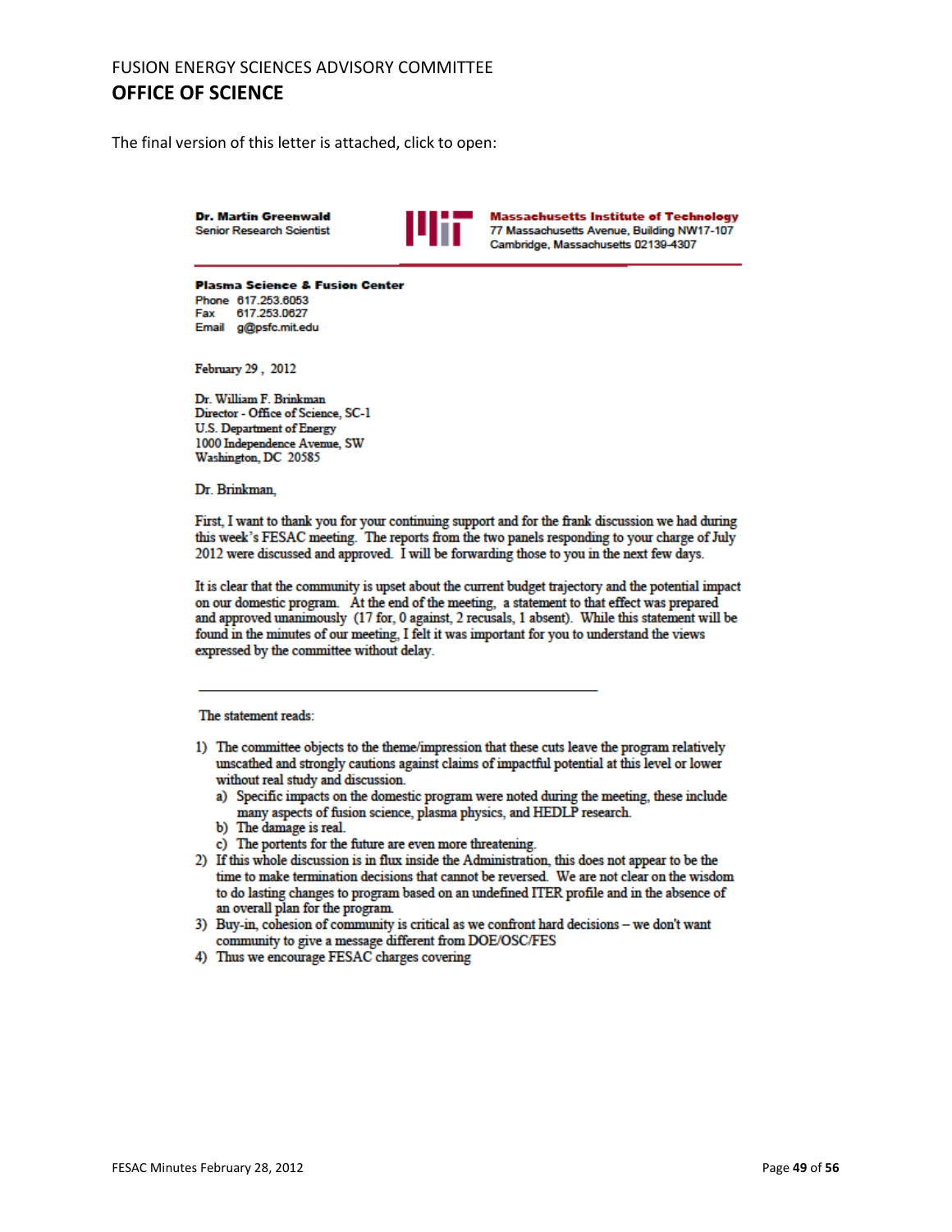FUSION ENERGY SCIENCES ADVISORY COMMITTEE

## OFFICE OF SCIENCE

The final version of this letter is attached, click to open:

**Dr. Martin Greenwald**
Senior Research Scientist

**Massachusetts Institute of Technology**
77 Massachusetts Avenue, Building NW17-107
Cambridge, Massachusetts 02139-4307

**Plasma Science & Fusion Center**
Phone 617.253.6053
Fax 617.253.0627
Email g@psfc.mit.edu

February 29 , 2012

Dr. William F. Brinkman
Director - Office of Science, SC-1
U.S. Department of Energy
1000 Independence Avenue, SW
Washington, DC 20585

Dr. Brinkman,

First, I want to thank you for your continuing support and for the frank discussion we had during this week's FESAC meeting. The reports from the two panels responding to your charge of July 2012 were discussed and approved. I will be forwarding those to you in the next few days.

It is clear that the community is upset about the current budget trajectory and the potential impact on our domestic program. At the end of the meeting, a statement to that effect was prepared and approved unanimously (17 for, 0 against, 2 recusals, 1 absent). While this statement will be found in the minutes of our meeting, I felt it was important for you to understand the views expressed by the committee without delay.

---

The statement reads:

1) The committee objects to the theme/impression that these cuts leave the program relatively unscathed and strongly cautions against claims of impactful potential at this level or lower without real study and discussion.
   a) Specific impacts on the domestic program were noted during the meeting, these include many aspects of fusion science, plasma physics, and HEDLP research.
   b) The damage is real.
   c) The portents for the future are even more threatening.
2) If this whole discussion is in flux inside the Administration, this does not appear to be the time to make termination decisions that cannot be reversed. We are not clear on the wisdom to do lasting changes to program based on an undefined ITER profile and in the absence of an overall plan for the program.
3) Buy-in, cohesion of community is critical as we confront hard decisions – we don't want community to give a message different from DOE/OSC/FES
4) Thus we encourage FESAC charges covering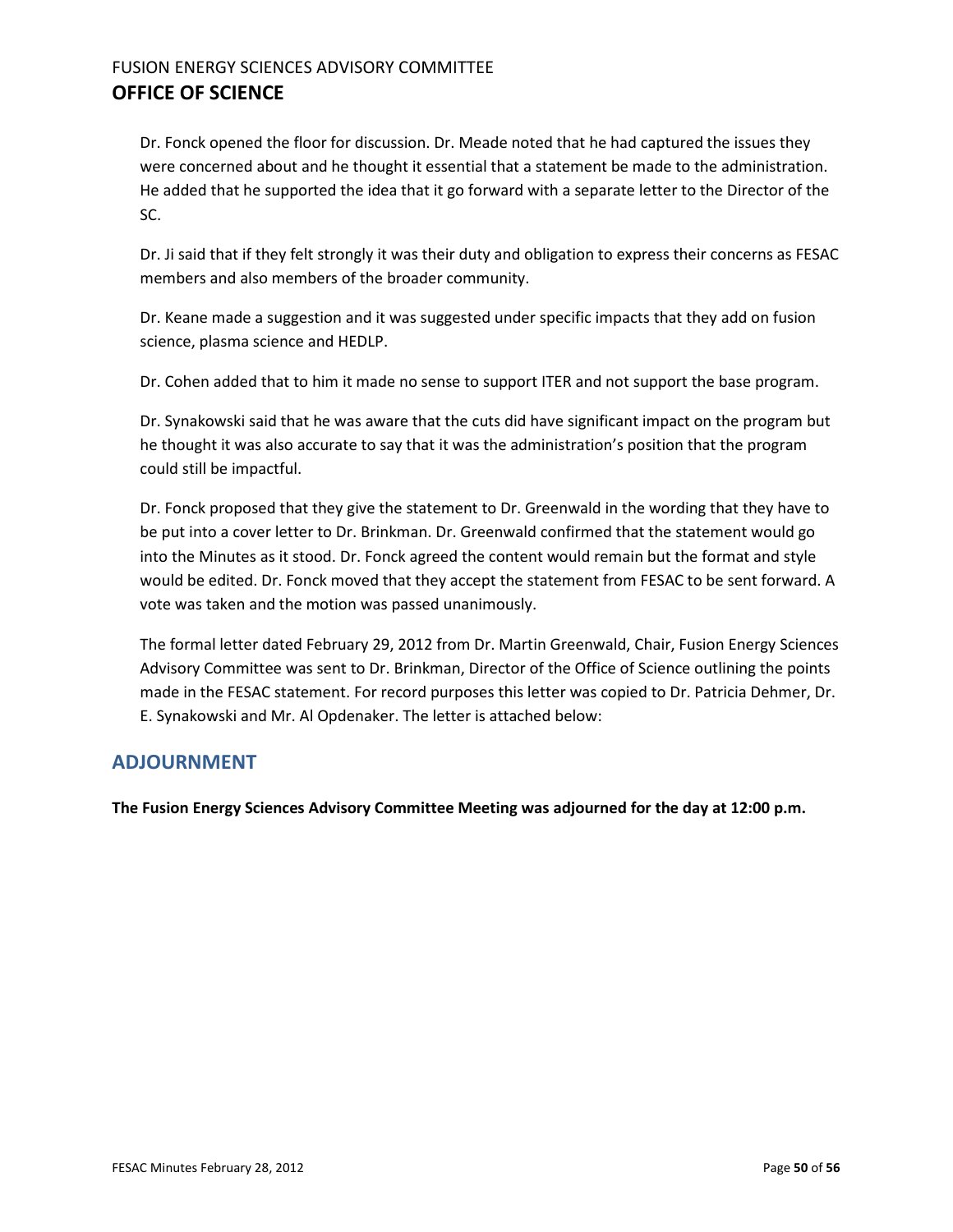Dr. Fonck opened the floor for discussion. Dr. Meade noted that he had captured the issues they were concerned about and he thought it essential that a statement be made to the administration. He added that he supported the idea that it go forward with a separate letter to the Director of the SC.

Dr. Ji said that if they felt strongly it was their duty and obligation to express their concerns as FESAC members and also members of the broader community.

Dr. Keane made a suggestion and it was suggested under specific impacts that they add on fusion science, plasma science and HEDLP.

Dr. Cohen added that to him it made no sense to support ITER and not support the base program.

Dr. Synakowski said that he was aware that the cuts did have significant impact on the program but he thought it was also accurate to say that it was the administration's position that the program could still be impactful.

Dr. Fonck proposed that they give the statement to Dr. Greenwald in the wording that they have to be put into a cover letter to Dr. Brinkman. Dr. Greenwald confirmed that the statement would go into the Minutes as it stood. Dr. Fonck agreed the content would remain but the format and style would be edited. Dr. Fonck moved that they accept the statement from FESAC to be sent forward. A vote was taken and the motion was passed unanimously.

The formal letter dated February 29, 2012 from Dr. Martin Greenwald, Chair, Fusion Energy Sciences Advisory Committee was sent to Dr. Brinkman, Director of the Office of Science outlining the points made in the FESAC statement. For record purposes this letter was copied to Dr. Patricia Dehmer, Dr. E. Synakowski and Mr. Al Opdenaker. The letter is attached below:

## ADJOURNMENT

**The Fusion Energy Sciences Advisory Committee Meeting was adjourned for the day at 12:00 p.m.**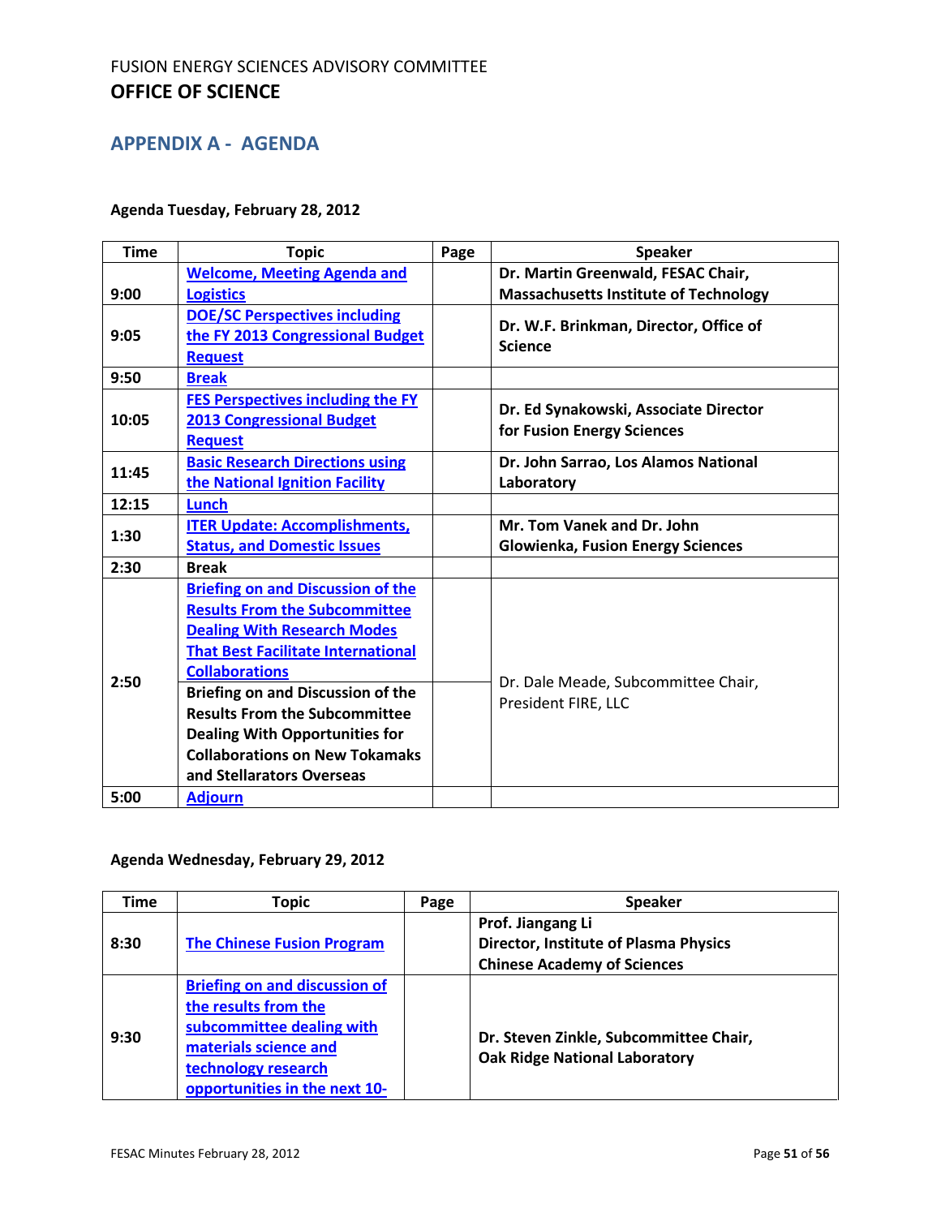FUSION ENERGY SCIENCES ADVISORY COMMITTEE

**OFFICE OF SCIENCE**

## APPENDIX A - AGENDA

**Agenda Tuesday, February 28, 2012**

| Time | Topic | Page | Speaker |
|---|---|---|---|
| 9:00 | **Welcome, Meeting Agenda and Logistics** | | **Dr. Martin Greenwald, FESAC Chair, Massachusetts Institute of Technology** |
| 9:05 | **DOE/SC Perspectives including the FY 2013 Congressional Budget Request** | | **Dr. W.F. Brinkman, Director, Office of Science** |
| 9:50 | **Break** | | |
| 10:05 | **FES Perspectives including the FY 2013 Congressional Budget Request** | | **Dr. Ed Synakowski, Associate Director for Fusion Energy Sciences** |
| 11:45 | **Basic Research Directions using the National Ignition Facility** | | **Dr. John Sarrao, Los Alamos National Laboratory** |
| 12:15 | **Lunch** | | |
| 1:30 | **ITER Update: Accomplishments, Status, and Domestic Issues** | | **Mr. Tom Vanek and Dr. John Glowienka, Fusion Energy Sciences** |
| 2:30 | **Break** | | |
| 2:50 | **Briefing on and Discussion of the Results From the Subcommittee Dealing With Research Modes That Best Facilitate International Collaborations** | | Dr. Dale Meade, Subcommittee Chair, President FIRE, LLC |
| | **Briefing on and Discussion of the Results From the Subcommittee Dealing With Opportunities for Collaborations on New Tokamaks and Stellarators Overseas** | | |
| 5:00 | **Adjourn** | | |

**Agenda Wednesday, February 29, 2012**

| Time | Topic | Page | Speaker |
|---|---|---|---|
| 8:30 | **The Chinese Fusion Program** | | **Prof. Jiangang Li Director, Institute of Plasma Physics Chinese Academy of Sciences** |
| 9:30 | **Briefing on and discussion of the results from the subcommittee dealing with materials science and technology research opportunities in the next 10-** | | **Dr. Steven Zinkle, Subcommittee Chair, Oak Ridge National Laboratory** |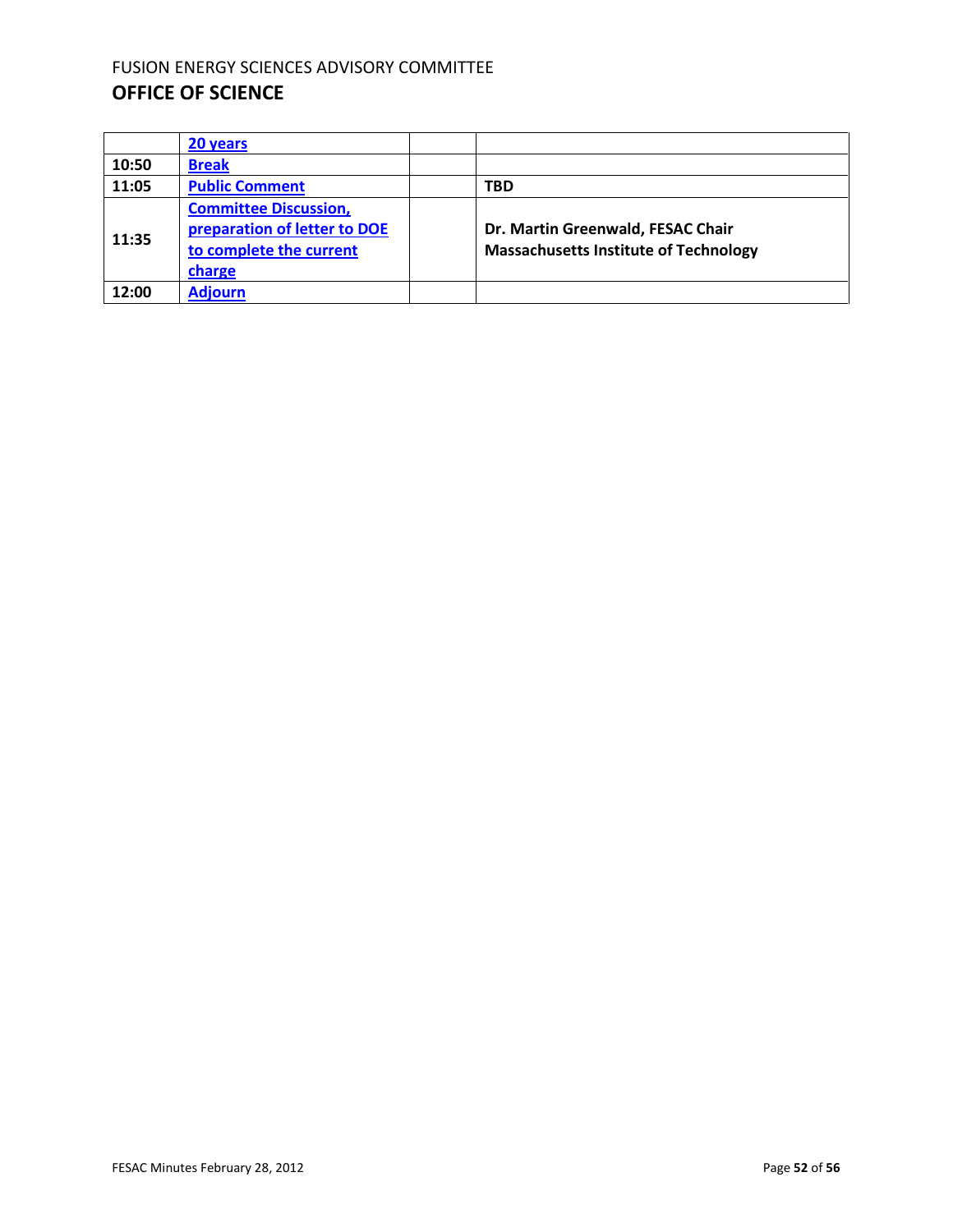| | | | |
|---|---|---|---|
| | **20 years** | | |
| **10:50** | **Break** | | |
| **11:05** | **Public Comment** | | **TBD** |
| **11:35** | **Committee Discussion, preparation of letter to DOE to complete the current charge** | | **Dr. Martin Greenwald, FESAC Chair Massachusetts Institute of Technology** |
| **12:00** | **Adjourn** | | |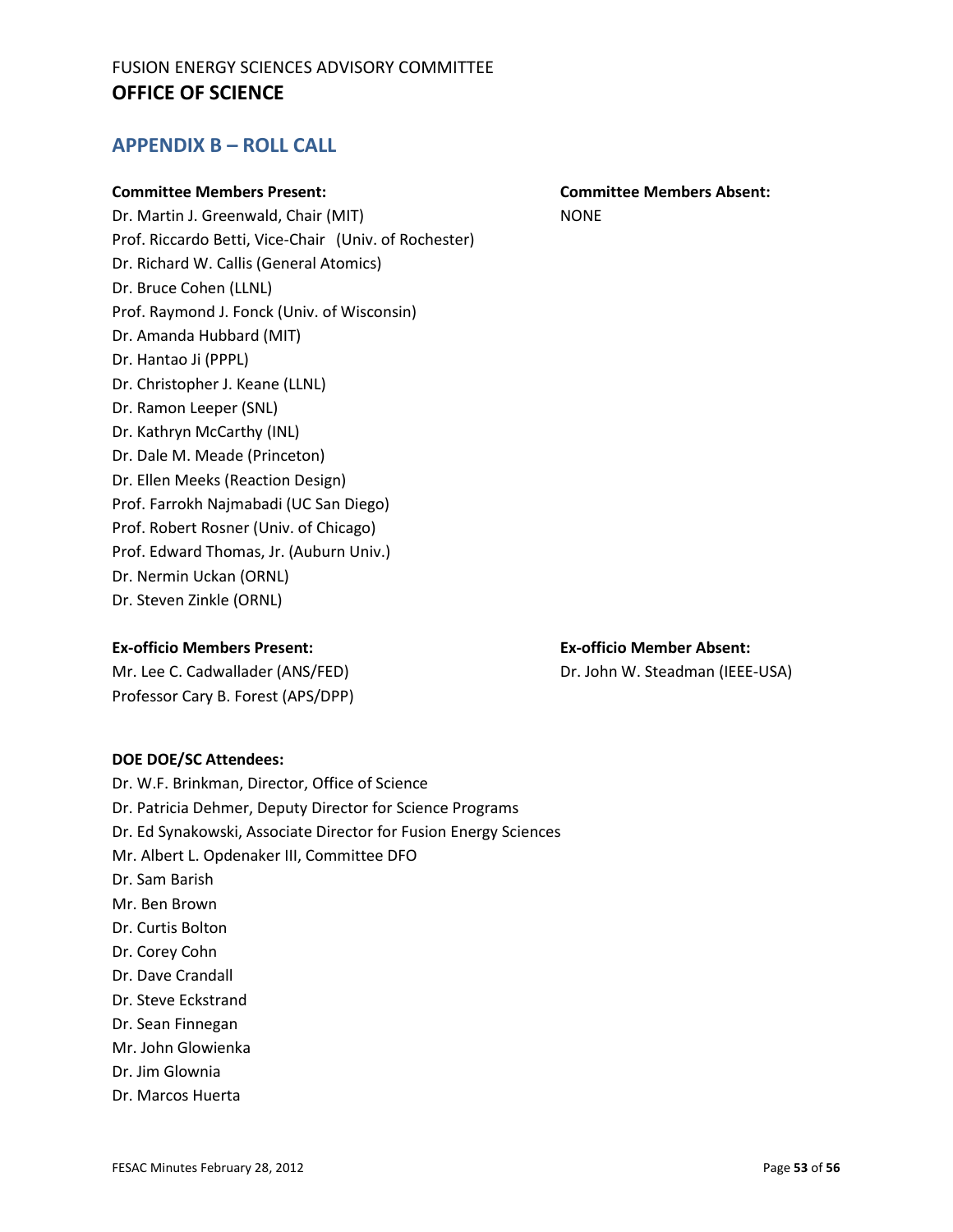## APPENDIX B – ROLL CALL

**Committee Members Present:**

Dr. Martin J. Greenwald, Chair (MIT)
Prof. Riccardo Betti, Vice-Chair (Univ. of Rochester)
Dr. Richard W. Callis (General Atomics)
Dr. Bruce Cohen (LLNL)
Prof. Raymond J. Fonck (Univ. of Wisconsin)
Dr. Amanda Hubbard (MIT)
Dr. Hantao Ji (PPPL)
Dr. Christopher J. Keane (LLNL)
Dr. Ramon Leeper (SNL)
Dr. Kathryn McCarthy (INL)
Dr. Dale M. Meade (Princeton)
Dr. Ellen Meeks (Reaction Design)
Prof. Farrokh Najmabadi (UC San Diego)
Prof. Robert Rosner (Univ. of Chicago)
Prof. Edward Thomas, Jr. (Auburn Univ.)
Dr. Nermin Uckan (ORNL)
Dr. Steven Zinkle (ORNL)

**Committee Members Absent:**

NONE

**Ex-officio Members Present:**

Mr. Lee C. Cadwallader (ANS/FED)
Professor Cary B. Forest (APS/DPP)

**Ex-officio Member Absent:**

Dr. John W. Steadman (IEEE-USA)

**DOE DOE/SC Attendees:**

Dr. W.F. Brinkman, Director, Office of Science
Dr. Patricia Dehmer, Deputy Director for Science Programs
Dr. Ed Synakowski, Associate Director for Fusion Energy Sciences
Mr. Albert L. Opdenaker III, Committee DFO
Dr. Sam Barish
Mr. Ben Brown
Dr. Curtis Bolton
Dr. Corey Cohn
Dr. Dave Crandall
Dr. Steve Eckstrand
Dr. Sean Finnegan
Mr. John Glowienka
Dr. Jim Glownia
Dr. Marcos Huerta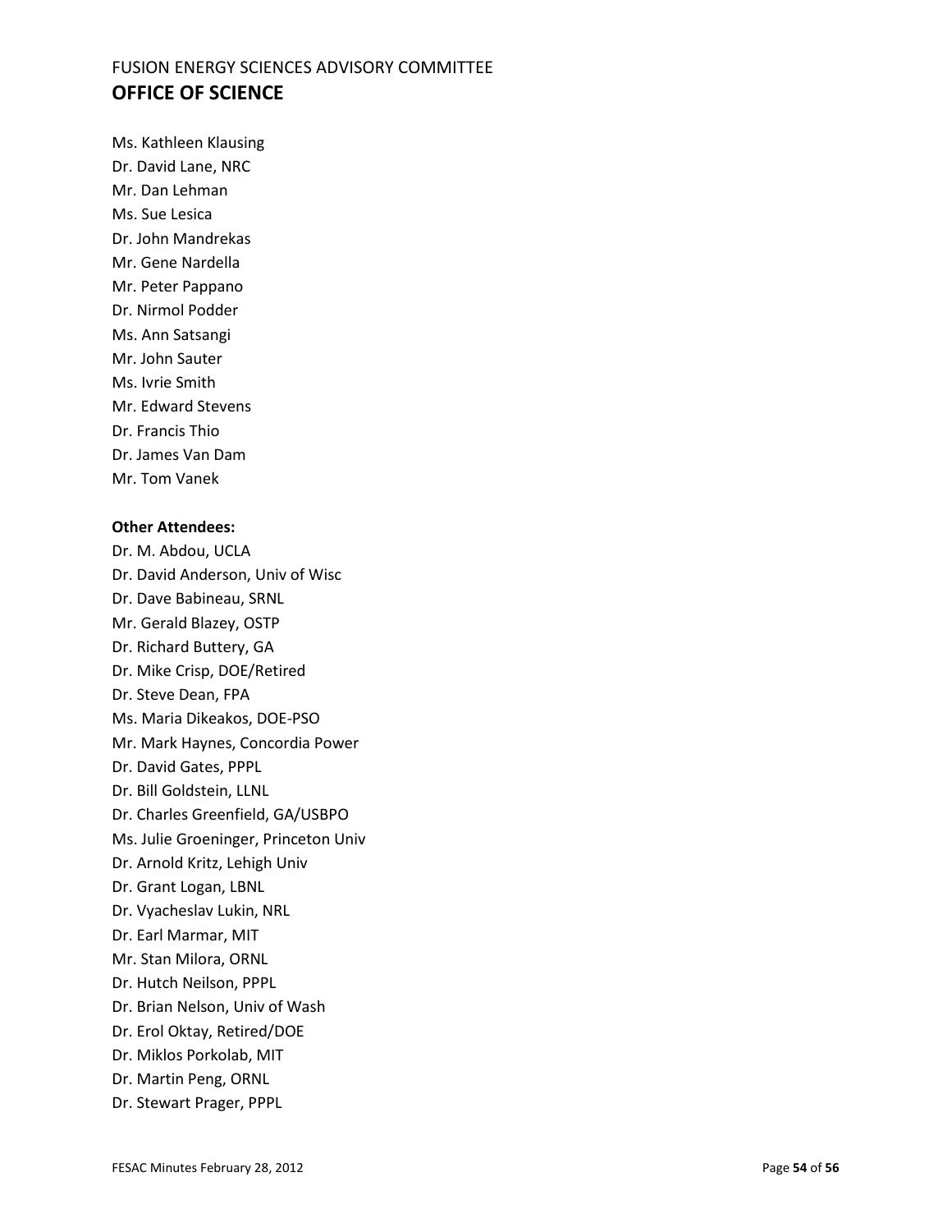Ms. Kathleen Klausing
Dr. David Lane, NRC
Mr. Dan Lehman
Ms. Sue Lesica
Dr. John Mandrekas
Mr. Gene Nardella
Mr. Peter Pappano
Dr. Nirmol Podder
Ms. Ann Satsangi
Mr. John Sauter
Ms. Ivrie Smith
Mr. Edward Stevens
Dr. Francis Thio
Dr. James Van Dam
Mr. Tom Vanek

**Other Attendees:**

Dr. M. Abdou, UCLA
Dr. David Anderson, Univ of Wisc
Dr. Dave Babineau, SRNL
Mr. Gerald Blazey, OSTP
Dr. Richard Buttery, GA
Dr. Mike Crisp, DOE/Retired
Dr. Steve Dean, FPA
Ms. Maria Dikeakos, DOE-PSO
Mr. Mark Haynes, Concordia Power
Dr. David Gates, PPPL
Dr. Bill Goldstein, LLNL
Dr. Charles Greenfield, GA/USBPO
Ms. Julie Groeninger, Princeton Univ
Dr. Arnold Kritz, Lehigh Univ
Dr. Grant Logan, LBNL
Dr. Vyacheslav Lukin, NRL
Dr. Earl Marmar, MIT
Mr. Stan Milora, ORNL
Dr. Hutch Neilson, PPPL
Dr. Brian Nelson, Univ of Wash
Dr. Erol Oktay, Retired/DOE
Dr. Miklos Porkolab, MIT
Dr. Martin Peng, ORNL
Dr. Stewart Prager, PPPL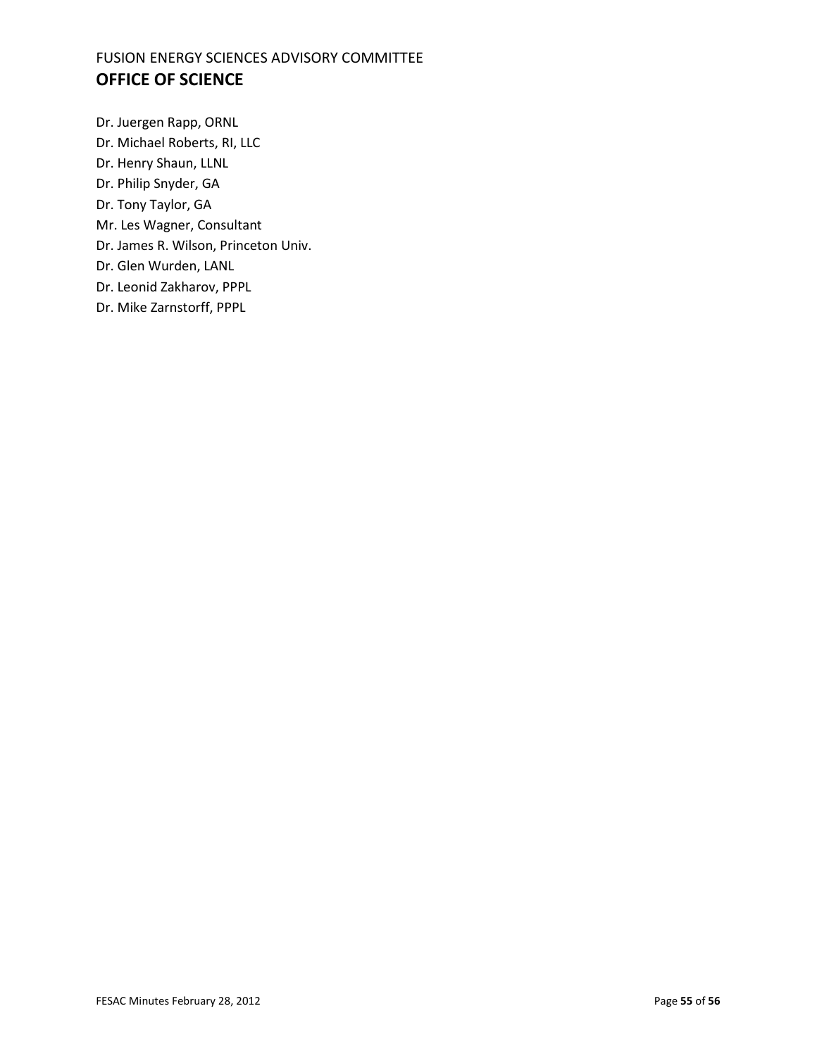Dr. Juergen Rapp, ORNL
Dr. Michael Roberts, RI, LLC
Dr. Henry Shaun, LLNL
Dr. Philip Snyder, GA
Dr. Tony Taylor, GA
Mr. Les Wagner, Consultant
Dr. James R. Wilson, Princeton Univ.
Dr. Glen Wurden, LANL
Dr. Leonid Zakharov, PPPL
Dr. Mike Zarnstorff, PPPL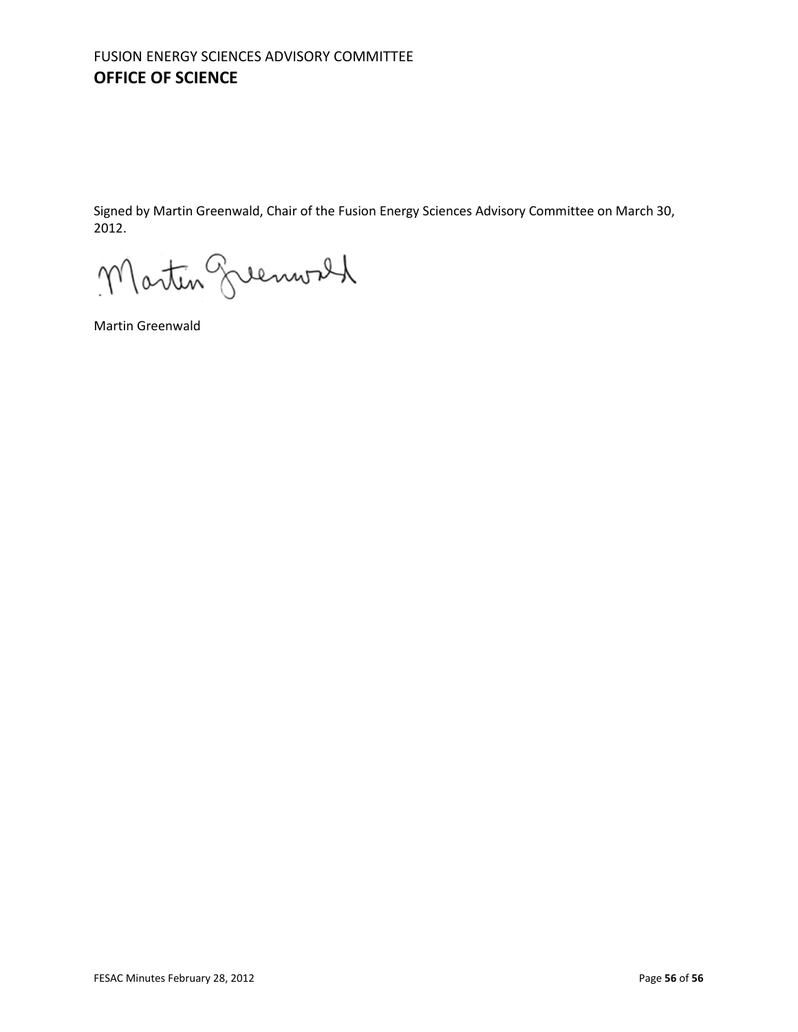Signed by Martin Greenwald, Chair of the Fusion Energy Sciences Advisory Committee on March 30, 2012.

Martin Greenwald